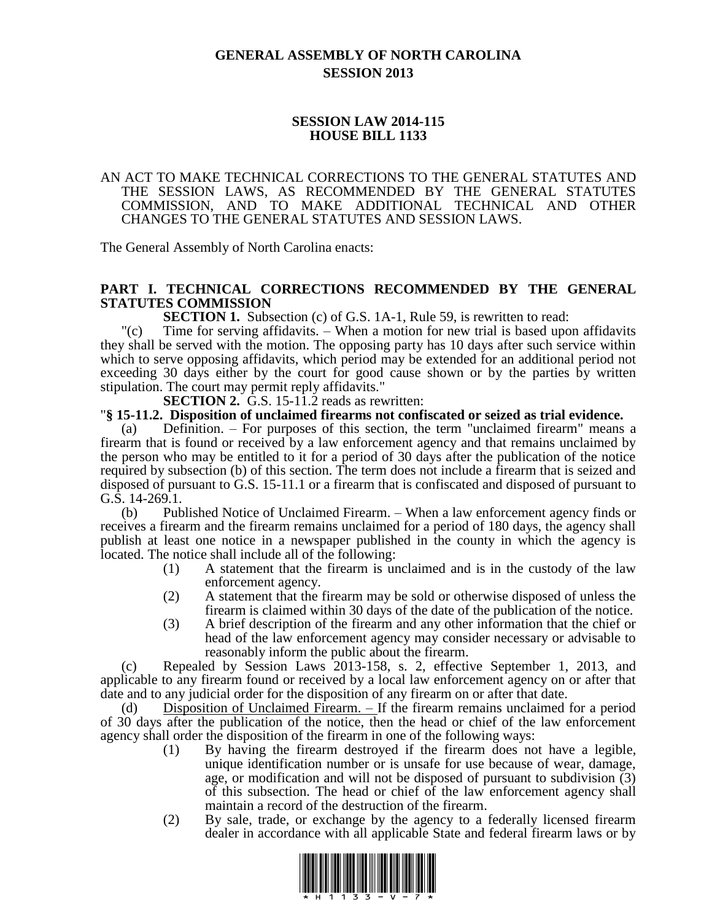# GENERAL ASSEMBLY OF NORTH CAROLINA
# SESSION 2013

## SESSION LAW 2014-115
## HOUSE BILL 1133

AN ACT TO MAKE TECHNICAL CORRECTIONS TO THE GENERAL STATUTES AND THE SESSION LAWS, AS RECOMMENDED BY THE GENERAL STATUTES COMMISSION, AND TO MAKE ADDITIONAL TECHNICAL AND OTHER CHANGES TO THE GENERAL STATUTES AND SESSION LAWS.

The General Assembly of North Carolina enacts:

## PART I. TECHNICAL CORRECTIONS RECOMMENDED BY THE GENERAL STATUTES COMMISSION

**SECTION 1.** Subsection (c) of G.S. 1A-1, Rule 59, is rewritten to read:

"(c) Time for serving affidavits. – When a motion for new trial is based upon affidavits they shall be served with the motion. The opposing party has 10 days after such service within which to serve opposing affidavits, which period may be extended for an additional period not exceeding 30 days either by the court for good cause shown or by the parties by written stipulation. The court may permit reply affidavits."

**SECTION 2.** G.S. 15-11.2 reads as rewritten:

"**§ 15-11.2. Disposition of unclaimed firearms not confiscated or seized as trial evidence.**

(a) Definition. – For purposes of this section, the term "unclaimed firearm" means a firearm that is found or received by a law enforcement agency and that remains unclaimed by the person who may be entitled to it for a period of 30 days after the publication of the notice required by subsection (b) of this section. The term does not include a firearm that is seized and disposed of pursuant to G.S. 15-11.1 or a firearm that is confiscated and disposed of pursuant to G.S. 14-269.1.

(b) Published Notice of Unclaimed Firearm. – When a law enforcement agency finds or receives a firearm and the firearm remains unclaimed for a period of 180 days, the agency shall publish at least one notice in a newspaper published in the county in which the agency is located. The notice shall include all of the following:

(1) A statement that the firearm is unclaimed and is in the custody of the law enforcement agency.

(2) A statement that the firearm may be sold or otherwise disposed of unless the firearm is claimed within 30 days of the date of the publication of the notice.

(3) A brief description of the firearm and any other information that the chief or head of the law enforcement agency may consider necessary or advisable to reasonably inform the public about the firearm.

(c) Repealed by Session Laws 2013-158, s. 2, effective September 1, 2013, and applicable to any firearm found or received by a local law enforcement agency on or after that date and to any judicial order for the disposition of any firearm on or after that date.

(d) <u>Disposition of Unclaimed Firearm. –</u> If the firearm remains unclaimed for a period of 30 days after the publication of the notice, then the head or chief of the law enforcement agency shall order the disposition of the firearm in one of the following ways:

(1) By having the firearm destroyed if the firearm does not have a legible, unique identification number or is unsafe for use because of wear, damage, age, or modification and will not be disposed of pursuant to subdivision (3) of this subsection. The head or chief of the law enforcement agency shall maintain a record of the destruction of the firearm.

(2) By sale, trade, or exchange by the agency to a federally licensed firearm dealer in accordance with all applicable State and federal firearm laws or by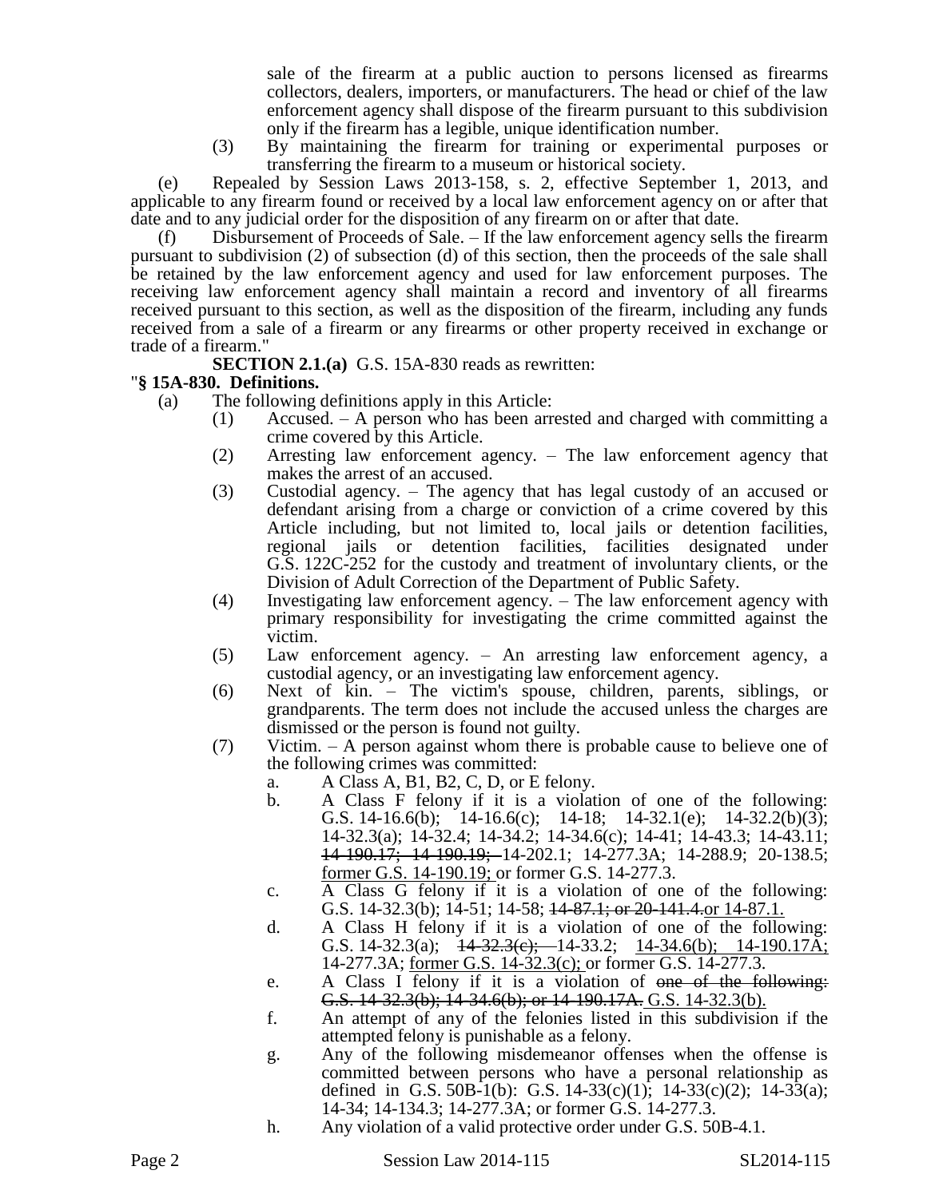sale of the firearm at a public auction to persons licensed as firearms collectors, dealers, importers, or manufacturers. The head or chief of the law enforcement agency shall dispose of the firearm pursuant to this subdivision only if the firearm has a legible, unique identification number.

(3) By maintaining the firearm for training or experimental purposes or transferring the firearm to a museum or historical society.

(e) Repealed by Session Laws 2013-158, s. 2, effective September 1, 2013, and applicable to any firearm found or received by a local law enforcement agency on or after that date and to any judicial order for the disposition of any firearm on or after that date.

(f) Disbursement of Proceeds of Sale. – If the law enforcement agency sells the firearm pursuant to subdivision (2) of subsection (d) of this section, then the proceeds of the sale shall be retained by the law enforcement agency and used for law enforcement purposes. The receiving law enforcement agency shall maintain a record and inventory of all firearms received pursuant to this section, as well as the disposition of the firearm, including any funds received from a sale of a firearm or any firearms or other property received in exchange or trade of a firearm."

**SECTION 2.1.(a)** G.S. 15A-830 reads as rewritten:

"**§ 15A-830. Definitions.**

(a) The following definitions apply in this Article:

(1) Accused. – A person who has been arrested and charged with committing a crime covered by this Article.

(2) Arresting law enforcement agency. – The law enforcement agency that makes the arrest of an accused.

(3) Custodial agency. – The agency that has legal custody of an accused or defendant arising from a charge or conviction of a crime covered by this Article including, but not limited to, local jails or detention facilities, regional jails or detention facilities, facilities designated under G.S. 122C-252 for the custody and treatment of involuntary clients, or the Division of Adult Correction of the Department of Public Safety.

(4) Investigating law enforcement agency. – The law enforcement agency with primary responsibility for investigating the crime committed against the victim.

(5) Law enforcement agency. – An arresting law enforcement agency, a custodial agency, or an investigating law enforcement agency.

(6) Next of kin. – The victim's spouse, children, parents, siblings, or grandparents. The term does not include the accused unless the charges are dismissed or the person is found not guilty.

(7) Victim. – A person against whom there is probable cause to believe one of the following crimes was committed:

a. A Class A, B1, B2, C, D, or E felony.

b. A Class F felony if it is a violation of one of the following: G.S. 14-16.6(b); 14-16.6(c); 14-18; 14-32.1(e); 14-32.2(b)(3); 14-32.3(a); 14-32.4; 14-34.2; 14-34.6(c); 14-41; 14-43.3; 14-43.11; ~~14-190.17; 14-190.19;~~ 14-202.1; 14-277.3A; 14-288.9; 20-138.5; former G.S. 14-190.19; or former G.S. 14-277.3.

c. A Class G felony if it is a violation of one of the following: G.S. 14-32.3(b); 14-51; 14-58; ~~14-87.1; or 20-141.4.~~or 14-87.1.

d. A Class H felony if it is a violation of one of the following: G.S. 14-32.3(a); ~~14-32.3(c);~~ 14-33.2; 14-34.6(b); 14-190.17A; 14-277.3A; former G.S. 14-32.3(c); or former G.S. 14-277.3.

e. A Class I felony if it is a violation of ~~one of the following: G.S. 14-32.3(b); 14-34.6(b); or 14-190.17A.~~ G.S. 14-32.3(b).

f. An attempt of any of the felonies listed in this subdivision if the attempted felony is punishable as a felony.

g. Any of the following misdemeanor offenses when the offense is committed between persons who have a personal relationship as defined in G.S. 50B-1(b): G.S. 14-33(c)(1); 14-33(c)(2); 14-33(a); 14-34; 14-134.3; 14-277.3A; or former G.S. 14-277.3.

h. Any violation of a valid protective order under G.S. 50B-4.1.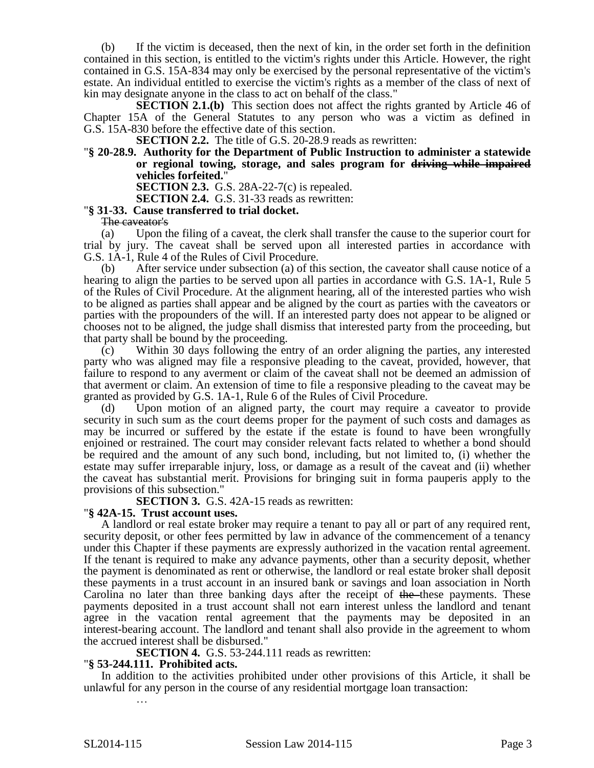(b) If the victim is deceased, then the next of kin, in the order set forth in the definition contained in this section, is entitled to the victim's rights under this Article. However, the right contained in G.S. 15A-834 may only be exercised by the personal representative of the victim's estate. An individual entitled to exercise the victim's rights as a member of the class of next of kin may designate anyone in the class to act on behalf of the class."

**SECTION 2.1.(b)** This section does not affect the rights granted by Article 46 of Chapter 15A of the General Statutes to any person who was a victim as defined in G.S. 15A-830 before the effective date of this section.

**SECTION 2.2.** The title of G.S. 20-28.9 reads as rewritten:

"**§ 20-28.9. Authority for the Department of Public Instruction to administer a statewide or regional towing, storage, and sales program for ~~driving while impaired~~ vehicles forfeited.**"

**SECTION 2.3.** G.S. 28A-22-7(c) is repealed.

**SECTION 2.4.** G.S. 31-33 reads as rewritten:

"**§ 31-33. Cause transferred to trial docket.**

~~The caveator's~~

(a) Upon the filing of a caveat, the clerk shall transfer the cause to the superior court for trial by jury. The caveat shall be served upon all interested parties in accordance with G.S. 1A-1, Rule 4 of the Rules of Civil Procedure.

(b) After service under subsection (a) of this section, the caveator shall cause notice of a hearing to align the parties to be served upon all parties in accordance with G.S. 1A-1, Rule 5 of the Rules of Civil Procedure. At the alignment hearing, all of the interested parties who wish to be aligned as parties shall appear and be aligned by the court as parties with the caveators or parties with the propounders of the will. If an interested party does not appear to be aligned or chooses not to be aligned, the judge shall dismiss that interested party from the proceeding, but that party shall be bound by the proceeding.

(c) Within 30 days following the entry of an order aligning the parties, any interested party who was aligned may file a responsive pleading to the caveat, provided, however, that failure to respond to any averment or claim of the caveat shall not be deemed an admission of that averment or claim. An extension of time to file a responsive pleading to the caveat may be granted as provided by G.S. 1A-1, Rule 6 of the Rules of Civil Procedure.

(d) Upon motion of an aligned party, the court may require a caveator to provide security in such sum as the court deems proper for the payment of such costs and damages as may be incurred or suffered by the estate if the estate is found to have been wrongfully enjoined or restrained. The court may consider relevant facts related to whether a bond should be required and the amount of any such bond, including, but not limited to, (i) whether the estate may suffer irreparable injury, loss, or damage as a result of the caveat and (ii) whether the caveat has substantial merit. Provisions for bringing suit in forma pauperis apply to the provisions of this subsection."

**SECTION 3.** G.S. 42A-15 reads as rewritten:

"**§ 42A-15. Trust account uses.**

A landlord or real estate broker may require a tenant to pay all or part of any required rent, security deposit, or other fees permitted by law in advance of the commencement of a tenancy under this Chapter if these payments are expressly authorized in the vacation rental agreement. If the tenant is required to make any advance payments, other than a security deposit, whether the payment is denominated as rent or otherwise, the landlord or real estate broker shall deposit these payments in a trust account in an insured bank or savings and loan association in North Carolina no later than three banking days after the receipt of ~~the~~ these payments. These payments deposited in a trust account shall not earn interest unless the landlord and tenant agree in the vacation rental agreement that the payments may be deposited in an interest-bearing account. The landlord and tenant shall also provide in the agreement to whom the accrued interest shall be disbursed."

**SECTION 4.** G.S. 53-244.111 reads as rewritten:

"**§ 53-244.111. Prohibited acts.**

In addition to the activities prohibited under other provisions of this Article, it shall be unlawful for any person in the course of any residential mortgage loan transaction:

…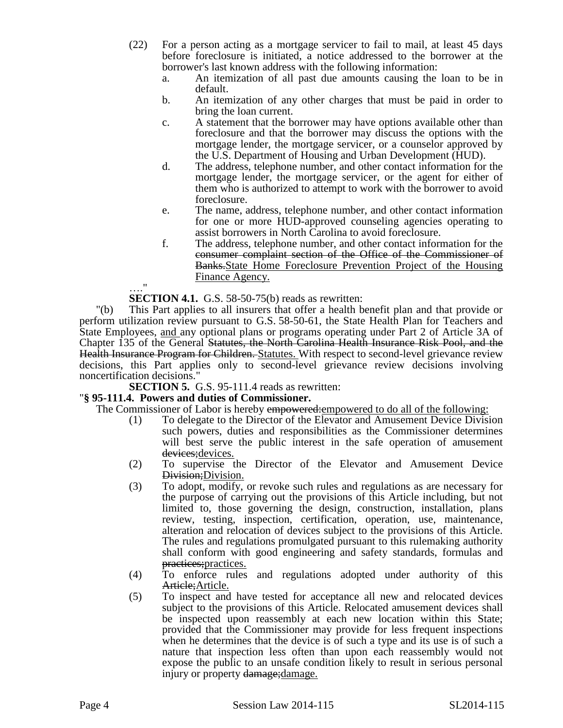(22) For a person acting as a mortgage servicer to fail to mail, at least 45 days before foreclosure is initiated, a notice addressed to the borrower at the borrower's last known address with the following information:

a. An itemization of all past due amounts causing the loan to be in default.

b. An itemization of any other charges that must be paid in order to bring the loan current.

c. A statement that the borrower may have options available other than foreclosure and that the borrower may discuss the options with the mortgage lender, the mortgage servicer, or a counselor approved by the U.S. Department of Housing and Urban Development (HUD).

d. The address, telephone number, and other contact information for the mortgage lender, the mortgage servicer, or the agent for either of them who is authorized to attempt to work with the borrower to avoid foreclosure.

e. The name, address, telephone number, and other contact information for one or more HUD-approved counseling agencies operating to assist borrowers in North Carolina to avoid foreclosure.

f. The address, telephone number, and other contact information for the ~~consumer complaint section of the Office of the Commissioner of Banks.~~<u>State Home Foreclosure Prevention Project of the Housing Finance Agency.</u>

…."

**SECTION 4.1.** G.S. 58-50-75(b) reads as rewritten:

"(b) This Part applies to all insurers that offer a health benefit plan and that provide or perform utilization review pursuant to G.S. 58-50-61, the State Health Plan for Teachers and State Employees, <u>and</u> any optional plans or programs operating under Part 2 of Article 3A of Chapter 135 of the General ~~Statutes, the North Carolina Health Insurance Risk Pool, and the Health Insurance Program for Children.~~ <u>Statutes.</u> With respect to second-level grievance review decisions, this Part applies only to second-level grievance review decisions involving noncertification decisions."

**SECTION 5.** G.S. 95-111.4 reads as rewritten:

"**§ 95-111.4. Powers and duties of Commissioner.**

The Commissioner of Labor is hereby ~~empowered:~~<u>empowered to do all of the following:</u>

(1) To delegate to the Director of the Elevator and Amusement Device Division such powers, duties and responsibilities as the Commissioner determines will best serve the public interest in the safe operation of amusement ~~devices;~~<u>devices.</u>

(2) To supervise the Director of the Elevator and Amusement Device ~~Division;~~<u>Division.</u>

(3) To adopt, modify, or revoke such rules and regulations as are necessary for the purpose of carrying out the provisions of this Article including, but not limited to, those governing the design, construction, installation, plans review, testing, inspection, certification, operation, use, maintenance, alteration and relocation of devices subject to the provisions of this Article. The rules and regulations promulgated pursuant to this rulemaking authority shall conform with good engineering and safety standards, formulas and ~~practices;~~<u>practices.</u>

(4) To enforce rules and regulations adopted under authority of this ~~Article;~~<u>Article.</u>

(5) To inspect and have tested for acceptance all new and relocated devices subject to the provisions of this Article. Relocated amusement devices shall be inspected upon reassembly at each new location within this State; provided that the Commissioner may provide for less frequent inspections when he determines that the device is of such a type and its use is of such a nature that inspection less often than upon each reassembly would not expose the public to an unsafe condition likely to result in serious personal injury or property ~~damage;~~<u>damage.</u>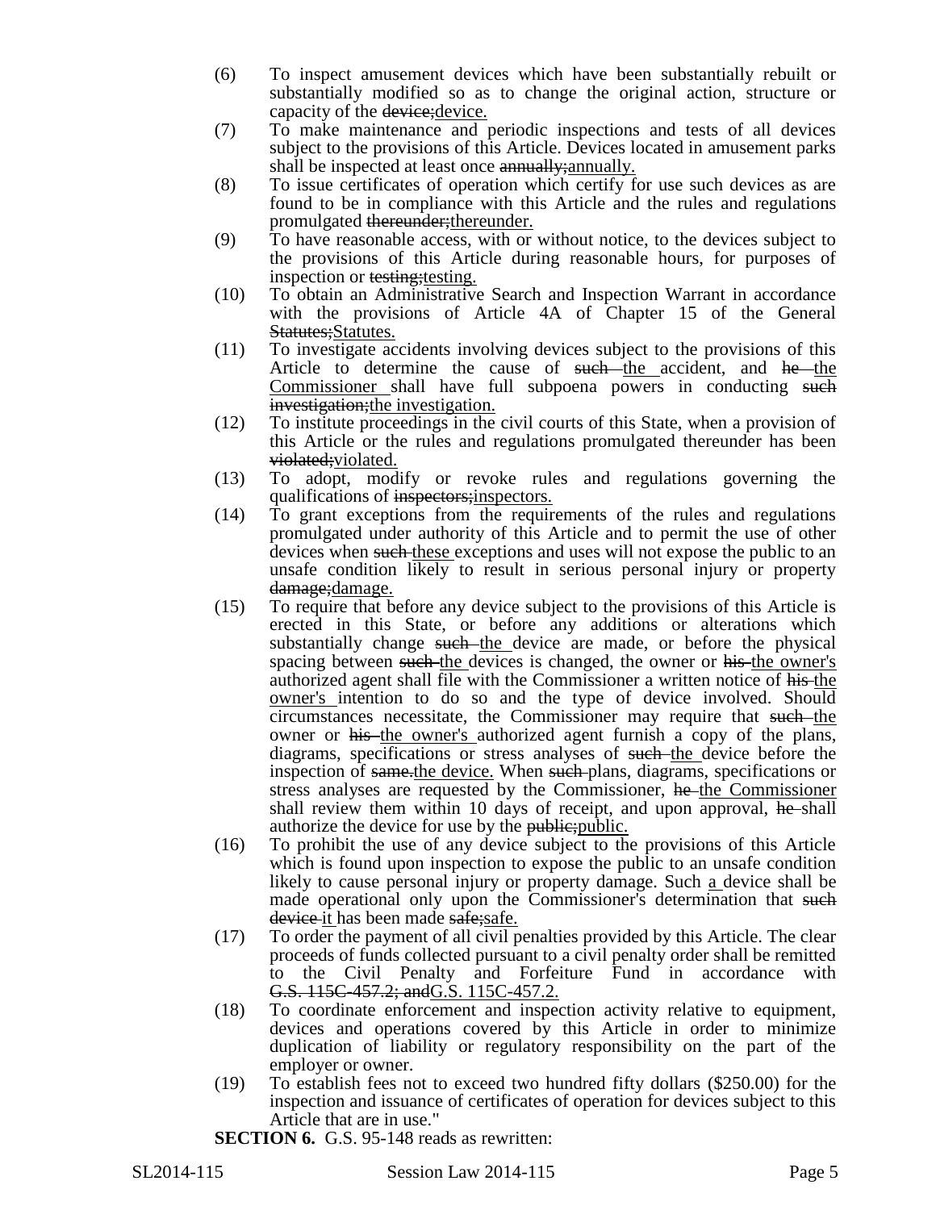(6) To inspect amusement devices which have been substantially rebuilt or substantially modified so as to change the original action, structure or capacity of the ~~device;~~<u>device.</u>

(7) To make maintenance and periodic inspections and tests of all devices subject to the provisions of this Article. Devices located in amusement parks shall be inspected at least once ~~annually;~~<u>annually.</u>

(8) To issue certificates of operation which certify for use such devices as are found to be in compliance with this Article and the rules and regulations promulgated ~~thereunder;~~<u>thereunder.</u>

(9) To have reasonable access, with or without notice, to the devices subject to the provisions of this Article during reasonable hours, for purposes of inspection or ~~testing;~~<u>testing.</u>

(10) To obtain an Administrative Search and Inspection Warrant in accordance with the provisions of Article 4A of Chapter 15 of the General ~~Statutes;~~<u>Statutes.</u>

(11) To investigate accidents involving devices subject to the provisions of this Article to determine the cause of ~~such~~ <u>the</u> accident, and ~~he~~ <u>the Commissioner</u> shall have full subpoena powers in conducting ~~such investigation;~~<u>the investigation.</u>

(12) To institute proceedings in the civil courts of this State, when a provision of this Article or the rules and regulations promulgated thereunder has been ~~violated;~~<u>violated.</u>

(13) To adopt, modify or revoke rules and regulations governing the qualifications of ~~inspectors;~~<u>inspectors.</u>

(14) To grant exceptions from the requirements of the rules and regulations promulgated under authority of this Article and to permit the use of other devices when ~~such~~ <u>these</u> exceptions and uses will not expose the public to an unsafe condition likely to result in serious personal injury or property ~~damage;~~<u>damage.</u>

(15) To require that before any device subject to the provisions of this Article is erected in this State, or before any additions or alterations which substantially change ~~such~~ <u>the</u> device are made, or before the physical spacing between ~~such~~ <u>the</u> devices is changed, the owner or ~~his~~ <u>the owner's</u> authorized agent shall file with the Commissioner a written notice of ~~his~~ <u>the owner's</u> intention to do so and the type of device involved. Should circumstances necessitate, the Commissioner may require that ~~such~~ <u>the</u> owner or ~~his~~ <u>the owner's</u> authorized agent furnish a copy of the plans, diagrams, specifications or stress analyses of ~~such~~ <u>the</u> device before the inspection of ~~same.~~<u>the device.</u> When ~~such~~ plans, diagrams, specifications or stress analyses are requested by the Commissioner, ~~he~~ <u>the Commissioner</u> shall review them within 10 days of receipt, and upon approval, ~~he~~ shall authorize the device for use by the ~~public;~~<u>public.</u>

(16) To prohibit the use of any device subject to the provisions of this Article which is found upon inspection to expose the public to an unsafe condition likely to cause personal injury or property damage. Such <u>a</u> device shall be made operational only upon the Commissioner's determination that ~~such device~~ <u>it</u> has been made ~~safe;~~<u>safe.</u>

(17) To order the payment of all civil penalties provided by this Article. The clear proceeds of funds collected pursuant to a civil penalty order shall be remitted to the Civil Penalty and Forfeiture Fund in accordance with ~~G.S. 115C-457.2; and~~<u>G.S. 115C-457.2.</u>

(18) To coordinate enforcement and inspection activity relative to equipment, devices and operations covered by this Article in order to minimize duplication of liability or regulatory responsibility on the part of the employer or owner.

(19) To establish fees not to exceed two hundred fifty dollars ($250.00) for the inspection and issuance of certificates of operation for devices subject to this Article that are in use."

**SECTION 6.** G.S. 95-148 reads as rewritten: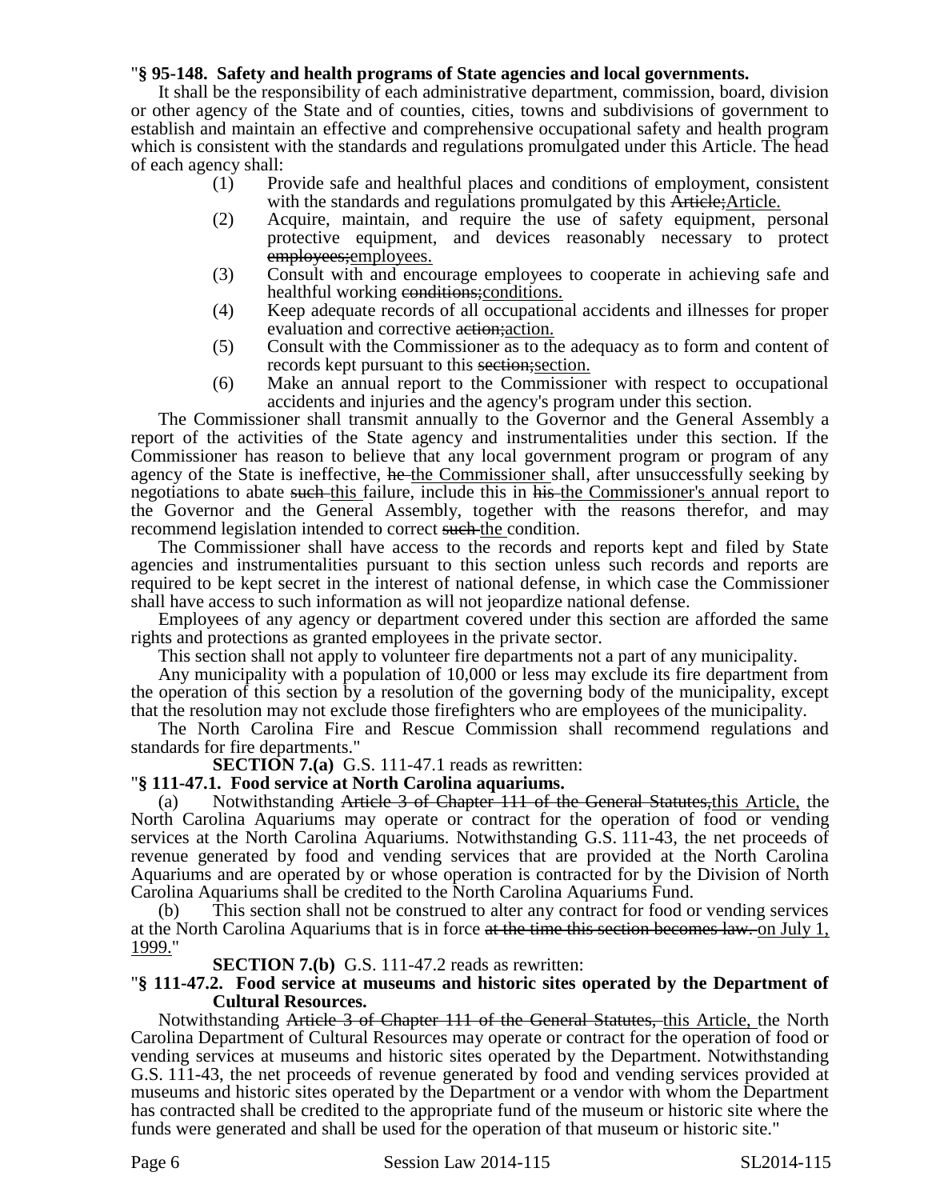"**§ 95-148. Safety and health programs of State agencies and local governments.**

It shall be the responsibility of each administrative department, commission, board, division or other agency of the State and of counties, cities, towns and subdivisions of government to establish and maintain an effective and comprehensive occupational safety and health program which is consistent with the standards and regulations promulgated under this Article. The head of each agency shall:

(1) Provide safe and healthful places and conditions of employment, consistent with the standards and regulations promulgated by this ~~Article;~~<u>Article.</u>

(2) Acquire, maintain, and require the use of safety equipment, personal protective equipment, and devices reasonably necessary to protect ~~employees;~~<u>employees.</u>

(3) Consult with and encourage employees to cooperate in achieving safe and healthful working ~~conditions;~~<u>conditions.</u>

(4) Keep adequate records of all occupational accidents and illnesses for proper evaluation and corrective ~~action;~~<u>action.</u>

(5) Consult with the Commissioner as to the adequacy as to form and content of records kept pursuant to this ~~section;~~<u>section.</u>

(6) Make an annual report to the Commissioner with respect to occupational accidents and injuries and the agency's program under this section.

The Commissioner shall transmit annually to the Governor and the General Assembly a report of the activities of the State agency and instrumentalities under this section. If the Commissioner has reason to believe that any local government program or program of any agency of the State is ineffective, ~~he~~ <u>the Commissioner</u> shall, after unsuccessfully seeking by negotiations to abate ~~such~~ <u>this</u> failure, include this in ~~his~~ <u>the Commissioner's</u> annual report to the Governor and the General Assembly, together with the reasons therefor, and may recommend legislation intended to correct ~~such~~ <u>the</u> condition.

The Commissioner shall have access to the records and reports kept and filed by State agencies and instrumentalities pursuant to this section unless such records and reports are required to be kept secret in the interest of national defense, in which case the Commissioner shall have access to such information as will not jeopardize national defense.

Employees of any agency or department covered under this section are afforded the same rights and protections as granted employees in the private sector.

This section shall not apply to volunteer fire departments not a part of any municipality.

Any municipality with a population of 10,000 or less may exclude its fire department from the operation of this section by a resolution of the governing body of the municipality, except that the resolution may not exclude those firefighters who are employees of the municipality.

The North Carolina Fire and Rescue Commission shall recommend regulations and standards for fire departments."

**SECTION 7.(a)** G.S. 111-47.1 reads as rewritten:

"**§ 111-47.1. Food service at North Carolina aquariums.**

(a) Notwithstanding ~~Article 3 of Chapter 111 of the General Statutes,~~<u>this Article,</u> the North Carolina Aquariums may operate or contract for the operation of food or vending services at the North Carolina Aquariums. Notwithstanding G.S. 111-43, the net proceeds of revenue generated by food and vending services that are provided at the North Carolina Aquariums and are operated by or whose operation is contracted for by the Division of North Carolina Aquariums shall be credited to the North Carolina Aquariums Fund.

(b) This section shall not be construed to alter any contract for food or vending services at the North Carolina Aquariums that is in force ~~at the time this section becomes law.~~ <u>on July 1, 1999.</u>"

**SECTION 7.(b)** G.S. 111-47.2 reads as rewritten:

"**§ 111-47.2. Food service at museums and historic sites operated by the Department of Cultural Resources.**

Notwithstanding ~~Article 3 of Chapter 111 of the General Statutes,~~ <u>this Article,</u> the North Carolina Department of Cultural Resources may operate or contract for the operation of food or vending services at museums and historic sites operated by the Department. Notwithstanding G.S. 111-43, the net proceeds of revenue generated by food and vending services provided at museums and historic sites operated by the Department or a vendor with whom the Department has contracted shall be credited to the appropriate fund of the museum or historic site where the funds were generated and shall be used for the operation of that museum or historic site."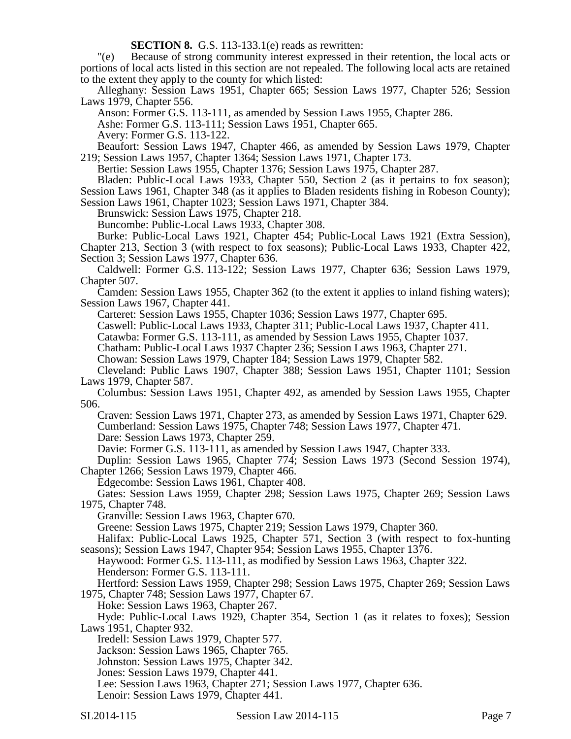**SECTION 8.** G.S. 113-133.1(e) reads as rewritten:

"(e) Because of strong community interest expressed in their retention, the local acts or portions of local acts listed in this section are not repealed. The following local acts are retained to the extent they apply to the county for which listed:

Alleghany: Session Laws 1951, Chapter 665; Session Laws 1977, Chapter 526; Session Laws 1979, Chapter 556.

Anson: Former G.S. 113-111, as amended by Session Laws 1955, Chapter 286.

Ashe: Former G.S. 113-111; Session Laws 1951, Chapter 665.

Avery: Former G.S. 113-122.

Beaufort: Session Laws 1947, Chapter 466, as amended by Session Laws 1979, Chapter 219; Session Laws 1957, Chapter 1364; Session Laws 1971, Chapter 173.

Bertie: Session Laws 1955, Chapter 1376; Session Laws 1975, Chapter 287.

Bladen: Public-Local Laws 1933, Chapter 550, Section 2 (as it pertains to fox season); Session Laws 1961, Chapter 348 (as it applies to Bladen residents fishing in Robeson County); Session Laws 1961, Chapter 1023; Session Laws 1971, Chapter 384.

Brunswick: Session Laws 1975, Chapter 218.

Buncombe: Public-Local Laws 1933, Chapter 308.

Burke: Public-Local Laws 1921, Chapter 454; Public-Local Laws 1921 (Extra Session), Chapter 213, Section 3 (with respect to fox seasons); Public-Local Laws 1933, Chapter 422, Section 3; Session Laws 1977, Chapter 636.

Caldwell: Former G.S. 113-122; Session Laws 1977, Chapter 636; Session Laws 1979, Chapter 507.

Camden: Session Laws 1955, Chapter 362 (to the extent it applies to inland fishing waters); Session Laws 1967, Chapter 441.

Carteret: Session Laws 1955, Chapter 1036; Session Laws 1977, Chapter 695.

Caswell: Public-Local Laws 1933, Chapter 311; Public-Local Laws 1937, Chapter 411.

Catawba: Former G.S. 113-111, as amended by Session Laws 1955, Chapter 1037.

Chatham: Public-Local Laws 1937 Chapter 236; Session Laws 1963, Chapter 271.

Chowan: Session Laws 1979, Chapter 184; Session Laws 1979, Chapter 582.

Cleveland: Public Laws 1907, Chapter 388; Session Laws 1951, Chapter 1101; Session Laws 1979, Chapter 587.

Columbus: Session Laws 1951, Chapter 492, as amended by Session Laws 1955, Chapter 506.

Craven: Session Laws 1971, Chapter 273, as amended by Session Laws 1971, Chapter 629.

Cumberland: Session Laws 1975, Chapter 748; Session Laws 1977, Chapter 471.

Dare: Session Laws 1973, Chapter 259.

Davie: Former G.S. 113-111, as amended by Session Laws 1947, Chapter 333.

Duplin: Session Laws 1965, Chapter 774; Session Laws 1973 (Second Session 1974), Chapter 1266; Session Laws 1979, Chapter 466.

Edgecombe: Session Laws 1961, Chapter 408.

Gates: Session Laws 1959, Chapter 298; Session Laws 1975, Chapter 269; Session Laws 1975, Chapter 748.

Granville: Session Laws 1963, Chapter 670.

Greene: Session Laws 1975, Chapter 219; Session Laws 1979, Chapter 360.

Halifax: Public-Local Laws 1925, Chapter 571, Section 3 (with respect to fox-hunting seasons); Session Laws 1947, Chapter 954; Session Laws 1955, Chapter 1376.

Haywood: Former G.S. 113-111, as modified by Session Laws 1963, Chapter 322.

Henderson: Former G.S. 113-111.

Hertford: Session Laws 1959, Chapter 298; Session Laws 1975, Chapter 269; Session Laws 1975, Chapter 748; Session Laws 1977, Chapter 67.

Hoke: Session Laws 1963, Chapter 267.

Hyde: Public-Local Laws 1929, Chapter 354, Section 1 (as it relates to foxes); Session Laws 1951, Chapter 932.

Iredell: Session Laws 1979, Chapter 577.

Jackson: Session Laws 1965, Chapter 765.

Johnston: Session Laws 1975, Chapter 342.

Jones: Session Laws 1979, Chapter 441.

Lee: Session Laws 1963, Chapter 271; Session Laws 1977, Chapter 636.

Lenoir: Session Laws 1979, Chapter 441.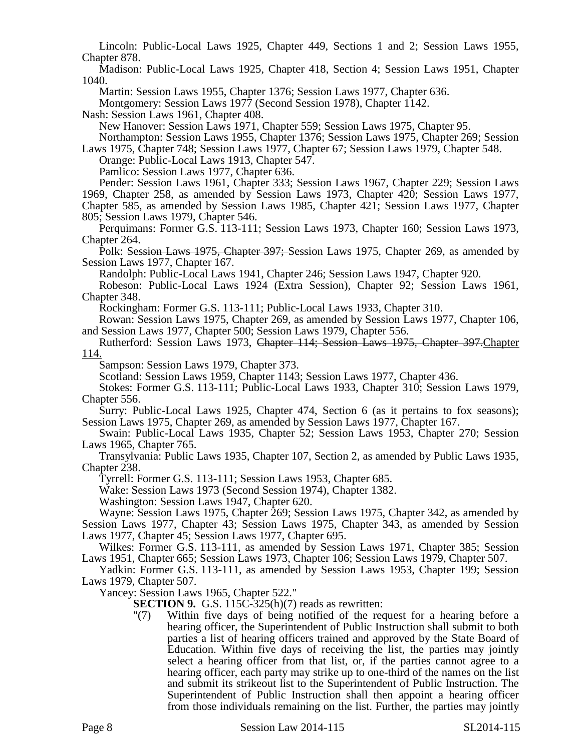Lincoln: Public-Local Laws 1925, Chapter 449, Sections 1 and 2; Session Laws 1955, Chapter 878.

Madison: Public-Local Laws 1925, Chapter 418, Section 4; Session Laws 1951, Chapter 1040.

Martin: Session Laws 1955, Chapter 1376; Session Laws 1977, Chapter 636.

Montgomery: Session Laws 1977 (Second Session 1978), Chapter 1142.

Nash: Session Laws 1961, Chapter 408.

New Hanover: Session Laws 1971, Chapter 559; Session Laws 1975, Chapter 95.

Northampton: Session Laws 1955, Chapter 1376; Session Laws 1975, Chapter 269; Session Laws 1975, Chapter 748; Session Laws 1977, Chapter 67; Session Laws 1979, Chapter 548.

Orange: Public-Local Laws 1913, Chapter 547.

Pamlico: Session Laws 1977, Chapter 636.

Pender: Session Laws 1961, Chapter 333; Session Laws 1967, Chapter 229; Session Laws 1969, Chapter 258, as amended by Session Laws 1973, Chapter 420; Session Laws 1977, Chapter 585, as amended by Session Laws 1985, Chapter 421; Session Laws 1977, Chapter 805; Session Laws 1979, Chapter 546.

Perquimans: Former G.S. 113-111; Session Laws 1973, Chapter 160; Session Laws 1973, Chapter 264.

Polk: ~~Session Laws 1975, Chapter 397;~~ Session Laws 1975, Chapter 269, as amended by Session Laws 1977, Chapter 167.

Randolph: Public-Local Laws 1941, Chapter 246; Session Laws 1947, Chapter 920.

Robeson: Public-Local Laws 1924 (Extra Session), Chapter 92; Session Laws 1961, Chapter 348.

Rockingham: Former G.S. 113-111; Public-Local Laws 1933, Chapter 310.

Rowan: Session Laws 1975, Chapter 269, as amended by Session Laws 1977, Chapter 106, and Session Laws 1977, Chapter 500; Session Laws 1979, Chapter 556.

Rutherford: Session Laws 1973, ~~Chapter 114; Session Laws 1975, Chapter 397.~~<u>Chapter 114.</u>

Sampson: Session Laws 1979, Chapter 373.

Scotland: Session Laws 1959, Chapter 1143; Session Laws 1977, Chapter 436.

Stokes: Former G.S. 113-111; Public-Local Laws 1933, Chapter 310; Session Laws 1979, Chapter 556.

Surry: Public-Local Laws 1925, Chapter 474, Section 6 (as it pertains to fox seasons); Session Laws 1975, Chapter 269, as amended by Session Laws 1977, Chapter 167.

Swain: Public-Local Laws 1935, Chapter 52; Session Laws 1953, Chapter 270; Session Laws 1965, Chapter 765.

Transylvania: Public Laws 1935, Chapter 107, Section 2, as amended by Public Laws 1935, Chapter 238.

Tyrrell: Former G.S. 113-111; Session Laws 1953, Chapter 685.

Wake: Session Laws 1973 (Second Session 1974), Chapter 1382.

Washington: Session Laws 1947, Chapter 620.

Wayne: Session Laws 1975, Chapter 269; Session Laws 1975, Chapter 342, as amended by Session Laws 1977, Chapter 43; Session Laws 1975, Chapter 343, as amended by Session Laws 1977, Chapter 45; Session Laws 1977, Chapter 695.

Wilkes: Former G.S. 113-111, as amended by Session Laws 1971, Chapter 385; Session Laws 1951, Chapter 665; Session Laws 1973, Chapter 106; Session Laws 1979, Chapter 507.

Yadkin: Former G.S. 113-111, as amended by Session Laws 1953, Chapter 199; Session Laws 1979, Chapter 507.

Yancey: Session Laws 1965, Chapter 522."

**SECTION 9.** G.S. 115C-325(h)(7) reads as rewritten:

"(7) Within five days of being notified of the request for a hearing before a hearing officer, the Superintendent of Public Instruction shall submit to both parties a list of hearing officers trained and approved by the State Board of Education. Within five days of receiving the list, the parties may jointly select a hearing officer from that list, or, if the parties cannot agree to a hearing officer, each party may strike up to one-third of the names on the list and submit its strikeout list to the Superintendent of Public Instruction. The Superintendent of Public Instruction shall then appoint a hearing officer from those individuals remaining on the list. Further, the parties may jointly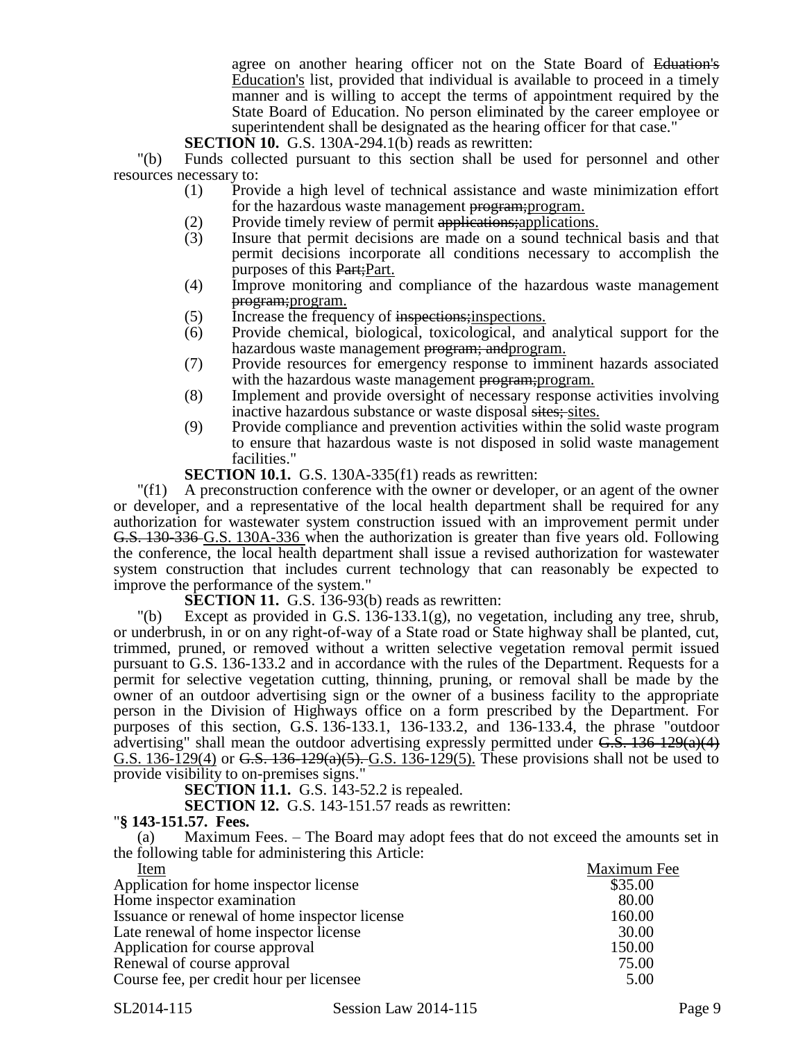agree on another hearing officer not on the State Board of ~~Eduation's~~ Education's list, provided that individual is available to proceed in a timely manner and is willing to accept the terms of appointment required by the State Board of Education. No person eliminated by the career employee or superintendent shall be designated as the hearing officer for that case."

**SECTION 10.** G.S. 130A-294.1(b) reads as rewritten:

"(b) Funds collected pursuant to this section shall be used for personnel and other resources necessary to:

(1) Provide a high level of technical assistance and waste minimization effort for the hazardous waste management ~~program;~~program.
(2) Provide timely review of permit ~~applications;~~applications.
(3) Insure that permit decisions are made on a sound technical basis and that permit decisions incorporate all conditions necessary to accomplish the purposes of this ~~Part;~~Part.
(4) Improve monitoring and compliance of the hazardous waste management ~~program;~~program.
(5) Increase the frequency of ~~inspections;~~inspections.
(6) Provide chemical, biological, toxicological, and analytical support for the hazardous waste management ~~program; and~~program.
(7) Provide resources for emergency response to imminent hazards associated with the hazardous waste management ~~program;~~program.
(8) Implement and provide oversight of necessary response activities involving inactive hazardous substance or waste disposal ~~sites;~~ sites.
(9) Provide compliance and prevention activities within the solid waste program to ensure that hazardous waste is not disposed in solid waste management facilities."

**SECTION 10.1.** G.S. 130A-335(f1) reads as rewritten:

"(f1) A preconstruction conference with the owner or developer, or an agent of the owner or developer, and a representative of the local health department shall be required for any authorization for wastewater system construction issued with an improvement permit under ~~G.S. 130-336~~ G.S. 130A-336 when the authorization is greater than five years old. Following the conference, the local health department shall issue a revised authorization for wastewater system construction that includes current technology that can reasonably be expected to improve the performance of the system."

**SECTION 11.** G.S. 136-93(b) reads as rewritten:

"(b) Except as provided in G.S. 136-133.1(g), no vegetation, including any tree, shrub, or underbrush, in or on any right-of-way of a State road or State highway shall be planted, cut, trimmed, pruned, or removed without a written selective vegetation removal permit issued pursuant to G.S. 136-133.2 and in accordance with the rules of the Department. Requests for a permit for selective vegetation cutting, thinning, pruning, or removal shall be made by the owner of an outdoor advertising sign or the owner of a business facility to the appropriate person in the Division of Highways office on a form prescribed by the Department. For purposes of this section, G.S. 136-133.1, 136-133.2, and 136-133.4, the phrase "outdoor advertising" shall mean the outdoor advertising expressly permitted under ~~G.S. 136-129(a)(4)~~ G.S. 136-129(4) or ~~G.S. 136-129(a)(5).~~ G.S. 136-129(5). These provisions shall not be used to provide visibility to on-premises signs."

**SECTION 11.1.** G.S. 143-52.2 is repealed.

**SECTION 12.** G.S. 143-151.57 reads as rewritten:

"**§ 143-151.57. Fees.**

(a) Maximum Fees. – The Board may adopt fees that do not exceed the amounts set in the following table for administering this Article:

| Item | Maximum Fee |
|---|---|
| Application for home inspector license | $35.00 |
| Home inspector examination | 80.00 |
| Issuance or renewal of home inspector license | 160.00 |
| Late renewal of home inspector license | 30.00 |
| Application for course approval | 150.00 |
| Renewal of course approval | 75.00 |
| Course fee, per credit hour per licensee | 5.00 |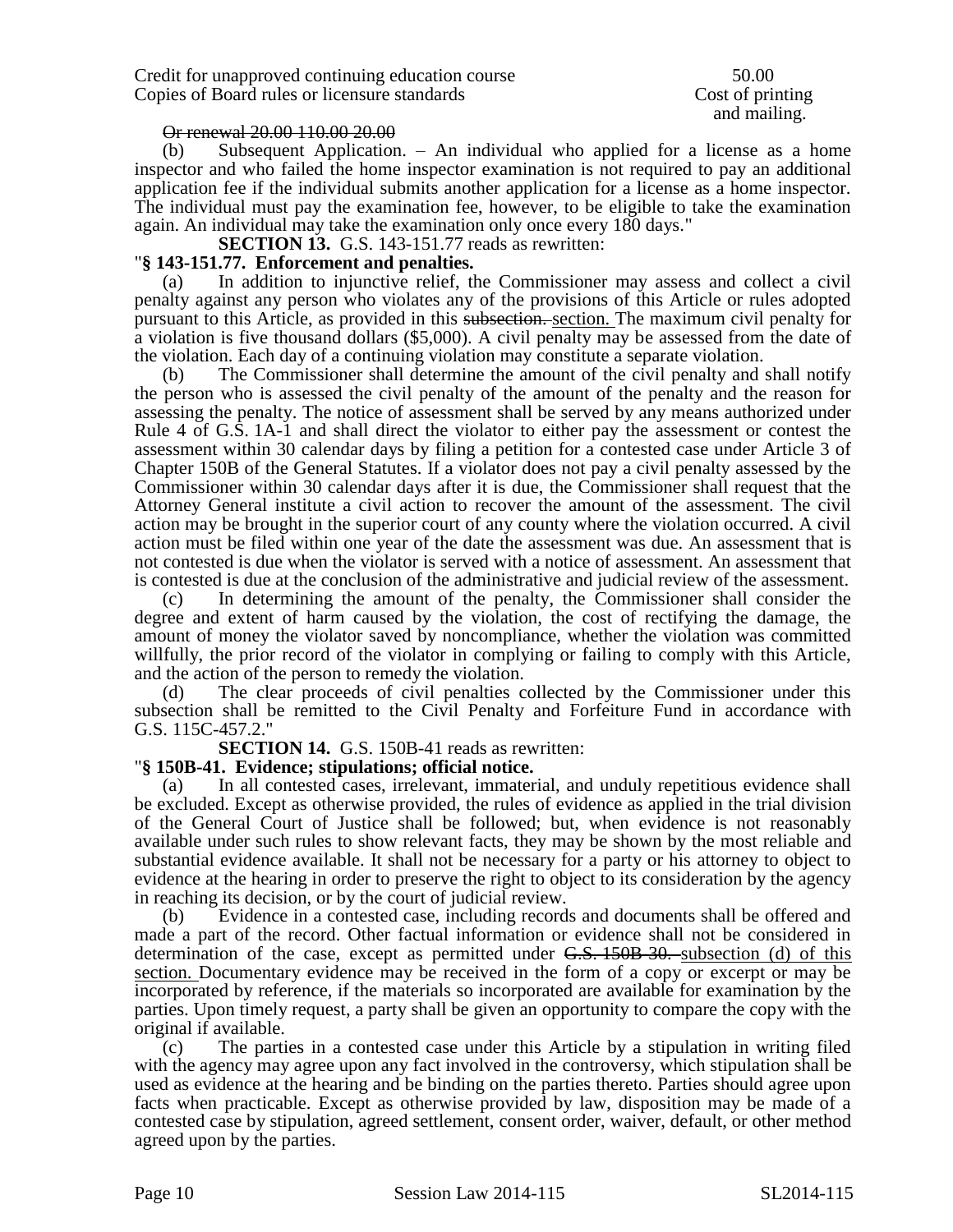| | |
|---|---|
| Credit for unapproved continuing education course | 50.00 |
| Copies of Board rules or licensure standards | Cost of printing and mailing. |

~~Or renewal 20.00 110.00 20.00~~

(b) Subsequent Application. – An individual who applied for a license as a home inspector and who failed the home inspector examination is not required to pay an additional application fee if the individual submits another application for a license as a home inspector. The individual must pay the examination fee, however, to be eligible to take the examination again. An individual may take the examination only once every 180 days."

**SECTION 13.** G.S. 143-151.77 reads as rewritten:

"**§ 143-151.77. Enforcement and penalties.**

(a) In addition to injunctive relief, the Commissioner may assess and collect a civil penalty against any person who violates any of the provisions of this Article or rules adopted pursuant to this Article, as provided in this ~~subsection.~~ section. The maximum civil penalty for a violation is five thousand dollars ($5,000). A civil penalty may be assessed from the date of the violation. Each day of a continuing violation may constitute a separate violation.

(b) The Commissioner shall determine the amount of the civil penalty and shall notify the person who is assessed the civil penalty of the amount of the penalty and the reason for assessing the penalty. The notice of assessment shall be served by any means authorized under Rule 4 of G.S. 1A-1 and shall direct the violator to either pay the assessment or contest the assessment within 30 calendar days by filing a petition for a contested case under Article 3 of Chapter 150B of the General Statutes. If a violator does not pay a civil penalty assessed by the Commissioner within 30 calendar days after it is due, the Commissioner shall request that the Attorney General institute a civil action to recover the amount of the assessment. The civil action may be brought in the superior court of any county where the violation occurred. A civil action must be filed within one year of the date the assessment was due. An assessment that is not contested is due when the violator is served with a notice of assessment. An assessment that is contested is due at the conclusion of the administrative and judicial review of the assessment.

(c) In determining the amount of the penalty, the Commissioner shall consider the degree and extent of harm caused by the violation, the cost of rectifying the damage, the amount of money the violator saved by noncompliance, whether the violation was committed willfully, the prior record of the violator in complying or failing to comply with this Article, and the action of the person to remedy the violation.

(d) The clear proceeds of civil penalties collected by the Commissioner under this subsection shall be remitted to the Civil Penalty and Forfeiture Fund in accordance with G.S. 115C-457.2."

**SECTION 14.** G.S. 150B-41 reads as rewritten:

"**§ 150B-41. Evidence; stipulations; official notice.**

(a) In all contested cases, irrelevant, immaterial, and unduly repetitious evidence shall be excluded. Except as otherwise provided, the rules of evidence as applied in the trial division of the General Court of Justice shall be followed; but, when evidence is not reasonably available under such rules to show relevant facts, they may be shown by the most reliable and substantial evidence available. It shall not be necessary for a party or his attorney to object to evidence at the hearing in order to preserve the right to object to its consideration by the agency in reaching its decision, or by the court of judicial review.

(b) Evidence in a contested case, including records and documents shall be offered and made a part of the record. Other factual information or evidence shall not be considered in determination of the case, except as permitted under ~~G.S. 150B-30.~~ subsection (d) of this section. Documentary evidence may be received in the form of a copy or excerpt or may be incorporated by reference, if the materials so incorporated are available for examination by the parties. Upon timely request, a party shall be given an opportunity to compare the copy with the original if available.

(c) The parties in a contested case under this Article by a stipulation in writing filed with the agency may agree upon any fact involved in the controversy, which stipulation shall be used as evidence at the hearing and be binding on the parties thereto. Parties should agree upon facts when practicable. Except as otherwise provided by law, disposition may be made of a contested case by stipulation, agreed settlement, consent order, waiver, default, or other method agreed upon by the parties.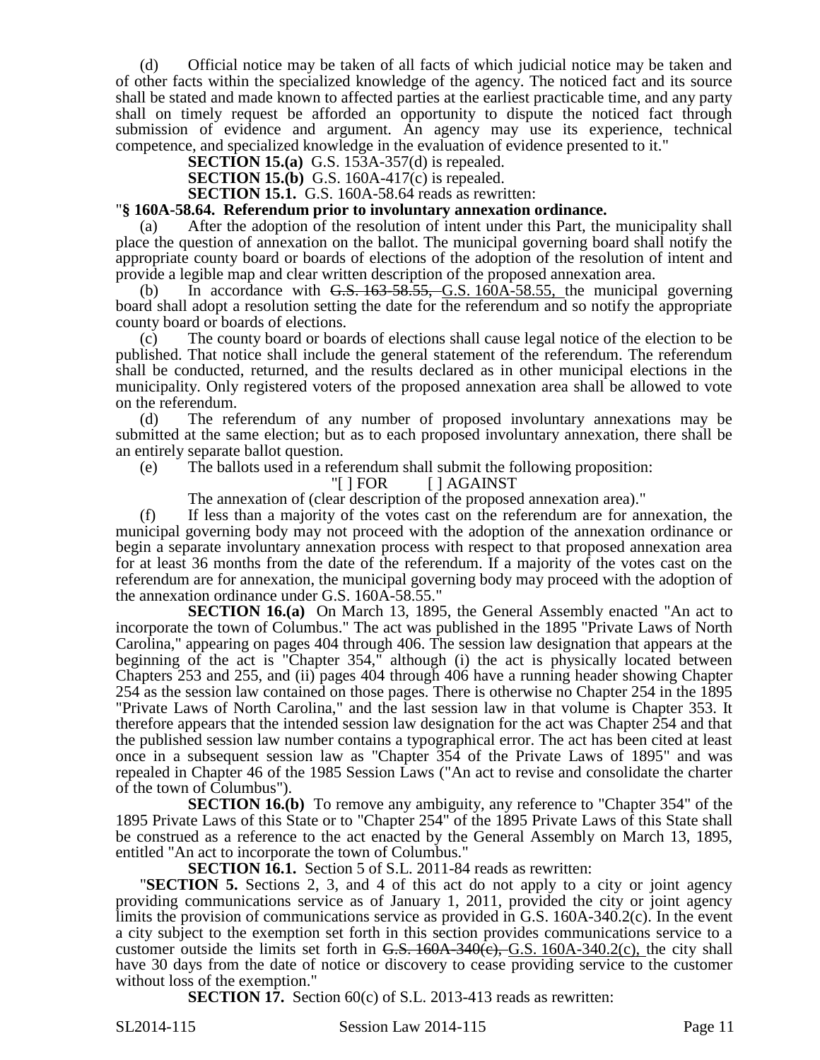(d) Official notice may be taken of all facts of which judicial notice may be taken and of other facts within the specialized knowledge of the agency. The noticed fact and its source shall be stated and made known to affected parties at the earliest practicable time, and any party shall on timely request be afforded an opportunity to dispute the noticed fact through submission of evidence and argument. An agency may use its experience, technical competence, and specialized knowledge in the evaluation of evidence presented to it."

**SECTION 15.(a)** G.S. 153A-357(d) is repealed.

**SECTION 15.(b)** G.S. 160A-417(c) is repealed.

**SECTION 15.1.** G.S. 160A-58.64 reads as rewritten:

"**§ 160A-58.64. Referendum prior to involuntary annexation ordinance.**

(a) After the adoption of the resolution of intent under this Part, the municipality shall place the question of annexation on the ballot. The municipal governing board shall notify the appropriate county board or boards of elections of the adoption of the resolution of intent and provide a legible map and clear written description of the proposed annexation area.

(b) In accordance with ~~G.S. 163-58.55,~~ G.S. 160A-58.55, the municipal governing board shall adopt a resolution setting the date for the referendum and so notify the appropriate county board or boards of elections.

(c) The county board or boards of elections shall cause legal notice of the election to be published. That notice shall include the general statement of the referendum. The referendum shall be conducted, returned, and the results declared as in other municipal elections in the municipality. Only registered voters of the proposed annexation area shall be allowed to vote on the referendum.

(d) The referendum of any number of proposed involuntary annexations may be submitted at the same election; but as to each proposed involuntary annexation, there shall be an entirely separate ballot question.

(e) The ballots used in a referendum shall submit the following proposition:

"[ ] FOR [ ] AGAINST

The annexation of (clear description of the proposed annexation area)."

(f) If less than a majority of the votes cast on the referendum are for annexation, the municipal governing body may not proceed with the adoption of the annexation ordinance or begin a separate involuntary annexation process with respect to that proposed annexation area for at least 36 months from the date of the referendum. If a majority of the votes cast on the referendum are for annexation, the municipal governing body may proceed with the adoption of the annexation ordinance under G.S. 160A-58.55."

**SECTION 16.(a)** On March 13, 1895, the General Assembly enacted "An act to incorporate the town of Columbus." The act was published in the 1895 "Private Laws of North Carolina," appearing on pages 404 through 406. The session law designation that appears at the beginning of the act is "Chapter 354," although (i) the act is physically located between Chapters 253 and 255, and (ii) pages 404 through 406 have a running header showing Chapter 254 as the session law contained on those pages. There is otherwise no Chapter 254 in the 1895 "Private Laws of North Carolina," and the last session law in that volume is Chapter 353. It therefore appears that the intended session law designation for the act was Chapter 254 and that the published session law number contains a typographical error. The act has been cited at least once in a subsequent session law as "Chapter 354 of the Private Laws of 1895" and was repealed in Chapter 46 of the 1985 Session Laws ("An act to revise and consolidate the charter of the town of Columbus").

**SECTION 16.(b)** To remove any ambiguity, any reference to "Chapter 354" of the 1895 Private Laws of this State or to "Chapter 254" of the 1895 Private Laws of this State shall be construed as a reference to the act enacted by the General Assembly on March 13, 1895, entitled "An act to incorporate the town of Columbus."

**SECTION 16.1.** Section 5 of S.L. 2011-84 reads as rewritten:

"**SECTION 5.** Sections 2, 3, and 4 of this act do not apply to a city or joint agency providing communications service as of January 1, 2011, provided the city or joint agency limits the provision of communications service as provided in G.S. 160A-340.2(c). In the event a city subject to the exemption set forth in this section provides communications service to a customer outside the limits set forth in ~~G.S. 160A-340(c),~~ G.S. 160A-340.2(c), the city shall have 30 days from the date of notice or discovery to cease providing service to the customer without loss of the exemption."

**SECTION 17.** Section 60(c) of S.L. 2013-413 reads as rewritten: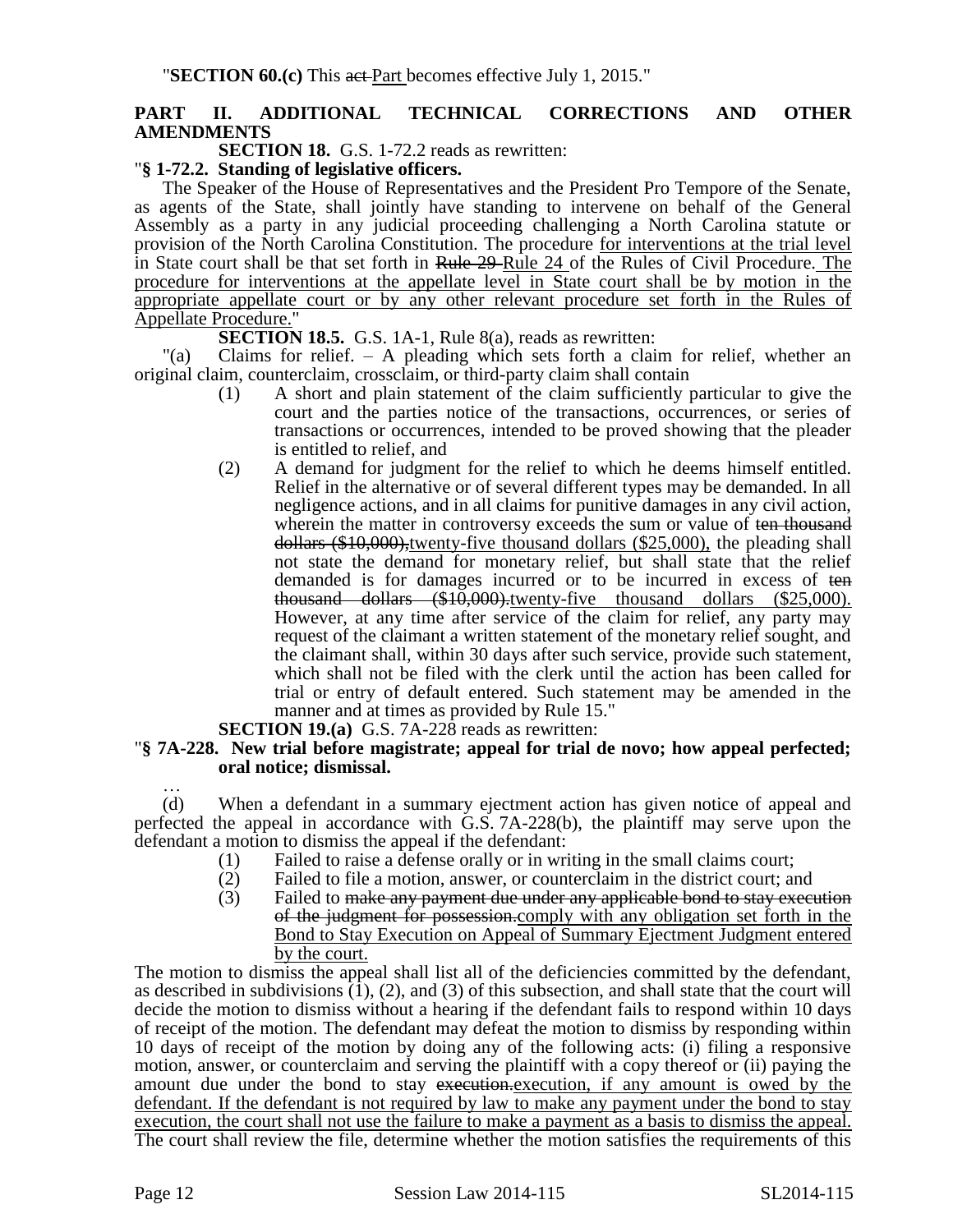"**SECTION 60.(c)** This ~~act~~ Part becomes effective July 1, 2015."

**PART II. ADDITIONAL TECHNICAL CORRECTIONS AND OTHER AMENDMENTS**

**SECTION 18.** G.S. 1-72.2 reads as rewritten:

"**§ 1-72.2. Standing of legislative officers.**

The Speaker of the House of Representatives and the President Pro Tempore of the Senate, as agents of the State, shall jointly have standing to intervene on behalf of the General Assembly as a party in any judicial proceeding challenging a North Carolina statute or provision of the North Carolina Constitution. The procedure <u>for interventions at the trial level</u> in State court shall be that set forth in ~~Rule 29~~ <u>Rule 24</u> of the Rules of Civil Procedure. <u>The procedure for interventions at the appellate level in State court shall be by motion in the appropriate appellate court or by any other relevant procedure set forth in the Rules of Appellate Procedure.</u>"

**SECTION 18.5.** G.S. 1A-1, Rule 8(a), reads as rewritten:

"(a) Claims for relief. – A pleading which sets forth a claim for relief, whether an original claim, counterclaim, crossclaim, or third-party claim shall contain

(1) A short and plain statement of the claim sufficiently particular to give the court and the parties notice of the transactions, occurrences, or series of transactions or occurrences, intended to be proved showing that the pleader is entitled to relief, and

(2) A demand for judgment for the relief to which he deems himself entitled. Relief in the alternative or of several different types may be demanded. In all negligence actions, and in all claims for punitive damages in any civil action, wherein the matter in controversy exceeds the sum or value of ~~ten thousand dollars ($10,000),~~<u>twenty-five thousand dollars ($25,000),</u> the pleading shall not state the demand for monetary relief, but shall state that the relief demanded is for damages incurred or to be incurred in excess of ~~ten thousand dollars ($10,000).~~<u>twenty-five thousand dollars ($25,000).</u> However, at any time after service of the claim for relief, any party may request of the claimant a written statement of the monetary relief sought, and the claimant shall, within 30 days after such service, provide such statement, which shall not be filed with the clerk until the action has been called for trial or entry of default entered. Such statement may be amended in the manner and at times as provided by Rule 15."

**SECTION 19.(a)** G.S. 7A-228 reads as rewritten:

"**§ 7A-228. New trial before magistrate; appeal for trial de novo; how appeal perfected; oral notice; dismissal.**

…

(d) When a defendant in a summary ejectment action has given notice of appeal and perfected the appeal in accordance with G.S. 7A-228(b), the plaintiff may serve upon the defendant a motion to dismiss the appeal if the defendant:

(1) Failed to raise a defense orally or in writing in the small claims court;

(2) Failed to file a motion, answer, or counterclaim in the district court; and

(3) Failed to ~~make any payment due under any applicable bond to stay execution of the judgment for possession.~~<u>comply with any obligation set forth in the Bond to Stay Execution on Appeal of Summary Ejectment Judgment entered by the court.</u>

The motion to dismiss the appeal shall list all of the deficiencies committed by the defendant, as described in subdivisions (1), (2), and (3) of this subsection, and shall state that the court will decide the motion to dismiss without a hearing if the defendant fails to respond within 10 days of receipt of the motion. The defendant may defeat the motion to dismiss by responding within 10 days of receipt of the motion by doing any of the following acts: (i) filing a responsive motion, answer, or counterclaim and serving the plaintiff with a copy thereof or (ii) paying the amount due under the bond to stay ~~execution.~~<u>execution, if any amount is owed by the defendant. If the defendant is not required by law to make any payment under the bond to stay execution, the court shall not use the failure to make a payment as a basis to dismiss the appeal.</u> The court shall review the file, determine whether the motion satisfies the requirements of this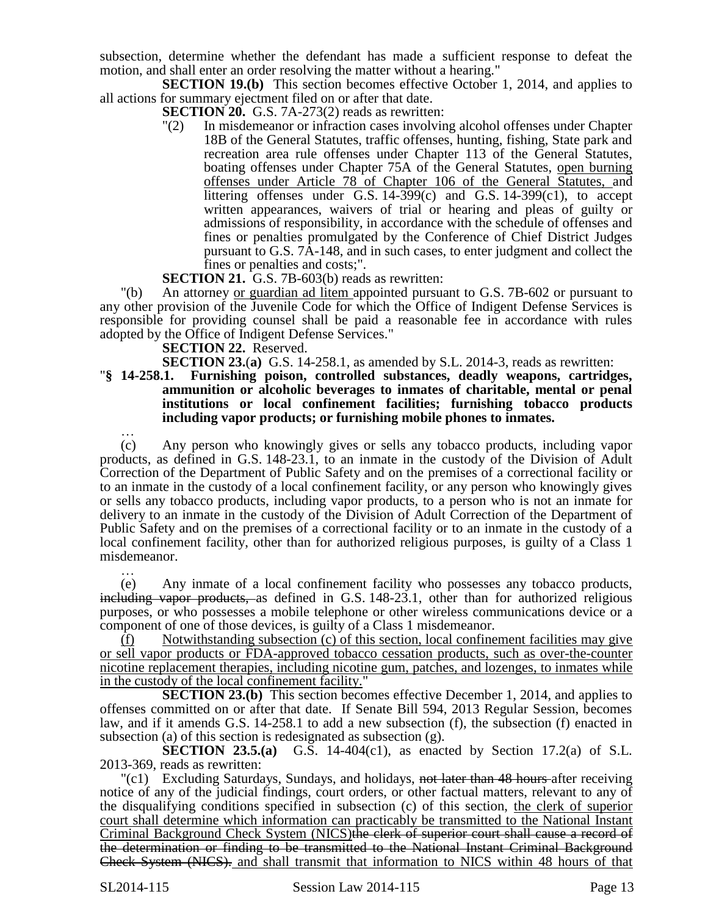subsection, determine whether the defendant has made a sufficient response to defeat the motion, and shall enter an order resolving the matter without a hearing."

**SECTION 19.(b)** This section becomes effective October 1, 2014, and applies to all actions for summary ejectment filed on or after that date.

**SECTION 20.** G.S. 7A-273(2) reads as rewritten:

"(2) In misdemeanor or infraction cases involving alcohol offenses under Chapter 18B of the General Statutes, traffic offenses, hunting, fishing, State park and recreation area rule offenses under Chapter 113 of the General Statutes, boating offenses under Chapter 75A of the General Statutes, open burning offenses under Article 78 of Chapter 106 of the General Statutes, and littering offenses under G.S. 14-399(c) and G.S. 14-399(c1), to accept written appearances, waivers of trial or hearing and pleas of guilty or admissions of responsibility, in accordance with the schedule of offenses and fines or penalties promulgated by the Conference of Chief District Judges pursuant to G.S. 7A-148, and in such cases, to enter judgment and collect the fines or penalties and costs;".

**SECTION 21.** G.S. 7B-603(b) reads as rewritten:

"(b) An attorney or guardian ad litem appointed pursuant to G.S. 7B-602 or pursuant to any other provision of the Juvenile Code for which the Office of Indigent Defense Services is responsible for providing counsel shall be paid a reasonable fee in accordance with rules adopted by the Office of Indigent Defense Services."

**SECTION 22.** Reserved.

**SECTION 23.(a)** G.S. 14-258.1, as amended by S.L. 2014-3, reads as rewritten:

"**§ 14-258.1. Furnishing poison, controlled substances, deadly weapons, cartridges, ammunition or alcoholic beverages to inmates of charitable, mental or penal institutions or local confinement facilities; furnishing tobacco products including vapor products; or furnishing mobile phones to inmates.**

…

(c) Any person who knowingly gives or sells any tobacco products, including vapor products, as defined in G.S. 148-23.1, to an inmate in the custody of the Division of Adult Correction of the Department of Public Safety and on the premises of a correctional facility or to an inmate in the custody of a local confinement facility, or any person who knowingly gives or sells any tobacco products, including vapor products, to a person who is not an inmate for delivery to an inmate in the custody of the Division of Adult Correction of the Department of Public Safety and on the premises of a correctional facility or to an inmate in the custody of a local confinement facility, other than for authorized religious purposes, is guilty of a Class 1 misdemeanor.

…

(e) Any inmate of a local confinement facility who possesses any tobacco products, ~~including vapor products,~~ as defined in G.S. 148-23.1, other than for authorized religious purposes, or who possesses a mobile telephone or other wireless communications device or a component of one of those devices, is guilty of a Class 1 misdemeanor.

(f) Notwithstanding subsection (c) of this section, local confinement facilities may give or sell vapor products or FDA-approved tobacco cessation products, such as over-the-counter nicotine replacement therapies, including nicotine gum, patches, and lozenges, to inmates while in the custody of the local confinement facility."

**SECTION 23.(b)** This section becomes effective December 1, 2014, and applies to offenses committed on or after that date. If Senate Bill 594, 2013 Regular Session, becomes law, and if it amends G.S. 14-258.1 to add a new subsection (f), the subsection (f) enacted in subsection (a) of this section is redesignated as subsection (g).

**SECTION 23.5.(a)** G.S. 14-404(c1), as enacted by Section 17.2(a) of S.L. 2013-369, reads as rewritten:

"(c1) Excluding Saturdays, Sundays, and holidays, ~~not later than 48 hours~~ after receiving notice of any of the judicial findings, court orders, or other factual matters, relevant to any of the disqualifying conditions specified in subsection (c) of this section, the clerk of superior court shall determine which information can practicably be transmitted to the National Instant Criminal Background Check System (NICS)~~the clerk of superior court shall cause a record of the determination or finding to be transmitted to the National Instant Criminal Background Check System (NICS).~~ and shall transmit that information to NICS within 48 hours of that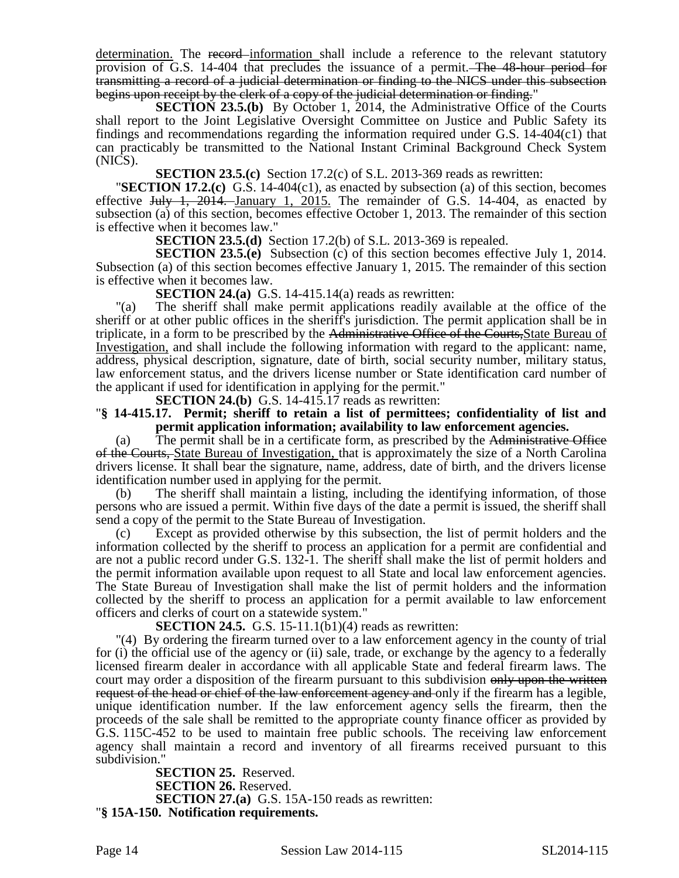determination. The ~~record~~ information shall include a reference to the relevant statutory provision of G.S. 14-404 that precludes the issuance of a permit. ~~The 48-hour period for transmitting a record of a judicial determination or finding to the NICS under this subsection begins upon receipt by the clerk of a copy of the judicial determination or finding.~~"

**SECTION 23.5.(b)** By October 1, 2014, the Administrative Office of the Courts shall report to the Joint Legislative Oversight Committee on Justice and Public Safety its findings and recommendations regarding the information required under G.S. 14-404(c1) that can practicably be transmitted to the National Instant Criminal Background Check System (NICS).

**SECTION 23.5.(c)** Section 17.2(c) of S.L. 2013-369 reads as rewritten:

"**SECTION 17.2.(c)** G.S. 14-404(c1), as enacted by subsection (a) of this section, becomes effective ~~July 1, 2014.~~ January 1, 2015. The remainder of G.S. 14-404, as enacted by subsection (a) of this section, becomes effective October 1, 2013. The remainder of this section is effective when it becomes law."

**SECTION 23.5.(d)** Section 17.2(b) of S.L. 2013-369 is repealed.

**SECTION 23.5.(e)** Subsection (c) of this section becomes effective July 1, 2014. Subsection (a) of this section becomes effective January 1, 2015. The remainder of this section is effective when it becomes law.

**SECTION 24.(a)** G.S. 14-415.14(a) reads as rewritten:

"(a) The sheriff shall make permit applications readily available at the office of the sheriff or at other public offices in the sheriff's jurisdiction. The permit application shall be in triplicate, in a form to be prescribed by the ~~Administrative Office of the Courts,~~State Bureau of Investigation, and shall include the following information with regard to the applicant: name, address, physical description, signature, date of birth, social security number, military status, law enforcement status, and the drivers license number or State identification card number of the applicant if used for identification in applying for the permit."

**SECTION 24.(b)** G.S. 14-415.17 reads as rewritten:

"**§ 14-415.17. Permit; sheriff to retain a list of permittees; confidentiality of list and permit application information; availability to law enforcement agencies.**

(a) The permit shall be in a certificate form, as prescribed by the ~~Administrative Office of the Courts,~~ State Bureau of Investigation, that is approximately the size of a North Carolina drivers license. It shall bear the signature, name, address, date of birth, and the drivers license identification number used in applying for the permit.

(b) The sheriff shall maintain a listing, including the identifying information, of those persons who are issued a permit. Within five days of the date a permit is issued, the sheriff shall send a copy of the permit to the State Bureau of Investigation.

(c) Except as provided otherwise by this subsection, the list of permit holders and the information collected by the sheriff to process an application for a permit are confidential and are not a public record under G.S. 132-1. The sheriff shall make the list of permit holders and the permit information available upon request to all State and local law enforcement agencies. The State Bureau of Investigation shall make the list of permit holders and the information collected by the sheriff to process an application for a permit available to law enforcement officers and clerks of court on a statewide system."

**SECTION 24.5.** G.S. 15-11.1(b1)(4) reads as rewritten:

"(4) By ordering the firearm turned over to a law enforcement agency in the county of trial for (i) the official use of the agency or (ii) sale, trade, or exchange by the agency to a federally licensed firearm dealer in accordance with all applicable State and federal firearm laws. The court may order a disposition of the firearm pursuant to this subdivision ~~only upon the written request of the head or chief of the law enforcement agency and~~ only if the firearm has a legible, unique identification number. If the law enforcement agency sells the firearm, then the proceeds of the sale shall be remitted to the appropriate county finance officer as provided by G.S. 115C-452 to be used to maintain free public schools. The receiving law enforcement agency shall maintain a record and inventory of all firearms received pursuant to this subdivision."

**SECTION 25.** Reserved.

**SECTION 26.** Reserved.

**SECTION 27.(a)** G.S. 15A-150 reads as rewritten:

"**§ 15A-150. Notification requirements.**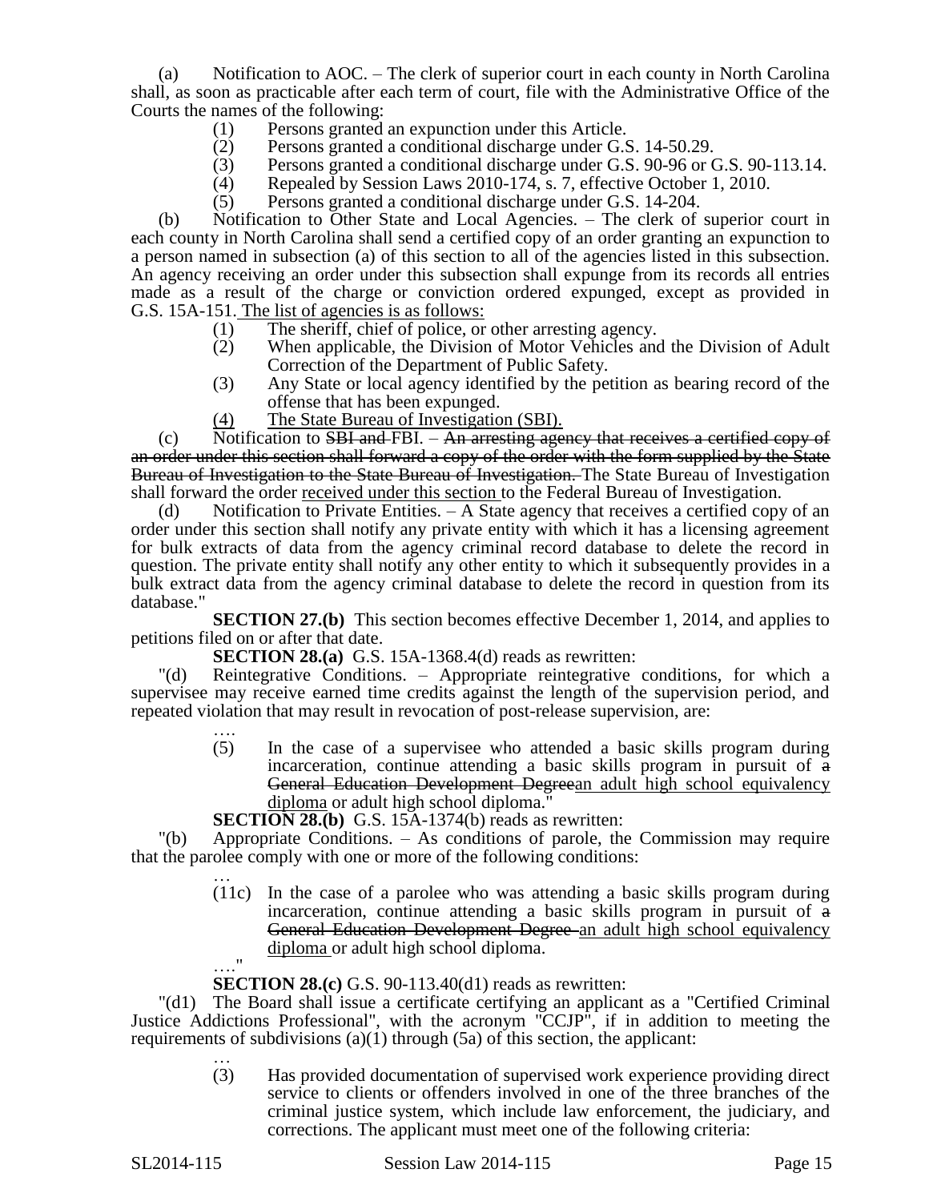(a) Notification to AOC. – The clerk of superior court in each county in North Carolina shall, as soon as practicable after each term of court, file with the Administrative Office of the Courts the names of the following:

(1) Persons granted an expunction under this Article.
(2) Persons granted a conditional discharge under G.S. 14-50.29.
(3) Persons granted a conditional discharge under G.S. 90-96 or G.S. 90-113.14.
(4) Repealed by Session Laws 2010-174, s. 7, effective October 1, 2010.
(5) Persons granted a conditional discharge under G.S. 14-204.

(b) Notification to Other State and Local Agencies. – The clerk of superior court in each county in North Carolina shall send a certified copy of an order granting an expunction to a person named in subsection (a) of this section to all of the agencies listed in this subsection. An agency receiving an order under this subsection shall expunge from its records all entries made as a result of the charge or conviction ordered expunged, except as provided in G.S. 15A-151. The list of agencies is as follows:

(1) The sheriff, chief of police, or other arresting agency.
(2) When applicable, the Division of Motor Vehicles and the Division of Adult Correction of the Department of Public Safety.
(3) Any State or local agency identified by the petition as bearing record of the offense that has been expunged.
(4) The State Bureau of Investigation (SBI).

(c) Notification to ~~SBI and~~ FBI. – ~~An arresting agency that receives a certified copy of an order under this section shall forward a copy of the order with the form supplied by the State Bureau of Investigation to the State Bureau of Investigation.~~ The State Bureau of Investigation shall forward the order received under this section to the Federal Bureau of Investigation.

(d) Notification to Private Entities. – A State agency that receives a certified copy of an order under this section shall notify any private entity with which it has a licensing agreement for bulk extracts of data from the agency criminal record database to delete the record in question. The private entity shall notify any other entity to which it subsequently provides in a bulk extract data from the agency criminal database to delete the record in question from its database."

**SECTION 27.(b)** This section becomes effective December 1, 2014, and applies to petitions filed on or after that date.

**SECTION 28.(a)** G.S. 15A-1368.4(d) reads as rewritten:

"(d) Reintegrative Conditions. – Appropriate reintegrative conditions, for which a supervisee may receive earned time credits against the length of the supervision period, and repeated violation that may result in revocation of post-release supervision, are:

….

(5) In the case of a supervisee who attended a basic skills program during incarceration, continue attending a basic skills program in pursuit of ~~a General Education Development Degree~~an adult high school equivalency diploma or adult high school diploma."

**SECTION 28.(b)** G.S. 15A-1374(b) reads as rewritten:

"(b) Appropriate Conditions. – As conditions of parole, the Commission may require that the parolee comply with one or more of the following conditions:

…

(11c) In the case of a parolee who was attending a basic skills program during incarceration, continue attending a basic skills program in pursuit of ~~a General Education Development Degree~~ an adult high school equivalency diploma or adult high school diploma.

…."

**SECTION 28.(c)** G.S. 90-113.40(d1) reads as rewritten:

"(d1) The Board shall issue a certificate certifying an applicant as a "Certified Criminal Justice Addictions Professional", with the acronym "CCJP", if in addition to meeting the requirements of subdivisions (a)(1) through (5a) of this section, the applicant:

…

(3) Has provided documentation of supervised work experience providing direct service to clients or offenders involved in one of the three branches of the criminal justice system, which include law enforcement, the judiciary, and corrections. The applicant must meet one of the following criteria: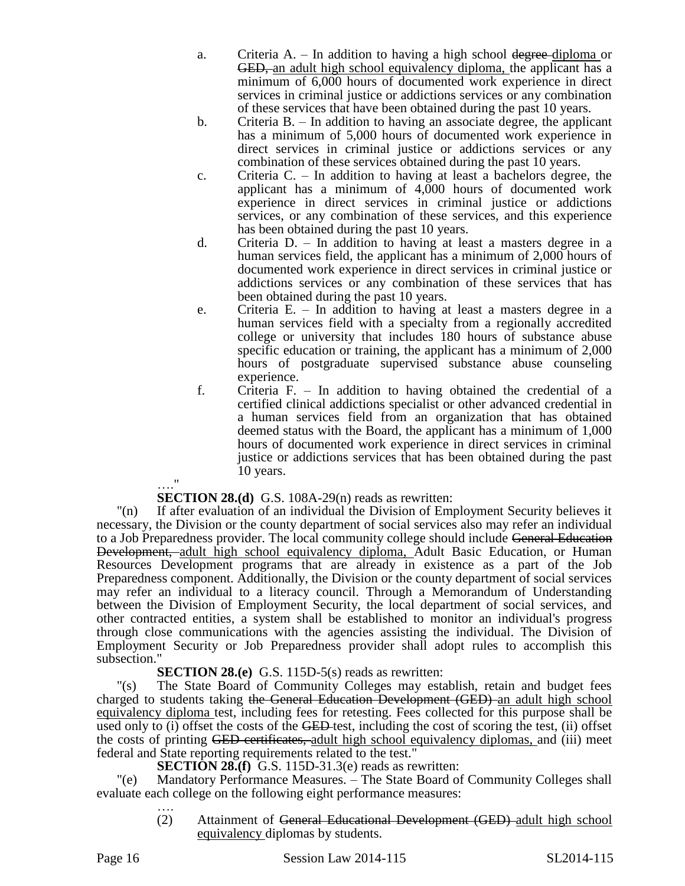a. Criteria A. – In addition to having a high school ~~degree~~ diploma or ~~GED,~~ an adult high school equivalency diploma, the applicant has a minimum of 6,000 hours of documented work experience in direct services in criminal justice or addictions services or any combination of these services that have been obtained during the past 10 years.

b. Criteria B. – In addition to having an associate degree, the applicant has a minimum of 5,000 hours of documented work experience in direct services in criminal justice or addictions services or any combination of these services obtained during the past 10 years.

c. Criteria C. – In addition to having at least a bachelors degree, the applicant has a minimum of 4,000 hours of documented work experience in direct services in criminal justice or addictions services, or any combination of these services, and this experience has been obtained during the past 10 years.

d. Criteria D. – In addition to having at least a masters degree in a human services field, the applicant has a minimum of 2,000 hours of documented work experience in direct services in criminal justice or addictions services or any combination of these services that has been obtained during the past 10 years.

e. Criteria E. – In addition to having at least a masters degree in a human services field with a specialty from a regionally accredited college or university that includes 180 hours of substance abuse specific education or training, the applicant has a minimum of 2,000 hours of postgraduate supervised substance abuse counseling experience.

f. Criteria F. – In addition to having obtained the credential of a certified clinical addictions specialist or other advanced credential in a human services field from an organization that has obtained deemed status with the Board, the applicant has a minimum of 1,000 hours of documented work experience in direct services in criminal justice or addictions services that has been obtained during the past 10 years.

…."

**SECTION 28.(d)** G.S. 108A-29(n) reads as rewritten:

"(n) If after evaluation of an individual the Division of Employment Security believes it necessary, the Division or the county department of social services also may refer an individual to a Job Preparedness provider. The local community college should include ~~General Education Development,~~ adult high school equivalency diploma, Adult Basic Education, or Human Resources Development programs that are already in existence as a part of the Job Preparedness component. Additionally, the Division or the county department of social services may refer an individual to a literacy council. Through a Memorandum of Understanding between the Division of Employment Security, the local department of social services, and other contracted entities, a system shall be established to monitor an individual's progress through close communications with the agencies assisting the individual. The Division of Employment Security or Job Preparedness provider shall adopt rules to accomplish this subsection."

**SECTION 28.(e)** G.S. 115D-5(s) reads as rewritten:

"(s) The State Board of Community Colleges may establish, retain and budget fees charged to students taking ~~the General Education Development (GED)~~ an adult high school equivalency diploma test, including fees for retesting. Fees collected for this purpose shall be used only to (i) offset the costs of the ~~GED~~ test, including the cost of scoring the test, (ii) offset the costs of printing ~~GED certificates,~~ adult high school equivalency diplomas, and (iii) meet federal and State reporting requirements related to the test."

**SECTION 28.(f)** G.S. 115D-31.3(e) reads as rewritten:

"(e) Mandatory Performance Measures. – The State Board of Community Colleges shall evaluate each college on the following eight performance measures:

….

(2) Attainment of ~~General Educational Development (GED)~~ adult high school equivalency diplomas by students.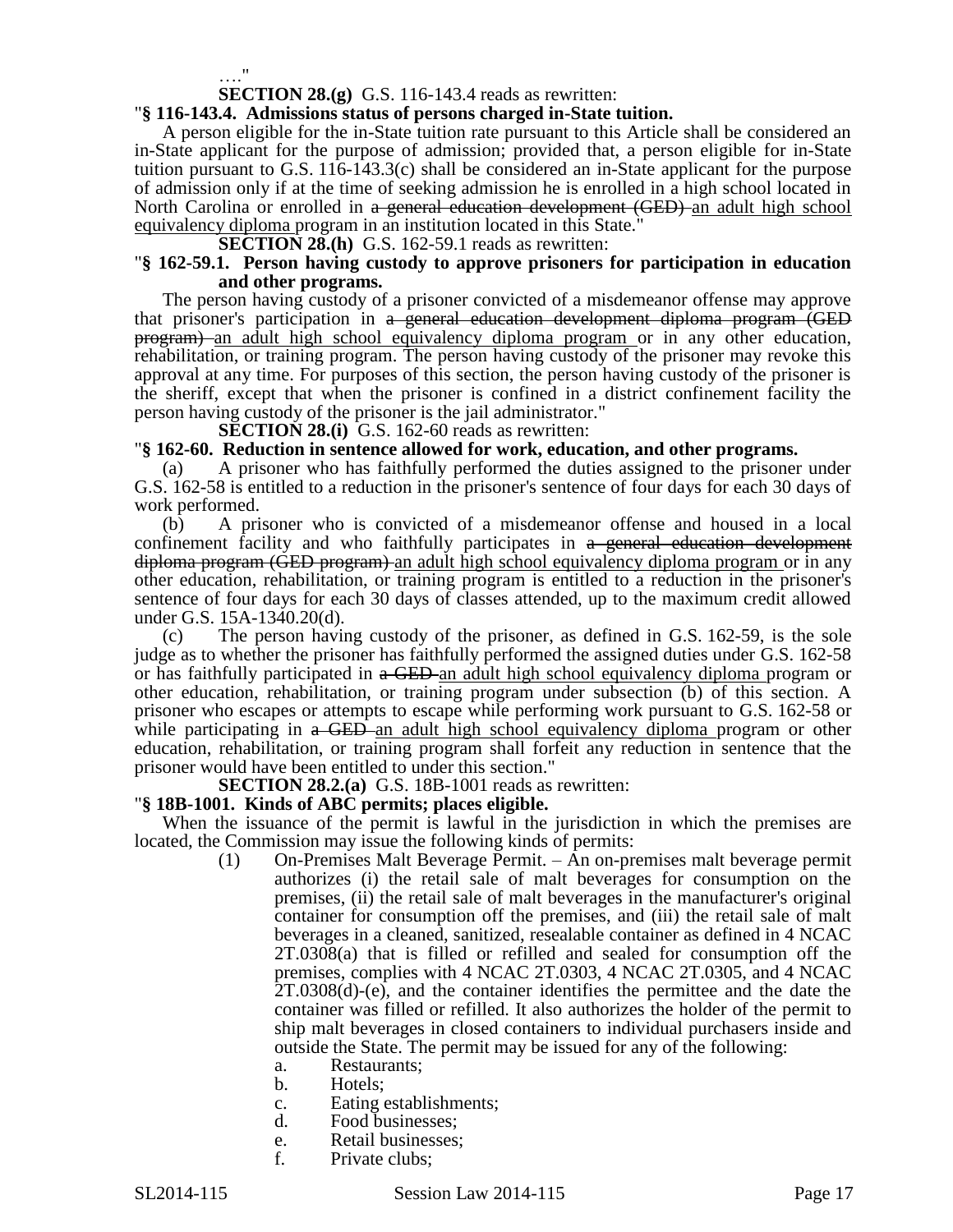…."

**SECTION 28.(g)** G.S. 116-143.4 reads as rewritten:

"**§ 116-143.4. Admissions status of persons charged in-State tuition.**

A person eligible for the in-State tuition rate pursuant to this Article shall be considered an in-State applicant for the purpose of admission; provided that, a person eligible for in-State tuition pursuant to G.S. 116-143.3(c) shall be considered an in-State applicant for the purpose of admission only if at the time of seeking admission he is enrolled in a high school located in North Carolina or enrolled in ~~a general education development (GED)~~ an adult high school equivalency diploma program in an institution located in this State."

**SECTION 28.(h)** G.S. 162-59.1 reads as rewritten:

"**§ 162-59.1. Person having custody to approve prisoners for participation in education and other programs.**

The person having custody of a prisoner convicted of a misdemeanor offense may approve that prisoner's participation in ~~a general education development diploma program (GED program)~~ an adult high school equivalency diploma program or in any other education, rehabilitation, or training program. The person having custody of the prisoner may revoke this approval at any time. For purposes of this section, the person having custody of the prisoner is the sheriff, except that when the prisoner is confined in a district confinement facility the person having custody of the prisoner is the jail administrator."

**SECTION 28.(i)** G.S. 162-60 reads as rewritten:

"**§ 162-60. Reduction in sentence allowed for work, education, and other programs.**

(a) A prisoner who has faithfully performed the duties assigned to the prisoner under G.S. 162-58 is entitled to a reduction in the prisoner's sentence of four days for each 30 days of work performed.

(b) A prisoner who is convicted of a misdemeanor offense and housed in a local confinement facility and who faithfully participates in ~~a general education development diploma program (GED program)~~ an adult high school equivalency diploma program or in any other education, rehabilitation, or training program is entitled to a reduction in the prisoner's sentence of four days for each 30 days of classes attended, up to the maximum credit allowed under G.S. 15A-1340.20(d).

(c) The person having custody of the prisoner, as defined in G.S. 162-59, is the sole judge as to whether the prisoner has faithfully performed the assigned duties under G.S. 162-58 or has faithfully participated in ~~a GED~~ an adult high school equivalency diploma program or other education, rehabilitation, or training program under subsection (b) of this section. A prisoner who escapes or attempts to escape while performing work pursuant to G.S. 162-58 or while participating in ~~a GED~~ an adult high school equivalency diploma program or other education, rehabilitation, or training program shall forfeit any reduction in sentence that the prisoner would have been entitled to under this section."

**SECTION 28.2.(a)** G.S. 18B-1001 reads as rewritten:

"**§ 18B-1001. Kinds of ABC permits; places eligible.**

When the issuance of the permit is lawful in the jurisdiction in which the premises are located, the Commission may issue the following kinds of permits:

(1) On-Premises Malt Beverage Permit. – An on-premises malt beverage permit authorizes (i) the retail sale of malt beverages for consumption on the premises, (ii) the retail sale of malt beverages in the manufacturer's original container for consumption off the premises, and (iii) the retail sale of malt beverages in a cleaned, sanitized, resealable container as defined in 4 NCAC 2T.0308(a) that is filled or refilled and sealed for consumption off the premises, complies with 4 NCAC 2T.0303, 4 NCAC 2T.0305, and 4 NCAC 2T.0308(d)-(e), and the container identifies the permittee and the date the container was filled or refilled. It also authorizes the holder of the permit to ship malt beverages in closed containers to individual purchasers inside and outside the State. The permit may be issued for any of the following:

a. Restaurants;
b. Hotels;
c. Eating establishments;
d. Food businesses;
e. Retail businesses;
f. Private clubs;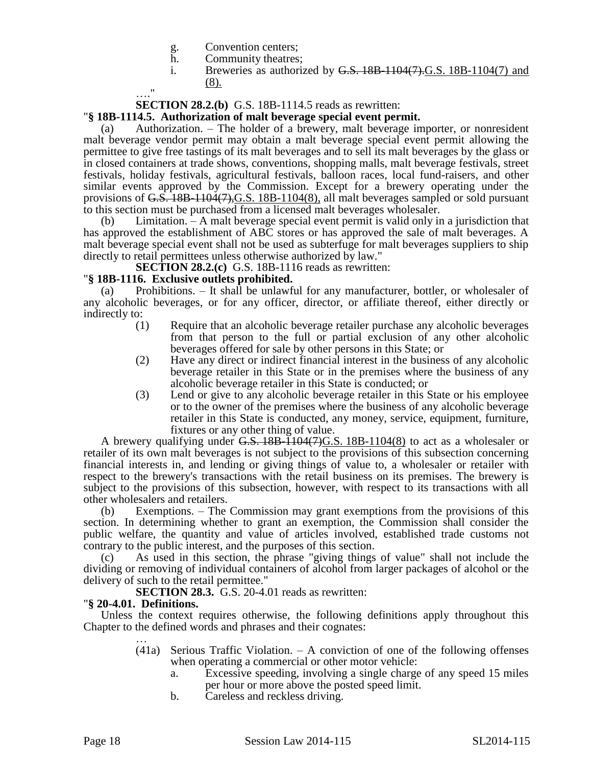g. Convention centers;
h. Community theatres;
i. Breweries as authorized by ~~G.S. 18B-1104(7).~~<u>G.S. 18B-1104(7) and (8).</u>

…."

**SECTION 28.2.(b)** G.S. 18B-1114.5 reads as rewritten:

"**§ 18B-1114.5. Authorization of malt beverage special event permit.**

(a) Authorization. – The holder of a brewery, malt beverage importer, or nonresident malt beverage vendor permit may obtain a malt beverage special event permit allowing the permittee to give free tastings of its malt beverages and to sell its malt beverages by the glass or in closed containers at trade shows, conventions, shopping malls, malt beverage festivals, street festivals, holiday festivals, agricultural festivals, balloon races, local fund-raisers, and other similar events approved by the Commission. Except for a brewery operating under the provisions of ~~G.S. 18B-1104(7),~~<u>G.S. 18B-1104(8),</u> all malt beverages sampled or sold pursuant to this section must be purchased from a licensed malt beverages wholesaler.

(b) Limitation. – A malt beverage special event permit is valid only in a jurisdiction that has approved the establishment of ABC stores or has approved the sale of malt beverages. A malt beverage special event shall not be used as subterfuge for malt beverages suppliers to ship directly to retail permittees unless otherwise authorized by law."

**SECTION 28.2.(c)** G.S. 18B-1116 reads as rewritten:

"**§ 18B-1116. Exclusive outlets prohibited.**

(a) Prohibitions. – It shall be unlawful for any manufacturer, bottler, or wholesaler of any alcoholic beverages, or for any officer, director, or affiliate thereof, either directly or indirectly to:

(1) Require that an alcoholic beverage retailer purchase any alcoholic beverages from that person to the full or partial exclusion of any other alcoholic beverages offered for sale by other persons in this State; or
(2) Have any direct or indirect financial interest in the business of any alcoholic beverage retailer in this State or in the premises where the business of any alcoholic beverage retailer in this State is conducted; or
(3) Lend or give to any alcoholic beverage retailer in this State or his employee or to the owner of the premises where the business of any alcoholic beverage retailer in this State is conducted, any money, service, equipment, furniture, fixtures or any other thing of value.

A brewery qualifying under ~~G.S. 18B-1104(7)~~<u>G.S. 18B-1104(8)</u> to act as a wholesaler or retailer of its own malt beverages is not subject to the provisions of this subsection concerning financial interests in, and lending or giving things of value to, a wholesaler or retailer with respect to the brewery's transactions with the retail business on its premises. The brewery is subject to the provisions of this subsection, however, with respect to its transactions with all other wholesalers and retailers.

(b) Exemptions. – The Commission may grant exemptions from the provisions of this section. In determining whether to grant an exemption, the Commission shall consider the public welfare, the quantity and value of articles involved, established trade customs not contrary to the public interest, and the purposes of this section.

(c) As used in this section, the phrase "giving things of value" shall not include the dividing or removing of individual containers of alcohol from larger packages of alcohol or the delivery of such to the retail permittee."

**SECTION 28.3.** G.S. 20-4.01 reads as rewritten:

"**§ 20-4.01. Definitions.**

Unless the context requires otherwise, the following definitions apply throughout this Chapter to the defined words and phrases and their cognates:

…

(41a) Serious Traffic Violation. – A conviction of one of the following offenses when operating a commercial or other motor vehicle:
a. Excessive speeding, involving a single charge of any speed 15 miles per hour or more above the posted speed limit.
b. Careless and reckless driving.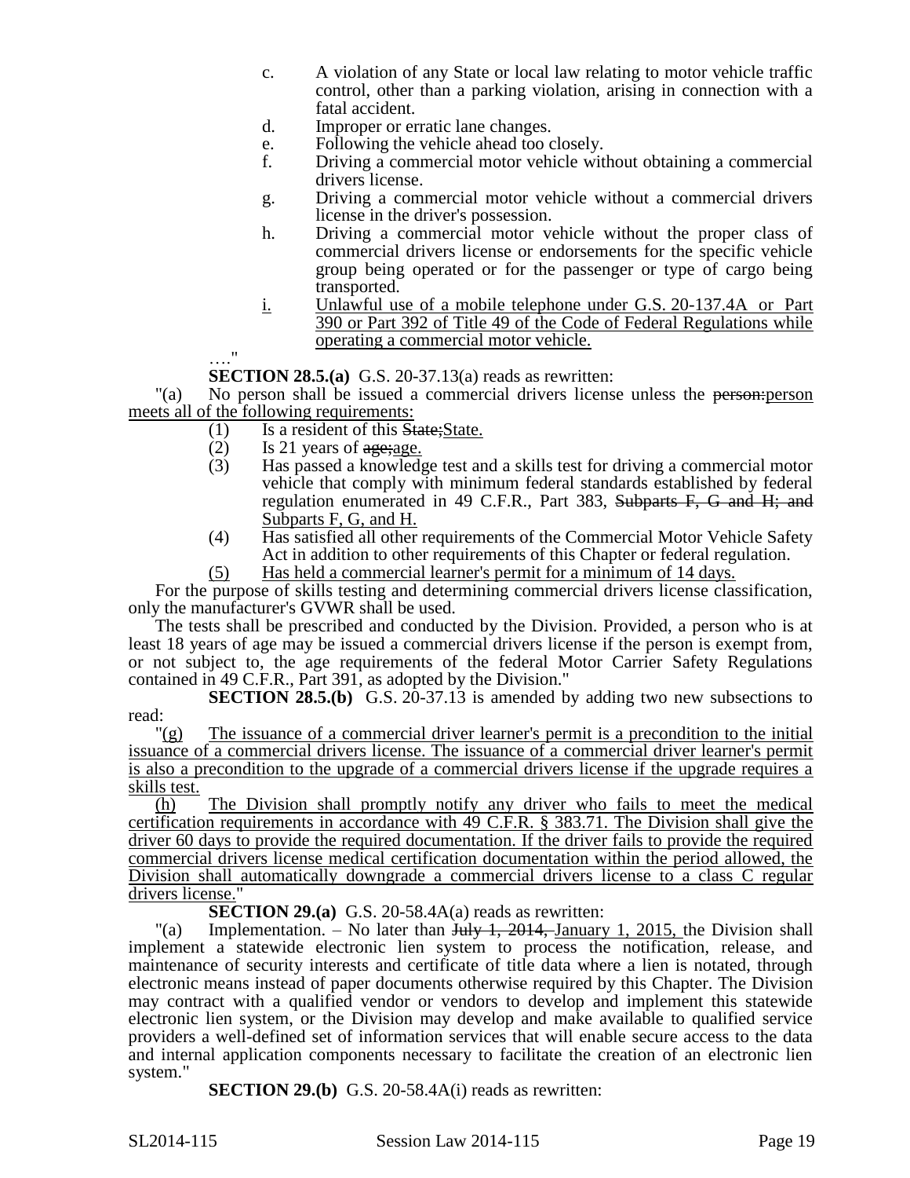c. A violation of any State or local law relating to motor vehicle traffic control, other than a parking violation, arising in connection with a fatal accident.

d. Improper or erratic lane changes.

e. Following the vehicle ahead too closely.

f. Driving a commercial motor vehicle without obtaining a commercial drivers license.

g. Driving a commercial motor vehicle without a commercial drivers license in the driver's possession.

h. Driving a commercial motor vehicle without the proper class of commercial drivers license or endorsements for the specific vehicle group being operated or for the passenger or type of cargo being transported.

i. Unlawful use of a mobile telephone under G.S. 20-137.4A or Part 390 or Part 392 of Title 49 of the Code of Federal Regulations while operating a commercial motor vehicle.

…."

**SECTION 28.5.(a)** G.S. 20-37.13(a) reads as rewritten:

"(a) No person shall be issued a commercial drivers license unless the ~~person:~~person meets all of the following requirements:

(1) Is a resident of this ~~State;~~State.

(2) Is 21 years of ~~age;~~age.

(3) Has passed a knowledge test and a skills test for driving a commercial motor vehicle that comply with minimum federal standards established by federal regulation enumerated in 49 C.F.R., Part 383, ~~Subparts F, G and H; and~~ Subparts F, G, and H.

(4) Has satisfied all other requirements of the Commercial Motor Vehicle Safety Act in addition to other requirements of this Chapter or federal regulation.

(5) Has held a commercial learner's permit for a minimum of 14 days.

For the purpose of skills testing and determining commercial drivers license classification, only the manufacturer's GVWR shall be used.

The tests shall be prescribed and conducted by the Division. Provided, a person who is at least 18 years of age may be issued a commercial drivers license if the person is exempt from, or not subject to, the age requirements of the federal Motor Carrier Safety Regulations contained in 49 C.F.R., Part 391, as adopted by the Division."

**SECTION 28.5.(b)** G.S. 20-37.13 is amended by adding two new subsections to read:

"(g) The issuance of a commercial driver learner's permit is a precondition to the initial issuance of a commercial drivers license. The issuance of a commercial driver learner's permit is also a precondition to the upgrade of a commercial drivers license if the upgrade requires a skills test.

(h) The Division shall promptly notify any driver who fails to meet the medical certification requirements in accordance with 49 C.F.R. § 383.71. The Division shall give the driver 60 days to provide the required documentation. If the driver fails to provide the required commercial drivers license medical certification documentation within the period allowed, the Division shall automatically downgrade a commercial drivers license to a class C regular drivers license."

**SECTION 29.(a)** G.S. 20-58.4A(a) reads as rewritten:

"(a) Implementation. – No later than ~~July 1, 2014,~~ January 1, 2015, the Division shall implement a statewide electronic lien system to process the notification, release, and maintenance of security interests and certificate of title data where a lien is notated, through electronic means instead of paper documents otherwise required by this Chapter. The Division may contract with a qualified vendor or vendors to develop and implement this statewide electronic lien system, or the Division may develop and make available to qualified service providers a well-defined set of information services that will enable secure access to the data and internal application components necessary to facilitate the creation of an electronic lien system."

**SECTION 29.(b)** G.S. 20-58.4A(i) reads as rewritten: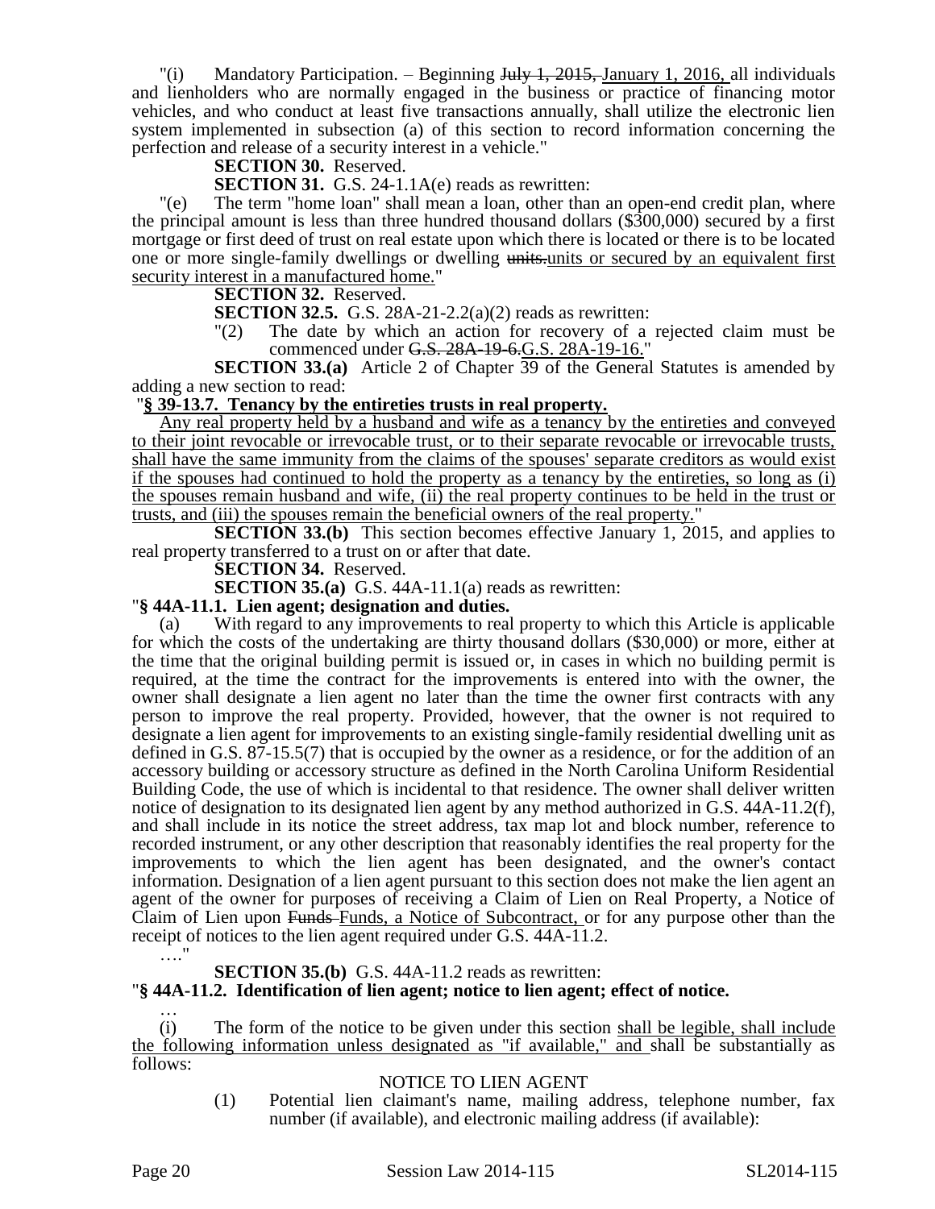"(i) Mandatory Participation. – Beginning ~~July 1, 2015,~~ January 1, 2016, all individuals and lienholders who are normally engaged in the business or practice of financing motor vehicles, and who conduct at least five transactions annually, shall utilize the electronic lien system implemented in subsection (a) of this section to record information concerning the perfection and release of a security interest in a vehicle."

**SECTION 30.** Reserved.

**SECTION 31.** G.S. 24-1.1A(e) reads as rewritten:

"(e) The term "home loan" shall mean a loan, other than an open-end credit plan, where the principal amount is less than three hundred thousand dollars ($300,000) secured by a first mortgage or first deed of trust on real estate upon which there is located or there is to be located one or more single-family dwellings or dwelling ~~units.~~units or secured by an equivalent first security interest in a manufactured home."

**SECTION 32.** Reserved.

**SECTION 32.5.** G.S. 28A-21-2.2(a)(2) reads as rewritten:

"(2) The date by which an action for recovery of a rejected claim must be commenced under ~~G.S. 28A-19-6.~~G.S. 28A-19-16."

**SECTION 33.(a)** Article 2 of Chapter 39 of the General Statutes is amended by adding a new section to read:

"**§ 39-13.7. Tenancy by the entireties trusts in real property.**

Any real property held by a husband and wife as a tenancy by the entireties and conveyed to their joint revocable or irrevocable trust, or to their separate revocable or irrevocable trusts, shall have the same immunity from the claims of the spouses' separate creditors as would exist if the spouses had continued to hold the property as a tenancy by the entireties, so long as (i) the spouses remain husband and wife, (ii) the real property continues to be held in the trust or trusts, and (iii) the spouses remain the beneficial owners of the real property."

**SECTION 33.(b)** This section becomes effective January 1, 2015, and applies to real property transferred to a trust on or after that date.

**SECTION 34.** Reserved.

**SECTION 35.(a)** G.S. 44A-11.1(a) reads as rewritten:

"**§ 44A-11.1. Lien agent; designation and duties.**

(a) With regard to any improvements to real property to which this Article is applicable for which the costs of the undertaking are thirty thousand dollars ($30,000) or more, either at the time that the original building permit is issued or, in cases in which no building permit is required, at the time the contract for the improvements is entered into with the owner, the owner shall designate a lien agent no later than the time the owner first contracts with any person to improve the real property. Provided, however, that the owner is not required to designate a lien agent for improvements to an existing single-family residential dwelling unit as defined in G.S. 87-15.5(7) that is occupied by the owner as a residence, or for the addition of an accessory building or accessory structure as defined in the North Carolina Uniform Residential Building Code, the use of which is incidental to that residence. The owner shall deliver written notice of designation to its designated lien agent by any method authorized in G.S. 44A-11.2(f), and shall include in its notice the street address, tax map lot and block number, reference to recorded instrument, or any other description that reasonably identifies the real property for the improvements to which the lien agent has been designated, and the owner's contact information. Designation of a lien agent pursuant to this section does not make the lien agent an agent of the owner for purposes of receiving a Claim of Lien on Real Property, a Notice of Claim of Lien upon ~~Funds~~ Funds, a Notice of Subcontract, or for any purpose other than the receipt of notices to the lien agent required under G.S. 44A-11.2.

…."

**SECTION 35.(b)** G.S. 44A-11.2 reads as rewritten:

"**§ 44A-11.2. Identification of lien agent; notice to lien agent; effect of notice.**

…

(i) The form of the notice to be given under this section shall be legible, shall include the following information unless designated as "if available," and shall be substantially as follows:

NOTICE TO LIEN AGENT

(1) Potential lien claimant's name, mailing address, telephone number, fax number (if available), and electronic mailing address (if available):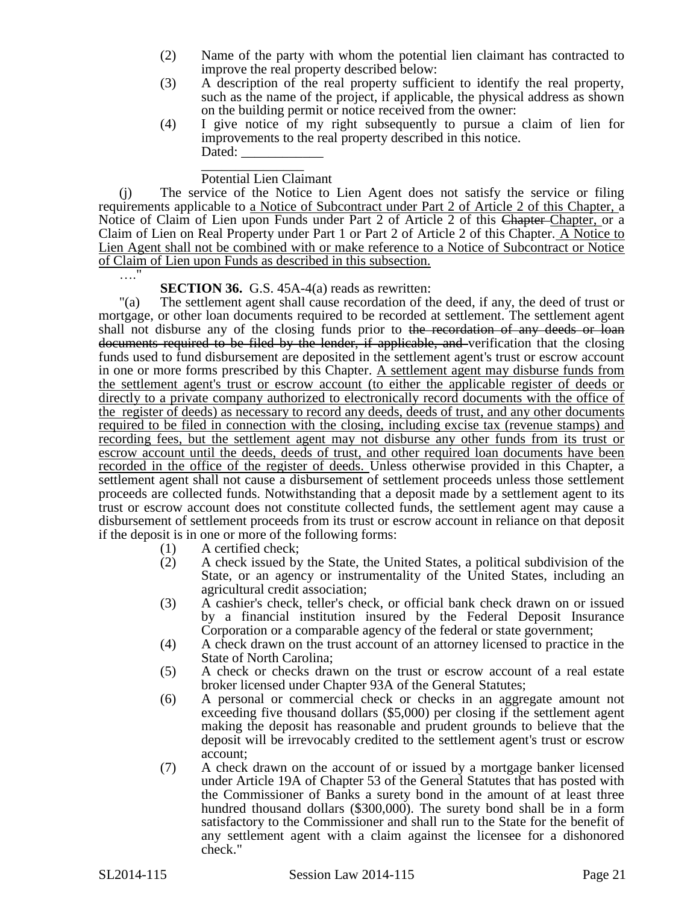(2) Name of the party with whom the potential lien claimant has contracted to improve the real property described below:

(3) A description of the real property sufficient to identify the real property, such as the name of the project, if applicable, the physical address as shown on the building permit or notice received from the owner:

(4) I give notice of my right subsequently to pursue a claim of lien for improvements to the real property described in this notice.

Dated: ____________

________________

Potential Lien Claimant

(j) The service of the Notice to Lien Agent does not satisfy the service or filing requirements applicable to <u>a Notice of Subcontract under Part 2 of Article 2 of this Chapter,</u> a Notice of Claim of Lien upon Funds under Part 2 of Article 2 of this ~~Chapter~~ <u>Chapter,</u> or a Claim of Lien on Real Property under Part 1 or Part 2 of Article 2 of this Chapter. <u>A Notice to Lien Agent shall not be combined with or make reference to a Notice of Subcontract or Notice of Claim of Lien upon Funds as described in this subsection.</u>

…."

**SECTION 36.** G.S. 45A-4(a) reads as rewritten:

"(a) The settlement agent shall cause recordation of the deed, if any, the deed of trust or mortgage, or other loan documents required to be recorded at settlement. The settlement agent shall not disburse any of the closing funds prior to ~~the recordation of any deeds or loan documents required to be filed by the lender, if applicable, and~~ verification that the closing funds used to fund disbursement are deposited in the settlement agent's trust or escrow account in one or more forms prescribed by this Chapter. <u>A settlement agent may disburse funds from the settlement agent's trust or escrow account (to either the applicable register of deeds or directly to a private company authorized to electronically record documents with the office of the register of deeds) as necessary to record any deeds, deeds of trust, and any other documents required to be filed in connection with the closing, including excise tax (revenue stamps) and recording fees, but the settlement agent may not disburse any other funds from its trust or escrow account until the deeds, deeds of trust, and other required loan documents have been recorded in the office of the register of deeds.</u> Unless otherwise provided in this Chapter, a settlement agent shall not cause a disbursement of settlement proceeds unless those settlement proceeds are collected funds. Notwithstanding that a deposit made by a settlement agent to its trust or escrow account does not constitute collected funds, the settlement agent may cause a disbursement of settlement proceeds from its trust or escrow account in reliance on that deposit if the deposit is in one or more of the following forms:

(1) A certified check;

(2) A check issued by the State, the United States, a political subdivision of the State, or an agency or instrumentality of the United States, including an agricultural credit association;

(3) A cashier's check, teller's check, or official bank check drawn on or issued by a financial institution insured by the Federal Deposit Insurance Corporation or a comparable agency of the federal or state government;

(4) A check drawn on the trust account of an attorney licensed to practice in the State of North Carolina;

(5) A check or checks drawn on the trust or escrow account of a real estate broker licensed under Chapter 93A of the General Statutes;

(6) A personal or commercial check or checks in an aggregate amount not exceeding five thousand dollars ($5,000) per closing if the settlement agent making the deposit has reasonable and prudent grounds to believe that the deposit will be irrevocably credited to the settlement agent's trust or escrow account;

(7) A check drawn on the account of or issued by a mortgage banker licensed under Article 19A of Chapter 53 of the General Statutes that has posted with the Commissioner of Banks a surety bond in the amount of at least three hundred thousand dollars ($300,000). The surety bond shall be in a form satisfactory to the Commissioner and shall run to the State for the benefit of any settlement agent with a claim against the licensee for a dishonored check."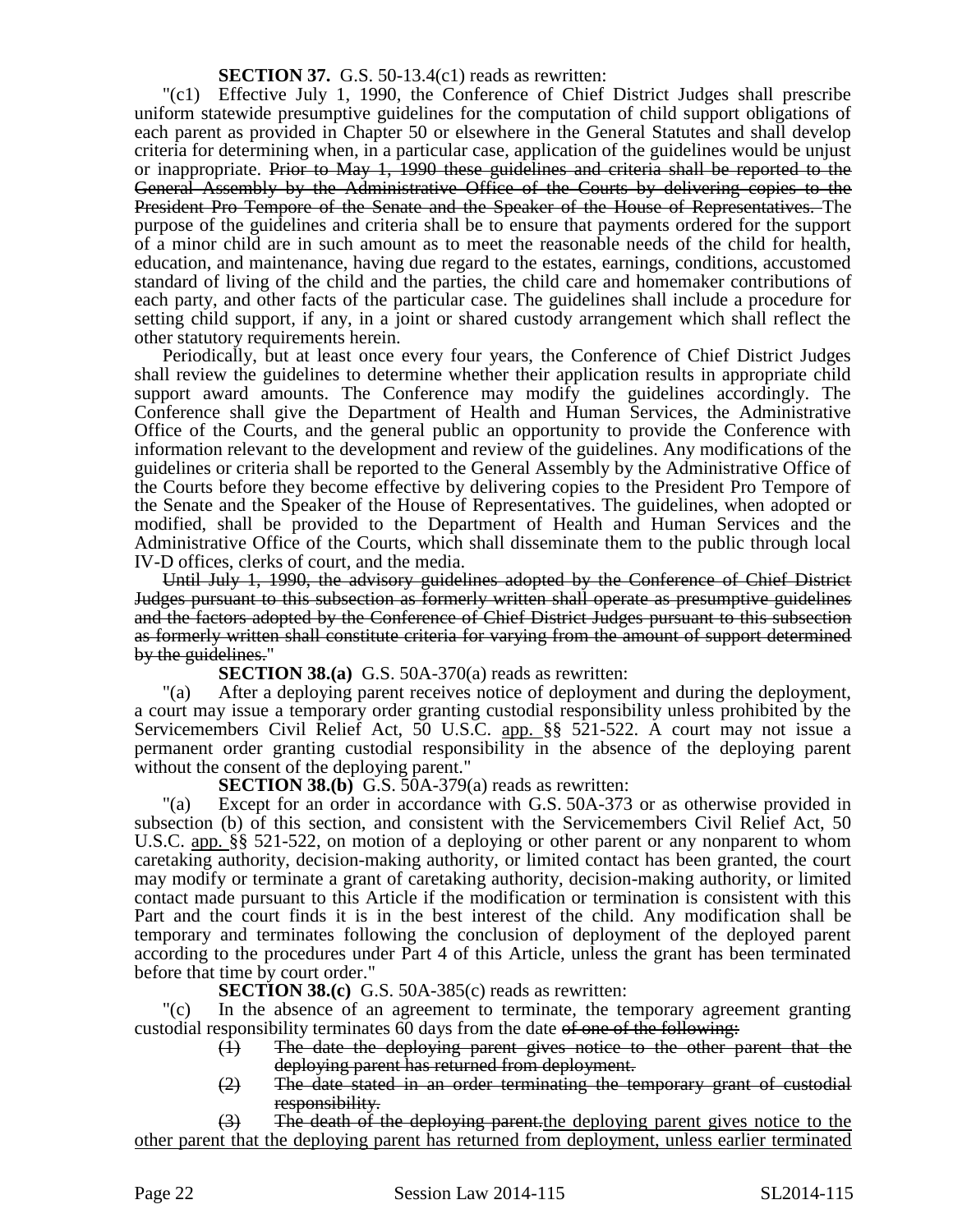**SECTION 37.** G.S. 50-13.4(c1) reads as rewritten:

"(c1) Effective July 1, 1990, the Conference of Chief District Judges shall prescribe uniform statewide presumptive guidelines for the computation of child support obligations of each parent as provided in Chapter 50 or elsewhere in the General Statutes and shall develop criteria for determining when, in a particular case, application of the guidelines would be unjust or inappropriate. ~~Prior to May 1, 1990 these guidelines and criteria shall be reported to the General Assembly by the Administrative Office of the Courts by delivering copies to the President Pro Tempore of the Senate and the Speaker of the House of Representatives.~~ The purpose of the guidelines and criteria shall be to ensure that payments ordered for the support of a minor child are in such amount as to meet the reasonable needs of the child for health, education, and maintenance, having due regard to the estates, earnings, conditions, accustomed standard of living of the child and the parties, the child care and homemaker contributions of each party, and other facts of the particular case. The guidelines shall include a procedure for setting child support, if any, in a joint or shared custody arrangement which shall reflect the other statutory requirements herein.

Periodically, but at least once every four years, the Conference of Chief District Judges shall review the guidelines to determine whether their application results in appropriate child support award amounts. The Conference may modify the guidelines accordingly. The Conference shall give the Department of Health and Human Services, the Administrative Office of the Courts, and the general public an opportunity to provide the Conference with information relevant to the development and review of the guidelines. Any modifications of the guidelines or criteria shall be reported to the General Assembly by the Administrative Office of the Courts before they become effective by delivering copies to the President Pro Tempore of the Senate and the Speaker of the House of Representatives. The guidelines, when adopted or modified, shall be provided to the Department of Health and Human Services and the Administrative Office of the Courts, which shall disseminate them to the public through local IV-D offices, clerks of court, and the media.

~~Until July 1, 1990, the advisory guidelines adopted by the Conference of Chief District Judges pursuant to this subsection as formerly written shall operate as presumptive guidelines and the factors adopted by the Conference of Chief District Judges pursuant to this subsection as formerly written shall constitute criteria for varying from the amount of support determined by the guidelines.~~"

**SECTION 38.(a)** G.S. 50A-370(a) reads as rewritten:

"(a) After a deploying parent receives notice of deployment and during the deployment, a court may issue a temporary order granting custodial responsibility unless prohibited by the Servicemembers Civil Relief Act, 50 U.S.C. <u>app.</u> §§ 521-522. A court may not issue a permanent order granting custodial responsibility in the absence of the deploying parent without the consent of the deploying parent."

**SECTION 38.(b)** G.S. 50A-379(a) reads as rewritten:

"(a) Except for an order in accordance with G.S. 50A-373 or as otherwise provided in subsection (b) of this section, and consistent with the Servicemembers Civil Relief Act, 50 U.S.C. <u>app.</u> §§ 521-522, on motion of a deploying or other parent or any nonparent to whom caretaking authority, decision-making authority, or limited contact has been granted, the court may modify or terminate a grant of caretaking authority, decision-making authority, or limited contact made pursuant to this Article if the modification or termination is consistent with this Part and the court finds it is in the best interest of the child. Any modification shall be temporary and terminates following the conclusion of deployment of the deployed parent according to the procedures under Part 4 of this Article, unless the grant has been terminated before that time by court order."

**SECTION 38.(c)** G.S. 50A-385(c) reads as rewritten:

"(c) In the absence of an agreement to terminate, the temporary agreement granting custodial responsibility terminates 60 days from the date ~~of one of the following:~~

~~(1) The date the deploying parent gives notice to the other parent that the deploying parent has returned from deployment.~~

~~(2) The date stated in an order terminating the temporary grant of custodial responsibility.~~

~~(3) The death of the deploying parent.~~<u>the deploying parent gives notice to the other parent that the deploying parent has returned from deployment, unless earlier terminated</u>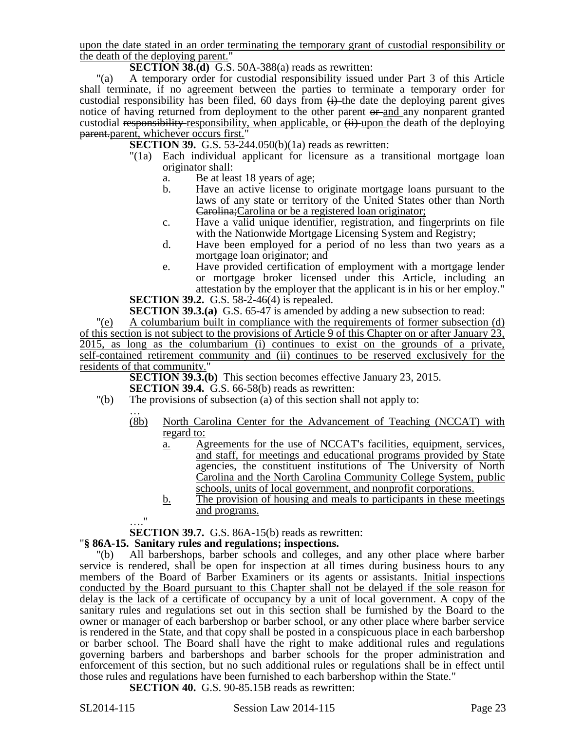upon the date stated in an order terminating the temporary grant of custodial responsibility or the death of the deploying parent."

**SECTION 38.(d)** G.S. 50A-388(a) reads as rewritten:

"(a) A temporary order for custodial responsibility issued under Part 3 of this Article shall terminate, if no agreement between the parties to terminate a temporary order for custodial responsibility has been filed, 60 days from ~~(i)~~ the date the deploying parent gives notice of having returned from deployment to the other parent ~~or~~ and any nonparent granted custodial ~~responsibility~~ responsibility, when applicable, or ~~(ii)~~ upon the death of the deploying ~~parent.~~parent, whichever occurs first."

**SECTION 39.** G.S. 53-244.050(b)(1a) reads as rewritten:

"(1a) Each individual applicant for licensure as a transitional mortgage loan originator shall:

a. Be at least 18 years of age;
b. Have an active license to originate mortgage loans pursuant to the laws of any state or territory of the United States other than North ~~Carolina;~~Carolina or be a registered loan originator;
c. Have a valid unique identifier, registration, and fingerprints on file with the Nationwide Mortgage Licensing System and Registry;
d. Have been employed for a period of no less than two years as a mortgage loan originator; and
e. Have provided certification of employment with a mortgage lender or mortgage broker licensed under this Article, including an attestation by the employer that the applicant is in his or her employ."

**SECTION 39.2.** G.S. 58-2-46(4) is repealed.

**SECTION 39.3.(a)** G.S. 65-47 is amended by adding a new subsection to read:

"(e) A columbarium built in compliance with the requirements of former subsection (d) of this section is not subject to the provisions of Article 9 of this Chapter on or after January 23, 2015, as long as the columbarium (i) continues to exist on the grounds of a private, self-contained retirement community and (ii) continues to be reserved exclusively for the residents of that community."

**SECTION 39.3.(b)** This section becomes effective January 23, 2015.

**SECTION 39.4.** G.S. 66-58(b) reads as rewritten:

"(b) The provisions of subsection (a) of this section shall not apply to:

…

(8b) North Carolina Center for the Advancement of Teaching (NCCAT) with regard to:

a. Agreements for the use of NCCAT's facilities, equipment, services, and staff, for meetings and educational programs provided by State agencies, the constituent institutions of The University of North Carolina and the North Carolina Community College System, public schools, units of local government, and nonprofit corporations.
b. The provision of housing and meals to participants in these meetings and programs.

…."

**SECTION 39.7.** G.S. 86A-15(b) reads as rewritten:

"**§ 86A-15. Sanitary rules and regulations; inspections.**

"(b) All barbershops, barber schools and colleges, and any other place where barber service is rendered, shall be open for inspection at all times during business hours to any members of the Board of Barber Examiners or its agents or assistants. Initial inspections conducted by the Board pursuant to this Chapter shall not be delayed if the sole reason for delay is the lack of a certificate of occupancy by a unit of local government. A copy of the sanitary rules and regulations set out in this section shall be furnished by the Board to the owner or manager of each barbershop or barber school, or any other place where barber service is rendered in the State, and that copy shall be posted in a conspicuous place in each barbershop or barber school. The Board shall have the right to make additional rules and regulations governing barbers and barbershops and barber schools for the proper administration and enforcement of this section, but no such additional rules or regulations shall be in effect until those rules and regulations have been furnished to each barbershop within the State."

**SECTION 40.** G.S. 90-85.15B reads as rewritten: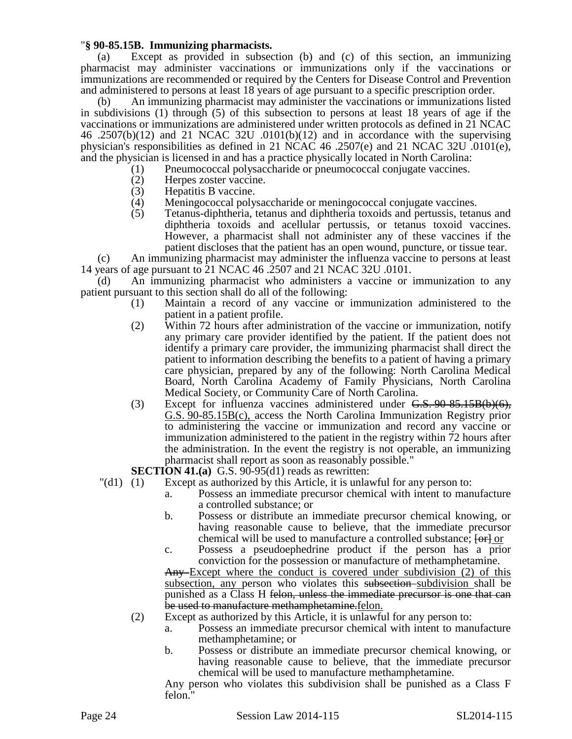"**§ 90-85.15B. Immunizing pharmacists.**

(a) Except as provided in subsection (b) and (c) of this section, an immunizing pharmacist may administer vaccinations or immunizations only if the vaccinations or immunizations are recommended or required by the Centers for Disease Control and Prevention and administered to persons at least 18 years of age pursuant to a specific prescription order.

(b) An immunizing pharmacist may administer the vaccinations or immunizations listed in subdivisions (1) through (5) of this subsection to persons at least 18 years of age if the vaccinations or immunizations are administered under written protocols as defined in 21 NCAC 46 .2507(b)(12) and 21 NCAC 32U .0101(b)(12) and in accordance with the supervising physician's responsibilities as defined in 21 NCAC 46 .2507(e) and 21 NCAC 32U .0101(e), and the physician is licensed in and has a practice physically located in North Carolina:

- (1) Pneumococcal polysaccharide or pneumococcal conjugate vaccines.
- (2) Herpes zoster vaccine.
- (3) Hepatitis B vaccine.
- (4) Meningococcal polysaccharide or meningococcal conjugate vaccines.
- (5) Tetanus-diphtheria, tetanus and diphtheria toxoids and pertussis, tetanus and diphtheria toxoids and acellular pertussis, or tetanus toxoid vaccines. However, a pharmacist shall not administer any of these vaccines if the patient discloses that the patient has an open wound, puncture, or tissue tear.

(c) An immunizing pharmacist may administer the influenza vaccine to persons at least 14 years of age pursuant to 21 NCAC 46 .2507 and 21 NCAC 32U .0101.

(d) An immunizing pharmacist who administers a vaccine or immunization to any patient pursuant to this section shall do all of the following:

- (1) Maintain a record of any vaccine or immunization administered to the patient in a patient profile.
- (2) Within 72 hours after administration of the vaccine or immunization, notify any primary care provider identified by the patient. If the patient does not identify a primary care provider, the immunizing pharmacist shall direct the patient to information describing the benefits to a patient of having a primary care physician, prepared by any of the following: North Carolina Medical Board, North Carolina Academy of Family Physicians, North Carolina Medical Society, or Community Care of North Carolina.
- (3) Except for influenza vaccines administered under ~~G.S. 90-85.15B(b)(6),~~ <u>G.S. 90-85.15B(c),</u> access the North Carolina Immunization Registry prior to administering the vaccine or immunization and record any vaccine or immunization administered to the patient in the registry within 72 hours after the administration. In the event the registry is not operable, an immunizing pharmacist shall report as soon as reasonably possible."

**SECTION 41.(a)** G.S. 90-95(d1) reads as rewritten:

"(d1) (1) Except as authorized by this Article, it is unlawful for any person to:

- a. Possess an immediate precursor chemical with intent to manufacture a controlled substance; or
- b. Possess or distribute an immediate precursor chemical knowing, or having reasonable cause to believe, that the immediate precursor chemical will be used to manufacture a controlled substance; ~~[or]~~ <u>or</u>
- c. Possess a pseudoephedrine product if the person has a prior conviction for the possession or manufacture of methamphetamine.

~~Any~~ <u>Except where the conduct is covered under subdivision (2) of this subsection, any</u> person who violates this ~~subsection~~ <u>subdivision</u> shall be punished as a Class H ~~felon, unless the immediate precursor is one that can be used to manufacture methamphetamine.~~<u>felon.</u>

(2) Except as authorized by this Article, it is unlawful for any person to:

- a. Possess an immediate precursor chemical with intent to manufacture methamphetamine; or
- b. Possess or distribute an immediate precursor chemical knowing, or having reasonable cause to believe, that the immediate precursor chemical will be used to manufacture methamphetamine.

Any person who violates this subdivision shall be punished as a Class F felon."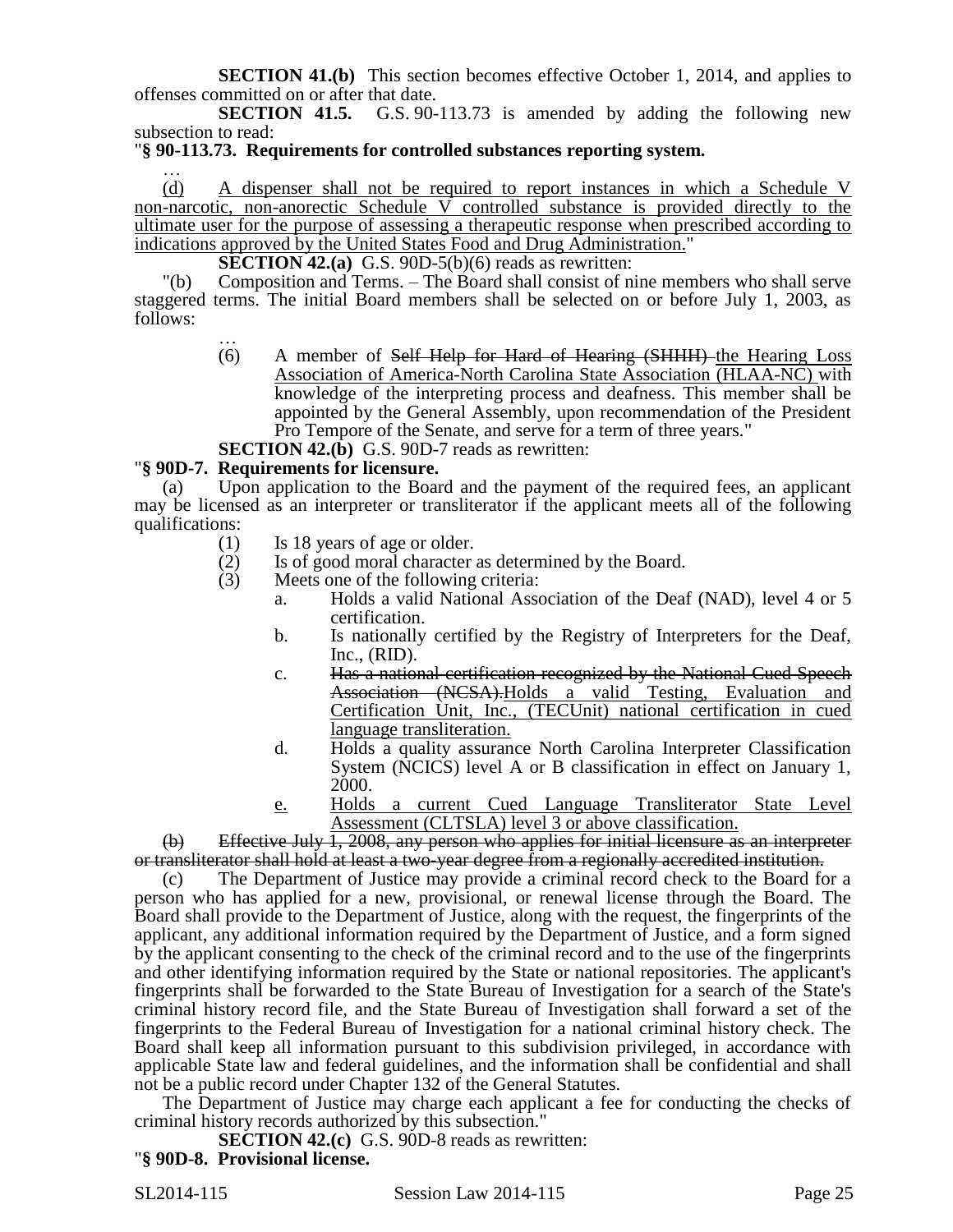**SECTION 41.(b)** This section becomes effective October 1, 2014, and applies to offenses committed on or after that date.

**SECTION 41.5.** G.S. 90-113.73 is amended by adding the following new subsection to read:

"**§ 90-113.73. Requirements for controlled substances reporting system.**

…

(d) A dispenser shall not be required to report instances in which a Schedule V non-narcotic, non-anorectic Schedule V controlled substance is provided directly to the ultimate user for the purpose of assessing a therapeutic response when prescribed according to indications approved by the United States Food and Drug Administration."

**SECTION 42.(a)** G.S. 90D-5(b)(6) reads as rewritten:

"(b) Composition and Terms. – The Board shall consist of nine members who shall serve staggered terms. The initial Board members shall be selected on or before July 1, 2003, as follows:

…

(6) A member of ~~Self Help for Hard of Hearing (SHHH)~~ the Hearing Loss Association of America-North Carolina State Association (HLAA-NC) with knowledge of the interpreting process and deafness. This member shall be appointed by the General Assembly, upon recommendation of the President Pro Tempore of the Senate, and serve for a term of three years."

**SECTION 42.(b)** G.S. 90D-7 reads as rewritten:

"**§ 90D-7. Requirements for licensure.**

(a) Upon application to the Board and the payment of the required fees, an applicant may be licensed as an interpreter or transliterator if the applicant meets all of the following qualifications:

(1) Is 18 years of age or older.

(2) Is of good moral character as determined by the Board.

(3) Meets one of the following criteria:

a. Holds a valid National Association of the Deaf (NAD), level 4 or 5 certification.

b. Is nationally certified by the Registry of Interpreters for the Deaf, Inc., (RID).

c. ~~Has a national certification recognized by the National Cued Speech Association (NCSA).~~Holds a valid Testing, Evaluation and Certification Unit, Inc., (TECUnit) national certification in cued language transliteration.

d. Holds a quality assurance North Carolina Interpreter Classification System (NCICS) level A or B classification in effect on January 1, 2000.

e. Holds a current Cued Language Transliterator State Level Assessment (CLTSLA) level 3 or above classification.

~~(b) Effective July 1, 2008, any person who applies for initial licensure as an interpreter or transliterator shall hold at least a two-year degree from a regionally accredited institution.~~

(c) The Department of Justice may provide a criminal record check to the Board for a person who has applied for a new, provisional, or renewal license through the Board. The Board shall provide to the Department of Justice, along with the request, the fingerprints of the applicant, any additional information required by the Department of Justice, and a form signed by the applicant consenting to the check of the criminal record and to the use of the fingerprints and other identifying information required by the State or national repositories. The applicant's fingerprints shall be forwarded to the State Bureau of Investigation for a search of the State's criminal history record file, and the State Bureau of Investigation shall forward a set of the fingerprints to the Federal Bureau of Investigation for a national criminal history check. The Board shall keep all information pursuant to this subdivision privileged, in accordance with applicable State law and federal guidelines, and the information shall be confidential and shall not be a public record under Chapter 132 of the General Statutes.

The Department of Justice may charge each applicant a fee for conducting the checks of criminal history records authorized by this subsection."

**SECTION 42.(c)** G.S. 90D-8 reads as rewritten:

"**§ 90D-8. Provisional license.**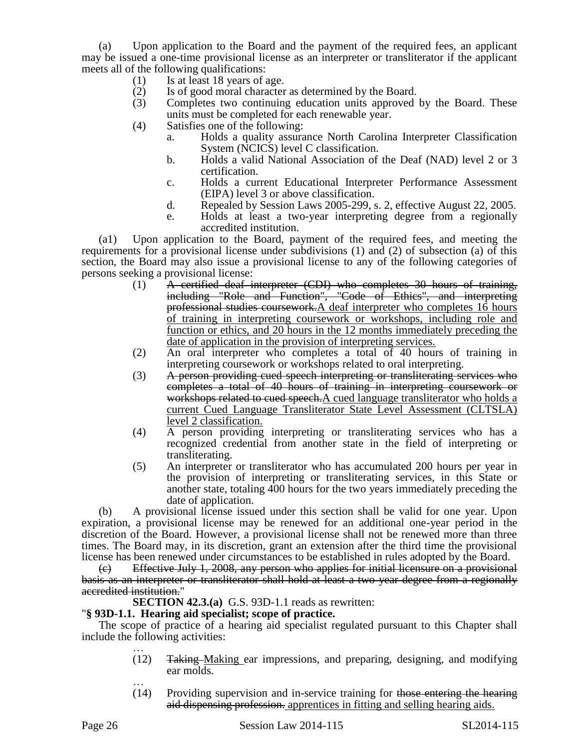(a) Upon application to the Board and the payment of the required fees, an applicant may be issued a one-time provisional license as an interpreter or transliterator if the applicant meets all of the following qualifications:

(1) Is at least 18 years of age.
(2) Is of good moral character as determined by the Board.
(3) Completes two continuing education units approved by the Board. These units must be completed for each renewable year.
(4) Satisfies one of the following:
   a. Holds a quality assurance North Carolina Interpreter Classification System (NCICS) level C classification.
   b. Holds a valid National Association of the Deaf (NAD) level 2 or 3 certification.
   c. Holds a current Educational Interpreter Performance Assessment (EIPA) level 3 or above classification.
   d. Repealed by Session Laws 2005-299, s. 2, effective August 22, 2005.
   e. Holds at least a two-year interpreting degree from a regionally accredited institution.

(a1) Upon application to the Board, payment of the required fees, and meeting the requirements for a provisional license under subdivisions (1) and (2) of subsection (a) of this section, the Board may also issue a provisional license to any of the following categories of persons seeking a provisional license:

(1) ~~A certified deaf interpreter (CDI) who completes 30 hours of training, including "Role and Function", "Code of Ethics", and interpreting professional studies coursework.~~<u>A deaf interpreter who completes 16 hours of training in interpreting coursework or workshops, including role and function or ethics, and 20 hours in the 12 months immediately preceding the date of application in the provision of interpreting services.</u>
(2) An oral interpreter who completes a total of 40 hours of training in interpreting coursework or workshops related to oral interpreting.
(3) ~~A person providing cued speech interpreting or transliterating services who completes a total of 40 hours of training in interpreting coursework or workshops related to cued speech.~~<u>A cued language transliterator who holds a current Cued Language Transliterator State Level Assessment (CLTSLA) level 2 classification.</u>
(4) A person providing interpreting or transliterating services who has a recognized credential from another state in the field of interpreting or transliterating.
(5) An interpreter or transliterator who has accumulated 200 hours per year in the provision of interpreting or transliterating services, in this State or another state, totaling 400 hours for the two years immediately preceding the date of application.

(b) A provisional license issued under this section shall be valid for one year. Upon expiration, a provisional license may be renewed for an additional one-year period in the discretion of the Board. However, a provisional license shall not be renewed more than three times. The Board may, in its discretion, grant an extension after the third time the provisional license has been renewed under circumstances to be established in rules adopted by the Board.

~~(c) Effective July 1, 2008, any person who applies for initial licensure on a provisional basis as an interpreter or transliterator shall hold at least a two-year degree from a regionally accredited institution.~~"

**SECTION 42.3.(a)** G.S. 93D-1.1 reads as rewritten:

"**§ 93D-1.1. Hearing aid specialist; scope of practice.**

The scope of practice of a hearing aid specialist regulated pursuant to this Chapter shall include the following activities:

…

(12) ~~Taking~~ <u>Making</u> ear impressions, and preparing, designing, and modifying ear molds.

…

(14) Providing supervision and in-service training for ~~those entering the hearing aid dispensing profession.~~ <u>apprentices in fitting and selling hearing aids.</u>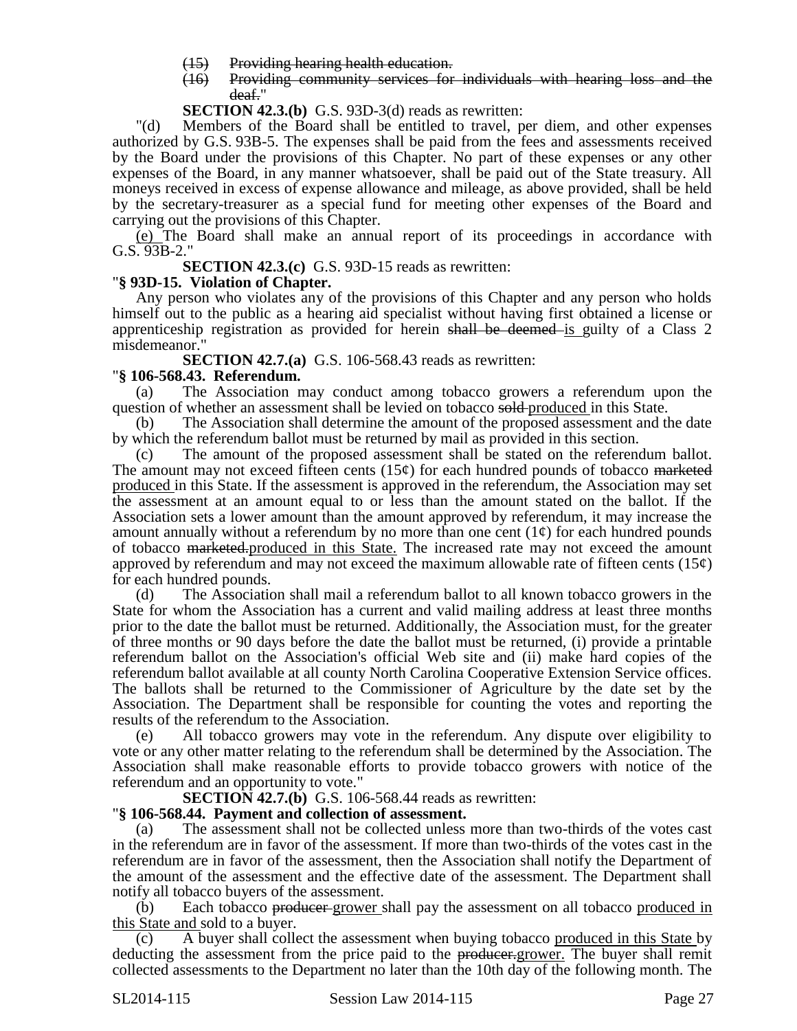(15) ~~Providing hearing health education.~~

(16) ~~Providing community services for individuals with hearing loss and the deaf.~~"

**SECTION 42.3.(b)** G.S. 93D-3(d) reads as rewritten:

"(d) Members of the Board shall be entitled to travel, per diem, and other expenses authorized by G.S. 93B-5. The expenses shall be paid from the fees and assessments received by the Board under the provisions of this Chapter. No part of these expenses or any other expenses of the Board, in any manner whatsoever, shall be paid out of the State treasury. All moneys received in excess of expense allowance and mileage, as above provided, shall be held by the secretary-treasurer as a special fund for meeting other expenses of the Board and carrying out the provisions of this Chapter.

<u>(e)</u> The Board shall make an annual report of its proceedings in accordance with G.S. 93B-2."

**SECTION 42.3.(c)** G.S. 93D-15 reads as rewritten:

"**§ 93D-15. Violation of Chapter.**

Any person who violates any of the provisions of this Chapter and any person who holds himself out to the public as a hearing aid specialist without having first obtained a license or apprenticeship registration as provided for herein ~~shall be deemed~~ <u>is</u> guilty of a Class 2 misdemeanor."

**SECTION 42.7.(a)** G.S. 106-568.43 reads as rewritten:

"**§ 106-568.43. Referendum.**

(a) The Association may conduct among tobacco growers a referendum upon the question of whether an assessment shall be levied on tobacco ~~sold~~ <u>produced</u> in this State.

(b) The Association shall determine the amount of the proposed assessment and the date by which the referendum ballot must be returned by mail as provided in this section.

(c) The amount of the proposed assessment shall be stated on the referendum ballot. The amount may not exceed fifteen cents (15¢) for each hundred pounds of tobacco ~~marketed~~ <u>produced</u> in this State. If the assessment is approved in the referendum, the Association may set the assessment at an amount equal to or less than the amount stated on the ballot. If the Association sets a lower amount than the amount approved by referendum, it may increase the amount annually without a referendum by no more than one cent (1¢) for each hundred pounds of tobacco ~~marketed.~~<u>produced in this State.</u> The increased rate may not exceed the amount approved by referendum and may not exceed the maximum allowable rate of fifteen cents (15¢) for each hundred pounds.

(d) The Association shall mail a referendum ballot to all known tobacco growers in the State for whom the Association has a current and valid mailing address at least three months prior to the date the ballot must be returned. Additionally, the Association must, for the greater of three months or 90 days before the date the ballot must be returned, (i) provide a printable referendum ballot on the Association's official Web site and (ii) make hard copies of the referendum ballot available at all county North Carolina Cooperative Extension Service offices. The ballots shall be returned to the Commissioner of Agriculture by the date set by the Association. The Department shall be responsible for counting the votes and reporting the results of the referendum to the Association.

(e) All tobacco growers may vote in the referendum. Any dispute over eligibility to vote or any other matter relating to the referendum shall be determined by the Association. The Association shall make reasonable efforts to provide tobacco growers with notice of the referendum and an opportunity to vote."

**SECTION 42.7.(b)** G.S. 106-568.44 reads as rewritten:

"**§ 106-568.44. Payment and collection of assessment.**

(a) The assessment shall not be collected unless more than two-thirds of the votes cast in the referendum are in favor of the assessment. If more than two-thirds of the votes cast in the referendum are in favor of the assessment, then the Association shall notify the Department of the amount of the assessment and the effective date of the assessment. The Department shall notify all tobacco buyers of the assessment.

(b) Each tobacco ~~producer~~ <u>grower</u> shall pay the assessment on all tobacco <u>produced in this State and</u> sold to a buyer.

(c) A buyer shall collect the assessment when buying tobacco <u>produced in this State</u> by deducting the assessment from the price paid to the ~~producer.~~<u>grower.</u> The buyer shall remit collected assessments to the Department no later than the 10th day of the following month. The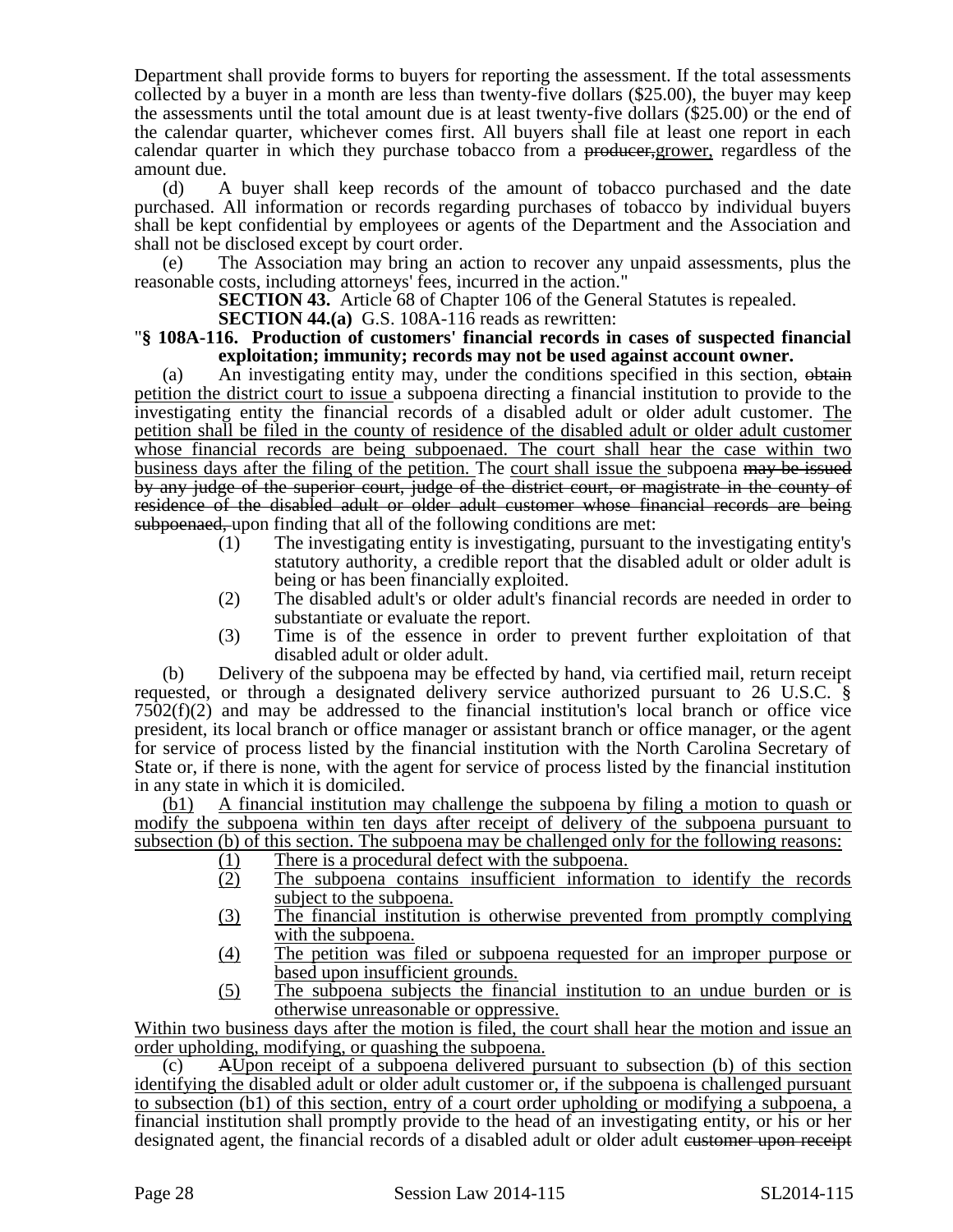Department shall provide forms to buyers for reporting the assessment. If the total assessments collected by a buyer in a month are less than twenty-five dollars ($25.00), the buyer may keep the assessments until the total amount due is at least twenty-five dollars ($25.00) or the end of the calendar quarter, whichever comes first. All buyers shall file at least one report in each calendar quarter in which they purchase tobacco from a ~~producer,~~<u>grower,</u> regardless of the amount due.

(d) A buyer shall keep records of the amount of tobacco purchased and the date purchased. All information or records regarding purchases of tobacco by individual buyers shall be kept confidential by employees or agents of the Department and the Association and shall not be disclosed except by court order.

(e) The Association may bring an action to recover any unpaid assessments, plus the reasonable costs, including attorneys' fees, incurred in the action."

**SECTION 43.** Article 68 of Chapter 106 of the General Statutes is repealed.

**SECTION 44.(a)** G.S. 108A-116 reads as rewritten:

"**§ 108A-116. Production of customers' financial records in cases of suspected financial exploitation; immunity; records may not be used against account owner.**

(a) An investigating entity may, under the conditions specified in this section, ~~obtain~~ <u>petition the district court to issue</u> a subpoena directing a financial institution to provide to the investigating entity the financial records of a disabled adult or older adult customer. <u>The petition shall be filed in the county of residence of the disabled adult or older adult customer whose financial records are being subpoenaed. The court shall hear the case within two business days after the filing of the petition.</u> The <u>court shall issue the</u> subpoena ~~may be issued by any judge of the superior court, judge of the district court, or magistrate in the county of residence of the disabled adult or older adult customer whose financial records are being subpoenaed,~~ upon finding that all of the following conditions are met:

(1) The investigating entity is investigating, pursuant to the investigating entity's statutory authority, a credible report that the disabled adult or older adult is being or has been financially exploited.

(2) The disabled adult's or older adult's financial records are needed in order to substantiate or evaluate the report.

(3) Time is of the essence in order to prevent further exploitation of that disabled adult or older adult.

(b) Delivery of the subpoena may be effected by hand, via certified mail, return receipt requested, or through a designated delivery service authorized pursuant to 26 U.S.C. § 7502(f)(2) and may be addressed to the financial institution's local branch or office vice president, its local branch or office manager or assistant branch or office manager, or the agent for service of process listed by the financial institution with the North Carolina Secretary of State or, if there is none, with the agent for service of process listed by the financial institution in any state in which it is domiciled.

<u>(b1) A financial institution may challenge the subpoena by filing a motion to quash or modify the subpoena within ten days after receipt of delivery of the subpoena pursuant to subsection (b) of this section. The subpoena may be challenged only for the following reasons:</u>

<u>(1) There is a procedural defect with the subpoena.</u>

<u>(2) The subpoena contains insufficient information to identify the records subject to the subpoena.</u>

<u>(3) The financial institution is otherwise prevented from promptly complying with the subpoena.</u>

<u>(4) The petition was filed or subpoena requested for an improper purpose or based upon insufficient grounds.</u>

<u>(5) The subpoena subjects the financial institution to an undue burden or is otherwise unreasonable or oppressive.</u>

<u>Within two business days after the motion is filed, the court shall hear the motion and issue an order upholding, modifying, or quashing the subpoena.</u>

(c) ~~A~~<u>Upon receipt of a subpoena delivered pursuant to subsection (b) of this section identifying the disabled adult or older adult customer or, if the subpoena is challenged pursuant to subsection (b1) of this section, entry of a court order upholding or modifying a subpoena, a</u> financial institution shall promptly provide to the head of an investigating entity, or his or her designated agent, the financial records of a disabled adult or older adult ~~customer upon receipt~~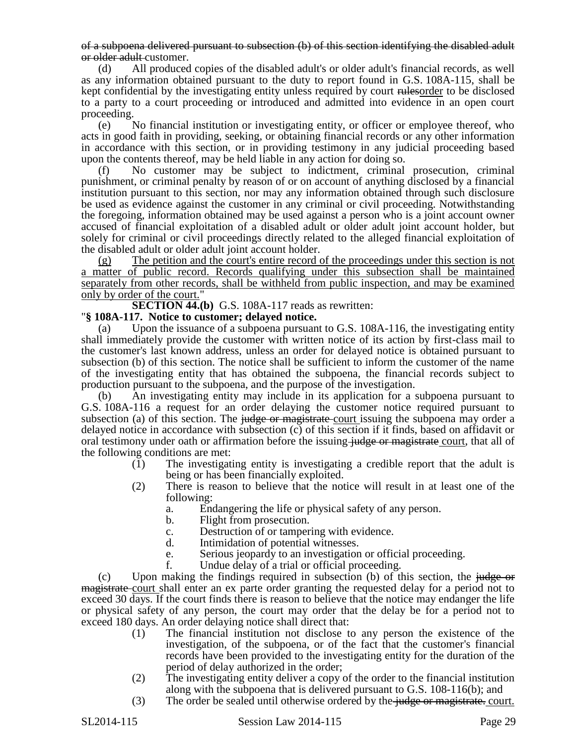~~of a subpoena delivered pursuant to subsection (b) of this section identifying the disabled adult or older adult~~ customer.

(d) All produced copies of the disabled adult's or older adult's financial records, as well as any information obtained pursuant to the duty to report found in G.S. 108A-115, shall be kept confidential by the investigating entity unless required by court ~~rules~~order to be disclosed to a party to a court proceeding or introduced and admitted into evidence in an open court proceeding.

(e) No financial institution or investigating entity, or officer or employee thereof, who acts in good faith in providing, seeking, or obtaining financial records or any other information in accordance with this section, or in providing testimony in any judicial proceeding based upon the contents thereof, may be held liable in any action for doing so.

(f) No customer may be subject to indictment, criminal prosecution, criminal punishment, or criminal penalty by reason of or on account of anything disclosed by a financial institution pursuant to this section, nor may any information obtained through such disclosure be used as evidence against the customer in any criminal or civil proceeding. Notwithstanding the foregoing, information obtained may be used against a person who is a joint account owner accused of financial exploitation of a disabled adult or older adult joint account holder, but solely for criminal or civil proceedings directly related to the alleged financial exploitation of the disabled adult or older adult joint account holder.

<u>(g) The petition and the court's entire record of the proceedings under this section is not a matter of public record. Records qualifying under this subsection shall be maintained separately from other records, shall be withheld from public inspection, and may be examined only by order of the court.</u>"

**SECTION 44.(b)** G.S. 108A-117 reads as rewritten:

"**§ 108A-117. Notice to customer; delayed notice.**

(a) Upon the issuance of a subpoena pursuant to G.S. 108A-116, the investigating entity shall immediately provide the customer with written notice of its action by first-class mail to the customer's last known address, unless an order for delayed notice is obtained pursuant to subsection (b) of this section. The notice shall be sufficient to inform the customer of the name of the investigating entity that has obtained the subpoena, the financial records subject to production pursuant to the subpoena, and the purpose of the investigation.

(b) An investigating entity may include in its application for a subpoena pursuant to G.S. 108A-116 a request for an order delaying the customer notice required pursuant to subsection (a) of this section. The ~~judge or magistrate~~ <u>court</u> issuing the subpoena may order a delayed notice in accordance with subsection (c) of this section if it finds, based on affidavit or oral testimony under oath or affirmation before the issuing ~~judge or magistrate~~ <u>court</u>, that all of the following conditions are met:

(1) The investigating entity is investigating a credible report that the adult is being or has been financially exploited.

(2) There is reason to believe that the notice will result in at least one of the following:

a. Endangering the life or physical safety of any person.

b. Flight from prosecution.

c. Destruction of or tampering with evidence.

d. Intimidation of potential witnesses.

e. Serious jeopardy to an investigation or official proceeding.

f. Undue delay of a trial or official proceeding.

(c) Upon making the findings required in subsection (b) of this section, the ~~judge or magistrate~~ <u>court</u> shall enter an ex parte order granting the requested delay for a period not to exceed 30 days. If the court finds there is reason to believe that the notice may endanger the life or physical safety of any person, the court may order that the delay be for a period not to exceed 180 days. An order delaying notice shall direct that:

(1) The financial institution not disclose to any person the existence of the investigation, of the subpoena, or of the fact that the customer's financial records have been provided to the investigating entity for the duration of the period of delay authorized in the order;

(2) The investigating entity deliver a copy of the order to the financial institution along with the subpoena that is delivered pursuant to G.S. 108-116(b); and

(3) The order be sealed until otherwise ordered by the ~~judge or magistrate.~~ <u>court.</u>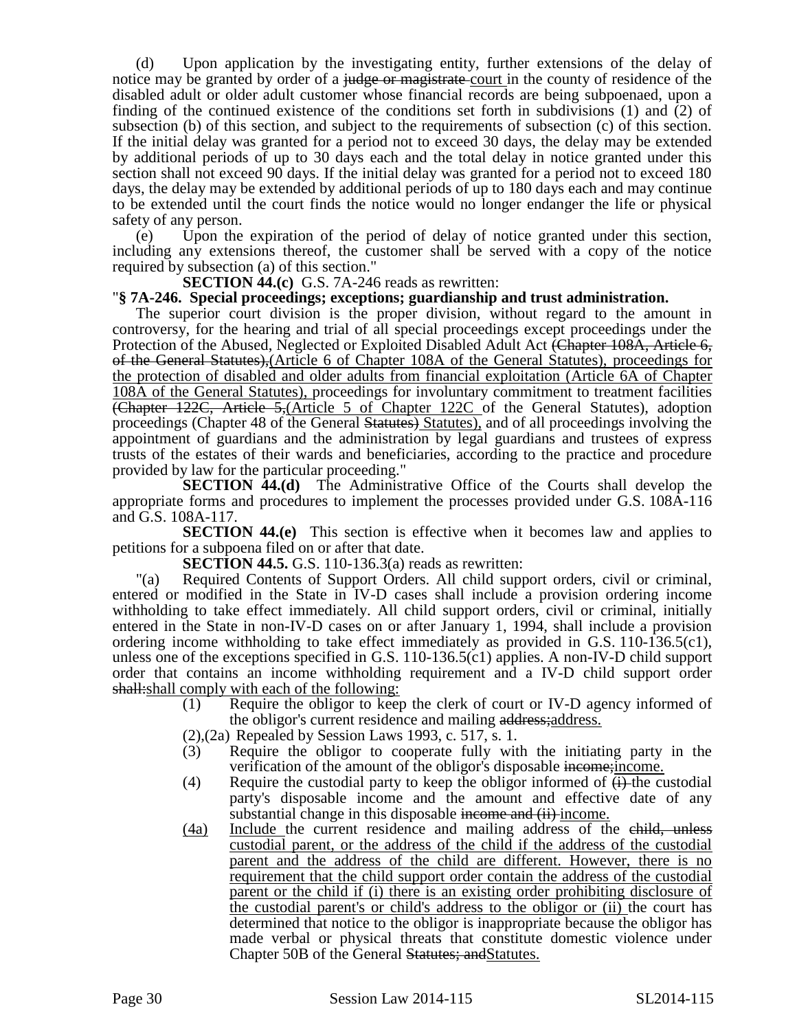(d) Upon application by the investigating entity, further extensions of the delay of notice may be granted by order of a ~~judge or magistrate~~ court in the county of residence of the disabled adult or older adult customer whose financial records are being subpoenaed, upon a finding of the continued existence of the conditions set forth in subdivisions (1) and (2) of subsection (b) of this section, and subject to the requirements of subsection (c) of this section. If the initial delay was granted for a period not to exceed 30 days, the delay may be extended by additional periods of up to 30 days each and the total delay in notice granted under this section shall not exceed 90 days. If the initial delay was granted for a period not to exceed 180 days, the delay may be extended by additional periods of up to 180 days each and may continue to be extended until the court finds the notice would no longer endanger the life or physical safety of any person.

(e) Upon the expiration of the period of delay of notice granted under this section, including any extensions thereof, the customer shall be served with a copy of the notice required by subsection (a) of this section."

**SECTION 44.(c)** G.S. 7A-246 reads as rewritten:

"**§ 7A-246. Special proceedings; exceptions; guardianship and trust administration.**

The superior court division is the proper division, without regard to the amount in controversy, for the hearing and trial of all special proceedings except proceedings under the Protection of the Abused, Neglected or Exploited Disabled Adult Act ~~(Chapter 108A, Article 6, of the General Statutes),~~(Article 6 of Chapter 108A of the General Statutes), proceedings for the protection of disabled and older adults from financial exploitation (Article 6A of Chapter 108A of the General Statutes), proceedings for involuntary commitment to treatment facilities ~~(Chapter 122C, Article 5,~~(Article 5 of Chapter 122C of the General Statutes), adoption proceedings (Chapter 48 of the General ~~Statutes)~~ Statutes), and of all proceedings involving the appointment of guardians and the administration by legal guardians and trustees of express trusts of the estates of their wards and beneficiaries, according to the practice and procedure provided by law for the particular proceeding."

**SECTION 44.(d)** The Administrative Office of the Courts shall develop the appropriate forms and procedures to implement the processes provided under G.S. 108A-116 and G.S. 108A-117.

**SECTION 44.(e)** This section is effective when it becomes law and applies to petitions for a subpoena filed on or after that date.

**SECTION 44.5.** G.S. 110-136.3(a) reads as rewritten:

"(a) Required Contents of Support Orders. All child support orders, civil or criminal, entered or modified in the State in IV-D cases shall include a provision ordering income withholding to take effect immediately. All child support orders, civil or criminal, initially entered in the State in non-IV-D cases on or after January 1, 1994, shall include a provision ordering income withholding to take effect immediately as provided in G.S. 110-136.5(c1), unless one of the exceptions specified in G.S. 110-136.5(c1) applies. A non-IV-D child support order that contains an income withholding requirement and a IV-D child support order ~~shall:~~shall comply with each of the following:

(1) Require the obligor to keep the clerk of court or IV-D agency informed of the obligor's current residence and mailing ~~address;~~address.

(2),(2a) Repealed by Session Laws 1993, c. 517, s. 1.

(3) Require the obligor to cooperate fully with the initiating party in the verification of the amount of the obligor's disposable ~~income;~~income.

(4) Require the custodial party to keep the obligor informed of ~~(i)~~ the custodial party's disposable income and the amount and effective date of any substantial change in this disposable ~~income and (ii)~~ income.

(4a) Include the current residence and mailing address of the ~~child, unless~~ custodial parent, or the address of the child if the address of the custodial parent and the address of the child are different. However, there is no requirement that the child support order contain the address of the custodial parent or the child if (i) there is an existing order prohibiting disclosure of the custodial parent's or child's address to the obligor or (ii) the court has determined that notice to the obligor is inappropriate because the obligor has made verbal or physical threats that constitute domestic violence under Chapter 50B of the General ~~Statutes; and~~Statutes.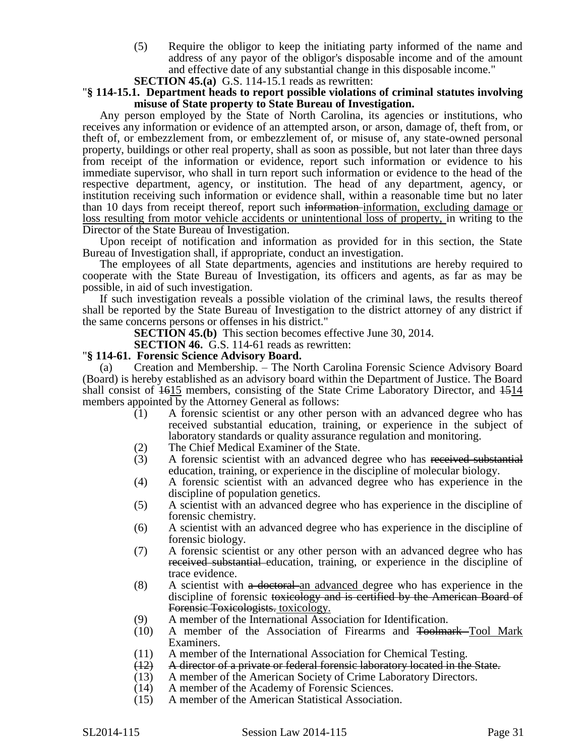(5) Require the obligor to keep the initiating party informed of the name and address of any payor of the obligor's disposable income and of the amount and effective date of any substantial change in this disposable income."

**SECTION 45.(a)** G.S. 114-15.1 reads as rewritten:

"**§ 114-15.1. Department heads to report possible violations of criminal statutes involving misuse of State property to State Bureau of Investigation.**

Any person employed by the State of North Carolina, its agencies or institutions, who receives any information or evidence of an attempted arson, or arson, damage of, theft from, or theft of, or embezzlement from, or embezzlement of, or misuse of, any state-owned personal property, buildings or other real property, shall as soon as possible, but not later than three days from receipt of the information or evidence, report such information or evidence to his immediate supervisor, who shall in turn report such information or evidence to the head of the respective department, agency, or institution. The head of any department, agency, or institution receiving such information or evidence shall, within a reasonable time but no later than 10 days from receipt thereof, report such ~~information~~ <u>information, excluding damage or loss resulting from motor vehicle accidents or unintentional loss of property,</u> in writing to the Director of the State Bureau of Investigation.

Upon receipt of notification and information as provided for in this section, the State Bureau of Investigation shall, if appropriate, conduct an investigation.

The employees of all State departments, agencies and institutions are hereby required to cooperate with the State Bureau of Investigation, its officers and agents, as far as may be possible, in aid of such investigation.

If such investigation reveals a possible violation of the criminal laws, the results thereof shall be reported by the State Bureau of Investigation to the district attorney of any district if the same concerns persons or offenses in his district."

**SECTION 45.(b)** This section becomes effective June 30, 2014.

**SECTION 46.** G.S. 114-61 reads as rewritten:

"**§ 114-61. Forensic Science Advisory Board.**

(a) Creation and Membership. – The North Carolina Forensic Science Advisory Board (Board) is hereby established as an advisory board within the Department of Justice. The Board shall consist of ~~16~~<u>15</u> members, consisting of the State Crime Laboratory Director, and ~~15~~<u>14</u> members appointed by the Attorney General as follows:

(1) A forensic scientist or any other person with an advanced degree who has received substantial education, training, or experience in the subject of laboratory standards or quality assurance regulation and monitoring.
(2) The Chief Medical Examiner of the State.
(3) A forensic scientist with an advanced degree who has ~~received substantial~~ education, training, or experience in the discipline of molecular biology.
(4) A forensic scientist with an advanced degree who has experience in the discipline of population genetics.
(5) A scientist with an advanced degree who has experience in the discipline of forensic chemistry.
(6) A scientist with an advanced degree who has experience in the discipline of forensic biology.
(7) A forensic scientist or any other person with an advanced degree who has ~~received substantial~~ education, training, or experience in the discipline of trace evidence.
(8) A scientist with ~~a doctoral~~ <u>an advanced</u> degree who has experience in the discipline of forensic ~~toxicology and is certified by the American Board of Forensic Toxicologists.~~ <u>toxicology.</u>
(9) A member of the International Association for Identification.
(10) A member of the Association of Firearms and ~~Toolmark~~ <u>Tool Mark</u> Examiners.
(11) A member of the International Association for Chemical Testing.
(12) ~~A director of a private or federal forensic laboratory located in the State.~~
(13) A member of the American Society of Crime Laboratory Directors.
(14) A member of the Academy of Forensic Sciences.
(15) A member of the American Statistical Association.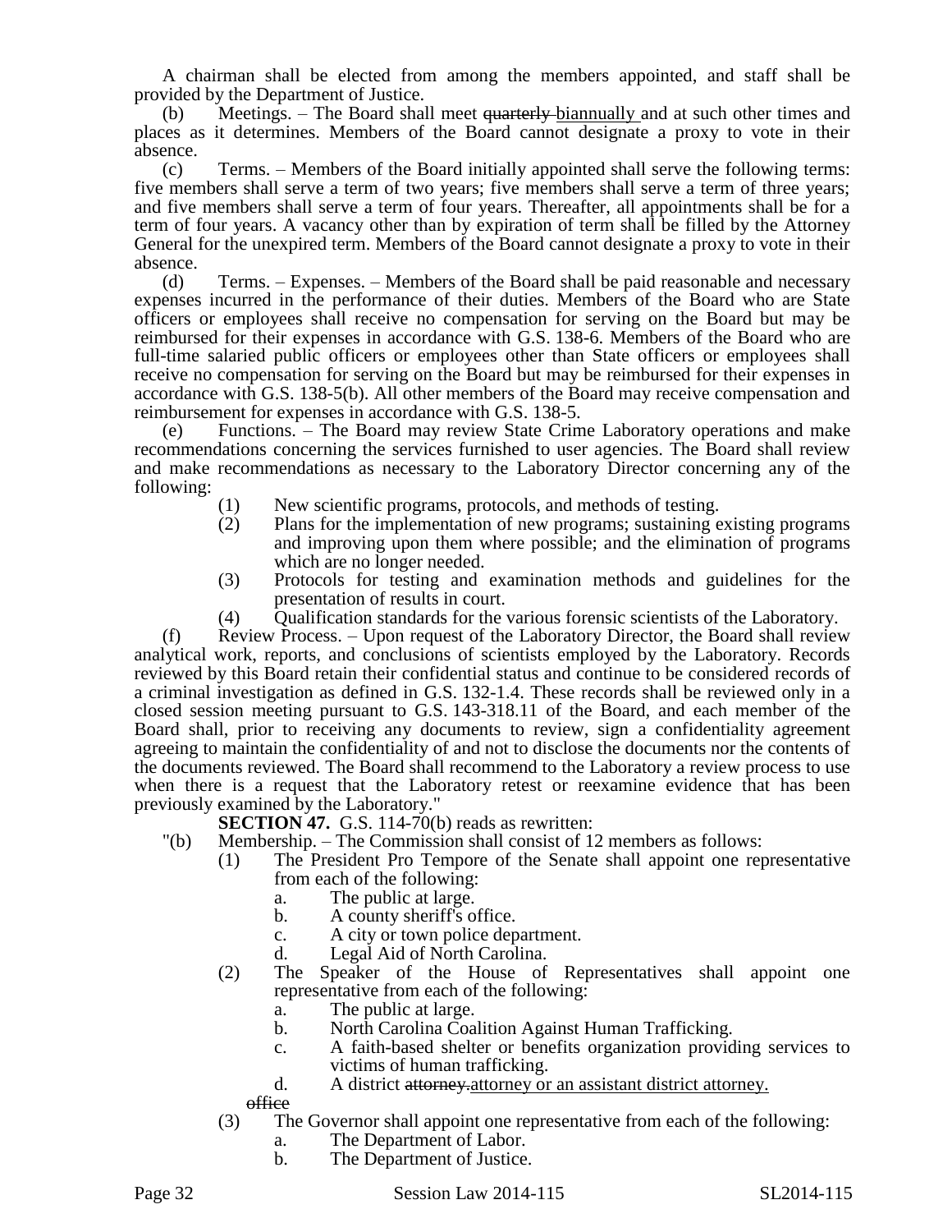A chairman shall be elected from among the members appointed, and staff shall be provided by the Department of Justice.

(b) Meetings. – The Board shall meet ~~quarterly~~ biannually and at such other times and places as it determines. Members of the Board cannot designate a proxy to vote in their absence.

(c) Terms. – Members of the Board initially appointed shall serve the following terms: five members shall serve a term of two years; five members shall serve a term of three years; and five members shall serve a term of four years. Thereafter, all appointments shall be for a term of four years. A vacancy other than by expiration of term shall be filled by the Attorney General for the unexpired term. Members of the Board cannot designate a proxy to vote in their absence.

(d) Terms. – Expenses. – Members of the Board shall be paid reasonable and necessary expenses incurred in the performance of their duties. Members of the Board who are State officers or employees shall receive no compensation for serving on the Board but may be reimbursed for their expenses in accordance with G.S. 138-6. Members of the Board who are full-time salaried public officers or employees other than State officers or employees shall receive no compensation for serving on the Board but may be reimbursed for their expenses in accordance with G.S. 138-5(b). All other members of the Board may receive compensation and reimbursement for expenses in accordance with G.S. 138-5.

(e) Functions. – The Board may review State Crime Laboratory operations and make recommendations concerning the services furnished to user agencies. The Board shall review and make recommendations as necessary to the Laboratory Director concerning any of the following:

(1) New scientific programs, protocols, and methods of testing.
(2) Plans for the implementation of new programs; sustaining existing programs and improving upon them where possible; and the elimination of programs which are no longer needed.
(3) Protocols for testing and examination methods and guidelines for the presentation of results in court.
(4) Qualification standards for the various forensic scientists of the Laboratory.

(f) Review Process. – Upon request of the Laboratory Director, the Board shall review analytical work, reports, and conclusions of scientists employed by the Laboratory. Records reviewed by this Board retain their confidential status and continue to be considered records of a criminal investigation as defined in G.S. 132-1.4. These records shall be reviewed only in a closed session meeting pursuant to G.S. 143-318.11 of the Board, and each member of the Board shall, prior to receiving any documents to review, sign a confidentiality agreement agreeing to maintain the confidentiality of and not to disclose the documents nor the contents of the documents reviewed. The Board shall recommend to the Laboratory a review process to use when there is a request that the Laboratory retest or reexamine evidence that has been previously examined by the Laboratory."

**SECTION 47.** G.S. 114-70(b) reads as rewritten:

"(b) Membership. – The Commission shall consist of 12 members as follows:

(1) The President Pro Tempore of the Senate shall appoint one representative from each of the following:
   a. The public at large.
   b. A county sheriff's office.
   c. A city or town police department.
   d. Legal Aid of North Carolina.
(2) The Speaker of the House of Representatives shall appoint one representative from each of the following:
   a. The public at large.
   b. North Carolina Coalition Against Human Trafficking.
   c. A faith-based shelter or benefits organization providing services to victims of human trafficking.
   d. A district ~~attorney.~~ attorney or an assistant district attorney.
   ~~office~~
(3) The Governor shall appoint one representative from each of the following:
   a. The Department of Labor.
   b. The Department of Justice.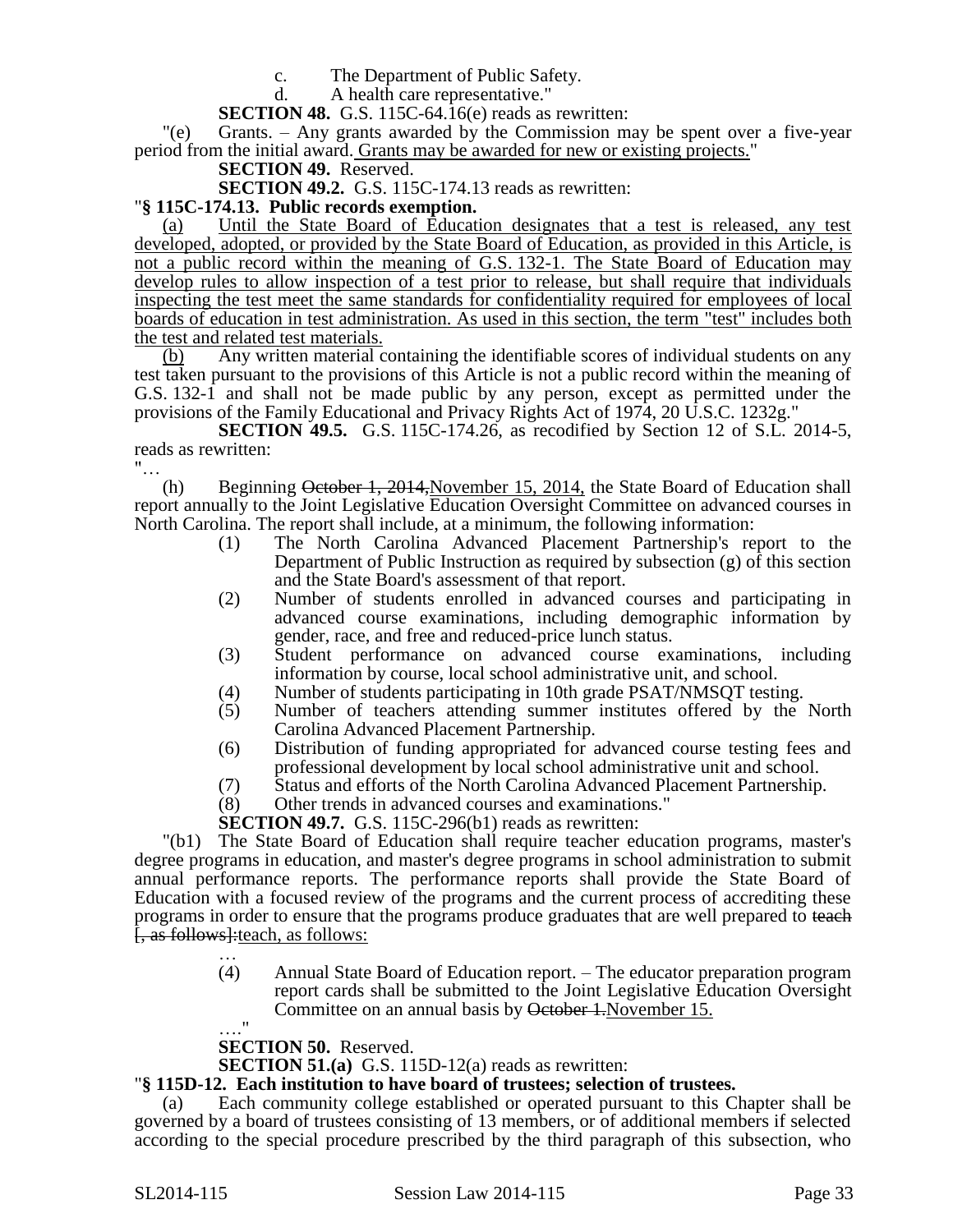c. The Department of Public Safety.

d. A health care representative."

**SECTION 48.** G.S. 115C-64.16(e) reads as rewritten:

"(e) Grants. – Any grants awarded by the Commission may be spent over a five-year period from the initial award. Grants may be awarded for new or existing projects."

**SECTION 49.** Reserved.

**SECTION 49.2.** G.S. 115C-174.13 reads as rewritten:

"**§ 115C-174.13. Public records exemption.**

(a) Until the State Board of Education designates that a test is released, any test developed, adopted, or provided by the State Board of Education, as provided in this Article, is not a public record within the meaning of G.S. 132-1. The State Board of Education may develop rules to allow inspection of a test prior to release, but shall require that individuals inspecting the test meet the same standards for confidentiality required for employees of local boards of education in test administration. As used in this section, the term "test" includes both the test and related test materials.

(b) Any written material containing the identifiable scores of individual students on any test taken pursuant to the provisions of this Article is not a public record within the meaning of G.S. 132-1 and shall not be made public by any person, except as permitted under the provisions of the Family Educational and Privacy Rights Act of 1974, 20 U.S.C. 1232g."

**SECTION 49.5.** G.S. 115C-174.26, as recodified by Section 12 of S.L. 2014-5, reads as rewritten:

"…

(h) Beginning ~~October 1, 2014,~~November 15, 2014, the State Board of Education shall report annually to the Joint Legislative Education Oversight Committee on advanced courses in North Carolina. The report shall include, at a minimum, the following information:

(1) The North Carolina Advanced Placement Partnership's report to the Department of Public Instruction as required by subsection (g) of this section and the State Board's assessment of that report.

(2) Number of students enrolled in advanced courses and participating in advanced course examinations, including demographic information by gender, race, and free and reduced-price lunch status.

(3) Student performance on advanced course examinations, including information by course, local school administrative unit, and school.

(4) Number of students participating in 10th grade PSAT/NMSQT testing.

(5) Number of teachers attending summer institutes offered by the North Carolina Advanced Placement Partnership.

(6) Distribution of funding appropriated for advanced course testing fees and professional development by local school administrative unit and school.

(7) Status and efforts of the North Carolina Advanced Placement Partnership.

(8) Other trends in advanced courses and examinations."

**SECTION 49.7.** G.S. 115C-296(b1) reads as rewritten:

"(b1) The State Board of Education shall require teacher education programs, master's degree programs in education, and master's degree programs in school administration to submit annual performance reports. The performance reports shall provide the State Board of Education with a focused review of the programs and the current process of accrediting these programs in order to ensure that the programs produce graduates that are well prepared to ~~teach [, as follows]:~~teach, as follows:

…

(4) Annual State Board of Education report. – The educator preparation program report cards shall be submitted to the Joint Legislative Education Oversight Committee on an annual basis by ~~October 1.~~November 15.

…."

**SECTION 50.** Reserved.

**SECTION 51.(a)** G.S. 115D-12(a) reads as rewritten:

"**§ 115D-12. Each institution to have board of trustees; selection of trustees.**

(a) Each community college established or operated pursuant to this Chapter shall be governed by a board of trustees consisting of 13 members, or of additional members if selected according to the special procedure prescribed by the third paragraph of this subsection, who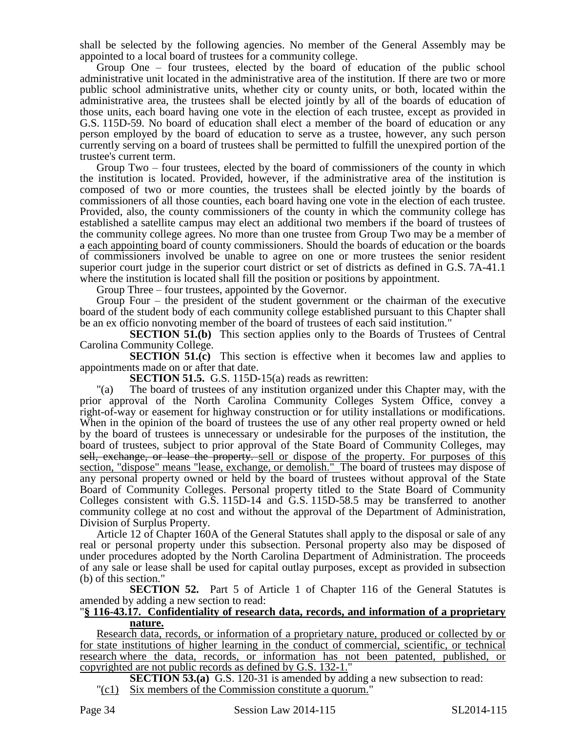shall be selected by the following agencies. No member of the General Assembly may be appointed to a local board of trustees for a community college.

Group One – four trustees, elected by the board of education of the public school administrative unit located in the administrative area of the institution. If there are two or more public school administrative units, whether city or county units, or both, located within the administrative area, the trustees shall be elected jointly by all of the boards of education of those units, each board having one vote in the election of each trustee, except as provided in G.S. 115D-59. No board of education shall elect a member of the board of education or any person employed by the board of education to serve as a trustee, however, any such person currently serving on a board of trustees shall be permitted to fulfill the unexpired portion of the trustee's current term.

Group Two – four trustees, elected by the board of commissioners of the county in which the institution is located. Provided, however, if the administrative area of the institution is composed of two or more counties, the trustees shall be elected jointly by the boards of commissioners of all those counties, each board having one vote in the election of each trustee. Provided, also, the county commissioners of the county in which the community college has established a satellite campus may elect an additional two members if the board of trustees of the community college agrees. No more than one trustee from Group Two may be a member of ~~a~~ each appointing board of county commissioners. Should the boards of education or the boards of commissioners involved be unable to agree on one or more trustees the senior resident superior court judge in the superior court district or set of districts as defined in G.S. 7A-41.1 where the institution is located shall fill the position or positions by appointment.

Group Three – four trustees, appointed by the Governor.

Group Four – the president of the student government or the chairman of the executive board of the student body of each community college established pursuant to this Chapter shall be an ex officio nonvoting member of the board of trustees of each said institution."

**SECTION 51.(b)** This section applies only to the Boards of Trustees of Central Carolina Community College.

**SECTION 51.(c)** This section is effective when it becomes law and applies to appointments made on or after that date.

**SECTION 51.5.** G.S. 115D-15(a) reads as rewritten:

"(a) The board of trustees of any institution organized under this Chapter may, with the prior approval of the North Carolina Community Colleges System Office, convey a right-of-way or easement for highway construction or for utility installations or modifications. When in the opinion of the board of trustees the use of any other real property owned or held by the board of trustees is unnecessary or undesirable for the purposes of the institution, the board of trustees, subject to prior approval of the State Board of Community Colleges, may ~~sell, exchange, or lease the property.~~ sell or dispose of the property. For purposes of this section, "dispose" means "lease, exchange, or demolish." The board of trustees may dispose of any personal property owned or held by the board of trustees without approval of the State Board of Community Colleges. Personal property titled to the State Board of Community Colleges consistent with G.S. 115D-14 and G.S. 115D-58.5 may be transferred to another community college at no cost and without the approval of the Department of Administration, Division of Surplus Property.

Article 12 of Chapter 160A of the General Statutes shall apply to the disposal or sale of any real or personal property under this subsection. Personal property also may be disposed of under procedures adopted by the North Carolina Department of Administration. The proceeds of any sale or lease shall be used for capital outlay purposes, except as provided in subsection (b) of this section."

**SECTION 52.** Part 5 of Article 1 of Chapter 116 of the General Statutes is amended by adding a new section to read:

"**§ 116-43.17. Confidentiality of research data, records, and information of a proprietary nature.**

Research data, records, or information of a proprietary nature, produced or collected by or for state institutions of higher learning in the conduct of commercial, scientific, or technical research where the data, records, or information has not been patented, published, or copyrighted are not public records as defined by G.S. 132-1."

**SECTION 53.(a)** G.S. 120-31 is amended by adding a new subsection to read:

"(c1) Six members of the Commission constitute a quorum."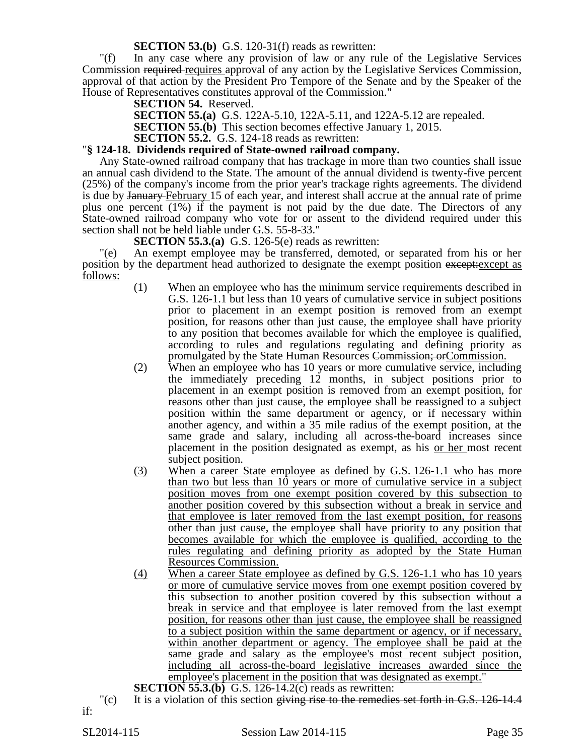**SECTION 53.(b)** G.S. 120-31(f) reads as rewritten:

"(f) In any case where any provision of law or any rule of the Legislative Services Commission ~~required~~ requires approval of any action by the Legislative Services Commission, approval of that action by the President Pro Tempore of the Senate and by the Speaker of the House of Representatives constitutes approval of the Commission."

**SECTION 54.** Reserved.

**SECTION 55.(a)** G.S. 122A-5.10, 122A-5.11, and 122A-5.12 are repealed.

**SECTION 55.(b)** This section becomes effective January 1, 2015.

**SECTION 55.2.** G.S. 124-18 reads as rewritten:

"**§ 124-18. Dividends required of State-owned railroad company.**

Any State-owned railroad company that has trackage in more than two counties shall issue an annual cash dividend to the State. The amount of the annual dividend is twenty-five percent (25%) of the company's income from the prior year's trackage rights agreements. The dividend is due by ~~January~~ February 15 of each year, and interest shall accrue at the annual rate of prime plus one percent (1%) if the payment is not paid by the due date. The Directors of any State-owned railroad company who vote for or assent to the dividend required under this section shall not be held liable under G.S. 55-8-33."

**SECTION 55.3.(a)** G.S. 126-5(e) reads as rewritten:

"(e) An exempt employee may be transferred, demoted, or separated from his or her position by the department head authorized to designate the exempt position ~~except:~~except as follows:

(1) When an employee who has the minimum service requirements described in G.S. 126-1.1 but less than 10 years of cumulative service in subject positions prior to placement in an exempt position is removed from an exempt position, for reasons other than just cause, the employee shall have priority to any position that becomes available for which the employee is qualified, according to rules and regulations regulating and defining priority as promulgated by the State Human Resources ~~Commission; or~~Commission.

(2) When an employee who has 10 years or more cumulative service, including the immediately preceding 12 months, in subject positions prior to placement in an exempt position is removed from an exempt position, for reasons other than just cause, the employee shall be reassigned to a subject position within the same department or agency, or if necessary within another agency, and within a 35 mile radius of the exempt position, at the same grade and salary, including all across-the-board increases since placement in the position designated as exempt, as his or her most recent subject position.

(3) When a career State employee as defined by G.S. 126-1.1 who has more than two but less than 10 years or more of cumulative service in a subject position moves from one exempt position covered by this subsection to another position covered by this subsection without a break in service and that employee is later removed from the last exempt position, for reasons other than just cause, the employee shall have priority to any position that becomes available for which the employee is qualified, according to the rules regulating and defining priority as adopted by the State Human Resources Commission.

(4) When a career State employee as defined by G.S. 126-1.1 who has 10 years or more of cumulative service moves from one exempt position covered by this subsection to another position covered by this subsection without a break in service and that employee is later removed from the last exempt position, for reasons other than just cause, the employee shall be reassigned to a subject position within the same department or agency, or if necessary, within another department or agency. The employee shall be paid at the same grade and salary as the employee's most recent subject position, including all across-the-board legislative increases awarded since the employee's placement in the position that was designated as exempt."

**SECTION 55.3.(b)** G.S. 126-14.2(c) reads as rewritten:

"(c) It is a violation of this section ~~giving rise to the remedies set forth in G.S. 126-14.4~~ if: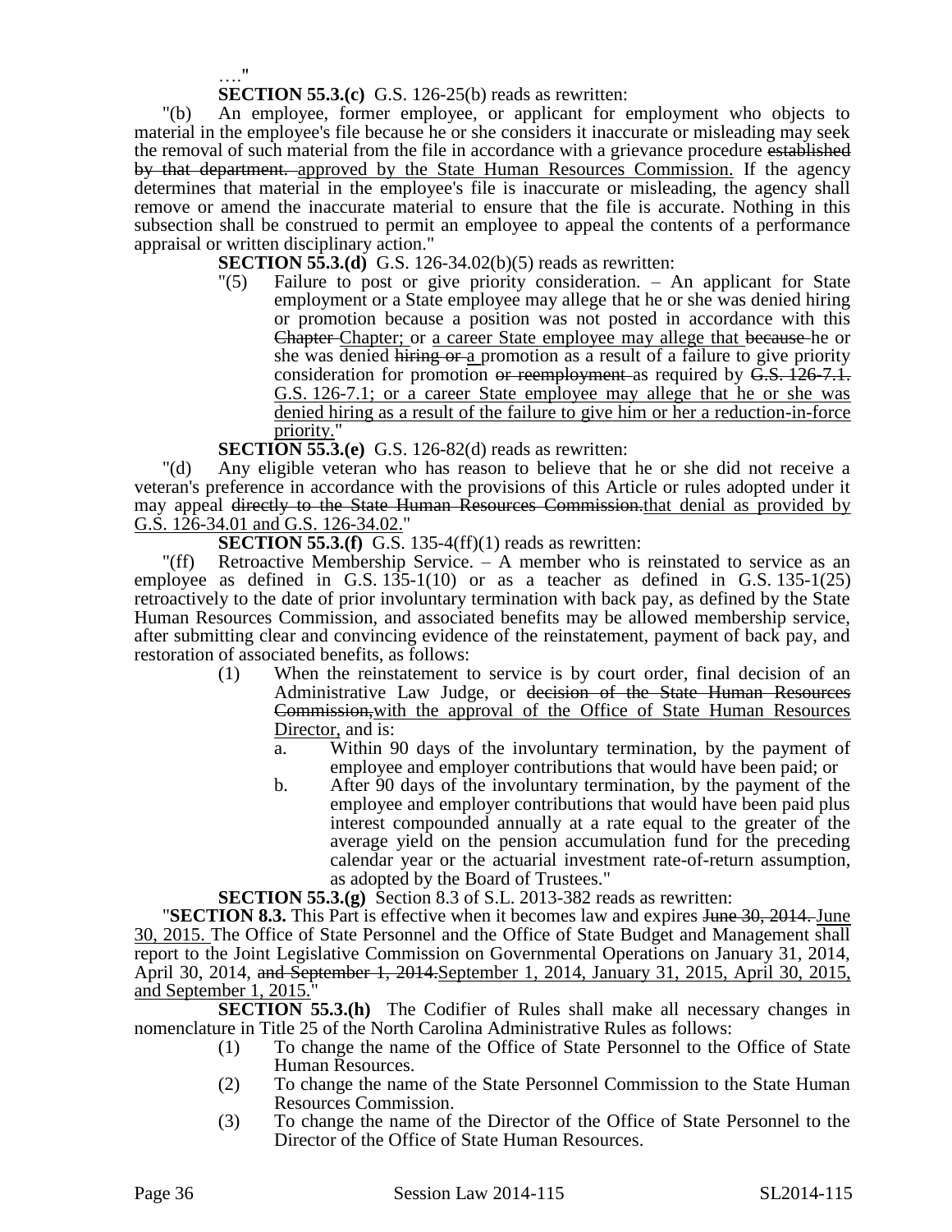…."

**SECTION 55.3.(c)** G.S. 126-25(b) reads as rewritten:

"(b) An employee, former employee, or applicant for employment who objects to material in the employee's file because he or she considers it inaccurate or misleading may seek the removal of such material from the file in accordance with a grievance procedure ~~established by that department.~~ approved by the State Human Resources Commission. If the agency determines that material in the employee's file is inaccurate or misleading, the agency shall remove or amend the inaccurate material to ensure that the file is accurate. Nothing in this subsection shall be construed to permit an employee to appeal the contents of a performance appraisal or written disciplinary action."

**SECTION 55.3.(d)** G.S. 126-34.02(b)(5) reads as rewritten:

"(5) Failure to post or give priority consideration. – An applicant for State employment or a State employee may allege that he or she was denied hiring or promotion because a position was not posted in accordance with this ~~Chapter~~ Chapter; or a career State employee may allege that ~~because~~ he or she was denied ~~hiring or~~ a promotion as a result of a failure to give priority consideration for promotion ~~or reemployment~~ as required by ~~G.S. 126-7.1.~~ G.S. 126-7.1; or a career State employee may allege that he or she was denied hiring as a result of the failure to give him or her a reduction-in-force priority."

**SECTION 55.3.(e)** G.S. 126-82(d) reads as rewritten:

"(d) Any eligible veteran who has reason to believe that he or she did not receive a veteran's preference in accordance with the provisions of this Article or rules adopted under it may appeal ~~directly to the State Human Resources Commission.~~that denial as provided by G.S. 126-34.01 and G.S. 126-34.02."

**SECTION 55.3.(f)** G.S. 135-4(ff)(1) reads as rewritten:

"(ff) Retroactive Membership Service. – A member who is reinstated to service as an employee as defined in G.S. 135-1(10) or as a teacher as defined in G.S. 135-1(25) retroactively to the date of prior involuntary termination with back pay, as defined by the State Human Resources Commission, and associated benefits may be allowed membership service, after submitting clear and convincing evidence of the reinstatement, payment of back pay, and restoration of associated benefits, as follows:

(1) When the reinstatement to service is by court order, final decision of an Administrative Law Judge, or ~~decision of the State Human Resources Commission,~~with the approval of the Office of State Human Resources Director, and is:
   a. Within 90 days of the involuntary termination, by the payment of employee and employer contributions that would have been paid; or
   b. After 90 days of the involuntary termination, by the payment of the employee and employer contributions that would have been paid plus interest compounded annually at a rate equal to the greater of the average yield on the pension accumulation fund for the preceding calendar year or the actuarial investment rate-of-return assumption, as adopted by the Board of Trustees."

**SECTION 55.3.(g)** Section 8.3 of S.L. 2013-382 reads as rewritten:

"**SECTION 8.3.** This Part is effective when it becomes law and expires ~~June 30, 2014.~~ June 30, 2015. The Office of State Personnel and the Office of State Budget and Management shall report to the Joint Legislative Commission on Governmental Operations on January 31, 2014, April 30, 2014, ~~and September 1, 2014.~~September 1, 2014, January 31, 2015, April 30, 2015, and September 1, 2015."

**SECTION 55.3.(h)** The Codifier of Rules shall make all necessary changes in nomenclature in Title 25 of the North Carolina Administrative Rules as follows:

(1) To change the name of the Office of State Personnel to the Office of State Human Resources.
(2) To change the name of the State Personnel Commission to the State Human Resources Commission.
(3) To change the name of the Director of the Office of State Personnel to the Director of the Office of State Human Resources.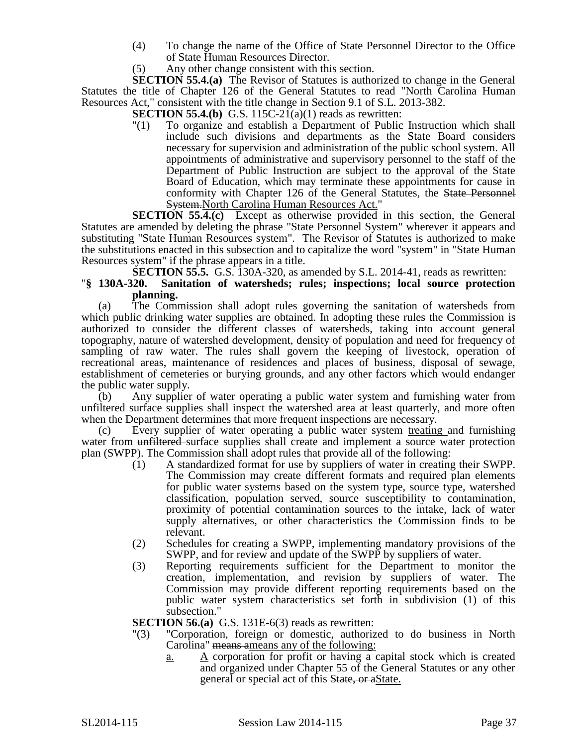(4) To change the name of the Office of State Personnel Director to the Office of State Human Resources Director.

(5) Any other change consistent with this section.

**SECTION 55.4.(a)** The Revisor of Statutes is authorized to change in the General Statutes the title of Chapter 126 of the General Statutes to read "North Carolina Human Resources Act," consistent with the title change in Section 9.1 of S.L. 2013-382.

**SECTION 55.4.(b)** G.S. 115C-21(a)(1) reads as rewritten:

"(1) To organize and establish a Department of Public Instruction which shall include such divisions and departments as the State Board considers necessary for supervision and administration of the public school system. All appointments of administrative and supervisory personnel to the staff of the Department of Public Instruction are subject to the approval of the State Board of Education, which may terminate these appointments for cause in conformity with Chapter 126 of the General Statutes, the ~~State Personnel System.~~<u>North Carolina Human Resources Act</u>."

**SECTION 55.4.(c)** Except as otherwise provided in this section, the General Statutes are amended by deleting the phrase "State Personnel System" wherever it appears and substituting "State Human Resources system". The Revisor of Statutes is authorized to make the substitutions enacted in this subsection and to capitalize the word "system" in "State Human Resources system" if the phrase appears in a title.

**SECTION 55.5.** G.S. 130A-320, as amended by S.L. 2014-41, reads as rewritten:

"**§ 130A-320. Sanitation of watersheds; rules; inspections; local source protection planning.**

(a) The Commission shall adopt rules governing the sanitation of watersheds from which public drinking water supplies are obtained. In adopting these rules the Commission is authorized to consider the different classes of watersheds, taking into account general topography, nature of watershed development, density of population and need for frequency of sampling of raw water. The rules shall govern the keeping of livestock, operation of recreational areas, maintenance of residences and places of business, disposal of sewage, establishment of cemeteries or burying grounds, and any other factors which would endanger the public water supply.

(b) Any supplier of water operating a public water system and furnishing water from unfiltered surface supplies shall inspect the watershed area at least quarterly, and more often when the Department determines that more frequent inspections are necessary.

(c) Every supplier of water operating a public water system <u>treating</u> and furnishing water from ~~unfiltered~~ surface supplies shall create and implement a source water protection plan (SWPP). The Commission shall adopt rules that provide all of the following:

(1) A standardized format for use by suppliers of water in creating their SWPP. The Commission may create different formats and required plan elements for public water systems based on the system type, source type, watershed classification, population served, source susceptibility to contamination, proximity of potential contamination sources to the intake, lack of water supply alternatives, or other characteristics the Commission finds to be relevant.

(2) Schedules for creating a SWPP, implementing mandatory provisions of the SWPP, and for review and update of the SWPP by suppliers of water.

(3) Reporting requirements sufficient for the Department to monitor the creation, implementation, and revision by suppliers of water. The Commission may provide different reporting requirements based on the public water system characteristics set forth in subdivision (1) of this subsection."

**SECTION 56.(a)** G.S. 131E-6(3) reads as rewritten:

"(3) "Corporation, foreign or domestic, authorized to do business in North Carolina" ~~means a~~<u>means any of the following:</u>

<u>a.</u> <u>A</u> corporation for profit or having a capital stock which is created and organized under Chapter 55 of the General Statutes or any other general or special act of this ~~State, or a~~<u>State.</u>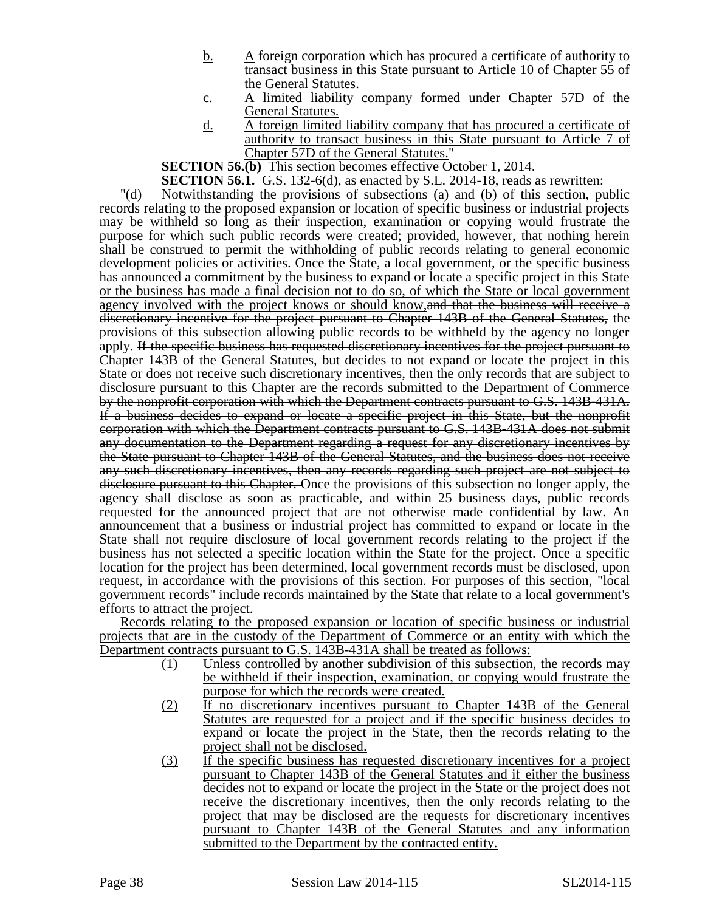b. A foreign corporation which has procured a certificate of authority to transact business in this State pursuant to Article 10 of Chapter 55 of the General Statutes.

c. A limited liability company formed under Chapter 57D of the General Statutes.

d. A foreign limited liability company that has procured a certificate of authority to transact business in this State pursuant to Article 7 of Chapter 57D of the General Statutes."

**SECTION 56.(b)** This section becomes effective October 1, 2014.

**SECTION 56.1.** G.S. 132-6(d), as enacted by S.L. 2014-18, reads as rewritten:

"(d) Notwithstanding the provisions of subsections (a) and (b) of this section, public records relating to the proposed expansion or location of specific business or industrial projects may be withheld so long as their inspection, examination or copying would frustrate the purpose for which such public records were created; provided, however, that nothing herein shall be construed to permit the withholding of public records relating to general economic development policies or activities. Once the State, a local government, or the specific business has announced a commitment by the business to expand or locate a specific project in this State or the business has made a final decision not to do so, of which the State or local government agency involved with the project knows or should know,~~and that the business will receive a discretionary incentive for the project pursuant to Chapter 143B of the General Statutes,~~ the provisions of this subsection allowing public records to be withheld by the agency no longer apply. ~~If the specific business has requested discretionary incentives for the project pursuant to Chapter 143B of the General Statutes, but decides to not expand or locate the project in this State or does not receive such discretionary incentives, then the only records that are subject to disclosure pursuant to this Chapter are the records submitted to the Department of Commerce by the nonprofit corporation with which the Department contracts pursuant to G.S. 143B-431A. If a business decides to expand or locate a specific project in this State, but the nonprofit corporation with which the Department contracts pursuant to G.S. 143B-431A does not submit any documentation to the Department regarding a request for any discretionary incentives by the State pursuant to Chapter 143B of the General Statutes, and the business does not receive any such discretionary incentives, then any records regarding such project are not subject to disclosure pursuant to this Chapter.~~ Once the provisions of this subsection no longer apply, the agency shall disclose as soon as practicable, and within 25 business days, public records requested for the announced project that are not otherwise made confidential by law. An announcement that a business or industrial project has committed to expand or locate in the State shall not require disclosure of local government records relating to the project if the business has not selected a specific location within the State for the project. Once a specific location for the project has been determined, local government records must be disclosed, upon request, in accordance with the provisions of this section. For purposes of this section, "local government records" include records maintained by the State that relate to a local government's efforts to attract the project.

Records relating to the proposed expansion or location of specific business or industrial projects that are in the custody of the Department of Commerce or an entity with which the Department contracts pursuant to G.S. 143B-431A shall be treated as follows:

(1) Unless controlled by another subdivision of this subsection, the records may be withheld if their inspection, examination, or copying would frustrate the purpose for which the records were created.

(2) If no discretionary incentives pursuant to Chapter 143B of the General Statutes are requested for a project and if the specific business decides to expand or locate the project in the State, then the records relating to the project shall not be disclosed.

(3) If the specific business has requested discretionary incentives for a project pursuant to Chapter 143B of the General Statutes and if either the business decides not to expand or locate the project in the State or the project does not receive the discretionary incentives, then the only records relating to the project that may be disclosed are the requests for discretionary incentives pursuant to Chapter 143B of the General Statutes and any information submitted to the Department by the contracted entity.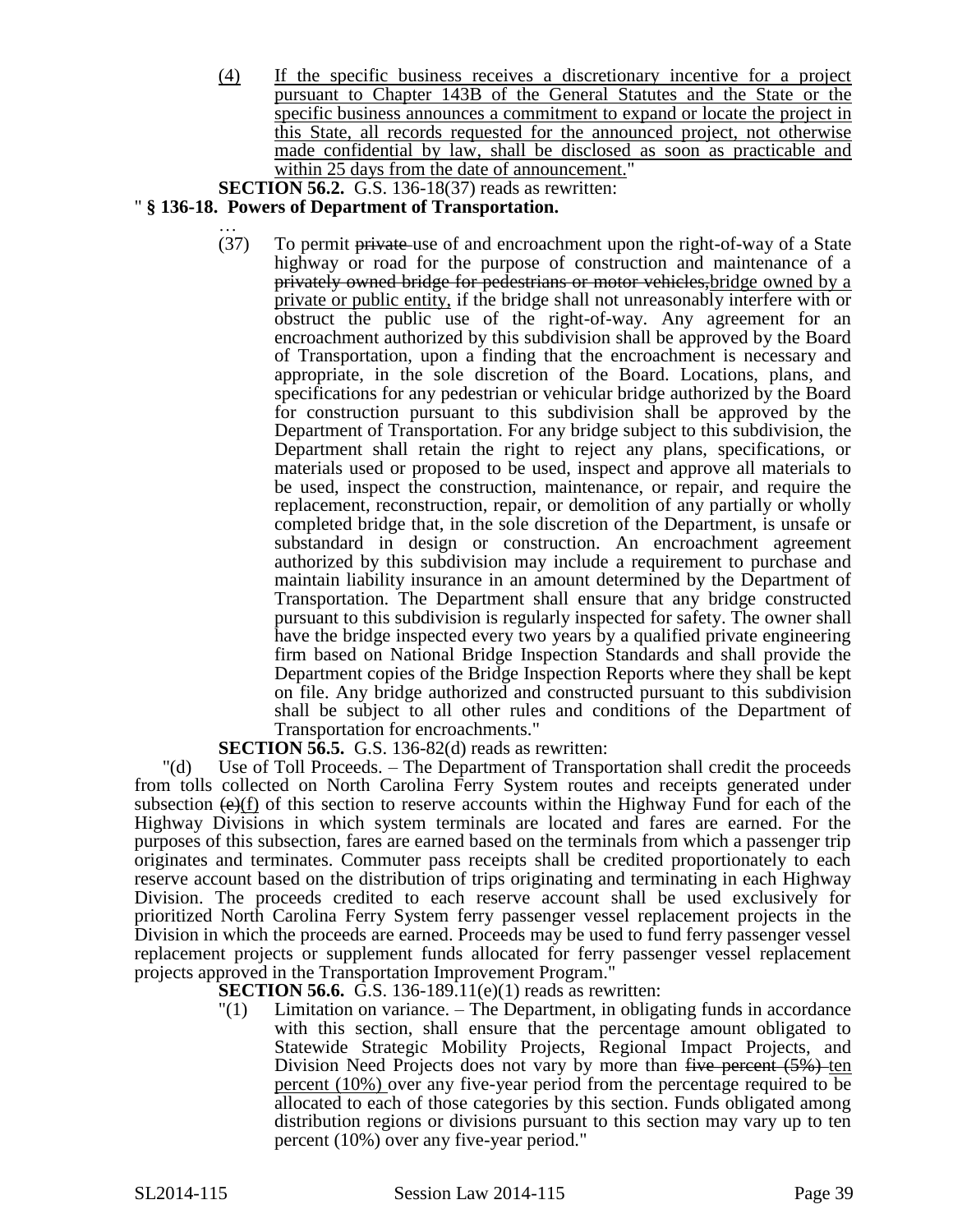(4) <u>If the specific business receives a discretionary incentive for a project pursuant to Chapter 143B of the General Statutes and the State or the specific business announces a commitment to expand or locate the project in this State, all records requested for the announced project, not otherwise made confidential by law, shall be disclosed as soon as practicable and within 25 days from the date of announcement.</u>"

**SECTION 56.2.** G.S. 136-18(37) reads as rewritten:

"**§ 136-18. Powers of Department of Transportation.**

…

(37) To permit ~~private~~ use of and encroachment upon the right-of-way of a State highway or road for the purpose of construction and maintenance of a ~~privately owned bridge for pedestrians or motor vehicles,~~<u>bridge owned by a private or public entity,</u> if the bridge shall not unreasonably interfere with or obstruct the public use of the right-of-way. Any agreement for an encroachment authorized by this subdivision shall be approved by the Board of Transportation, upon a finding that the encroachment is necessary and appropriate, in the sole discretion of the Board. Locations, plans, and specifications for any pedestrian or vehicular bridge authorized by the Board for construction pursuant to this subdivision shall be approved by the Department of Transportation. For any bridge subject to this subdivision, the Department shall retain the right to reject any plans, specifications, or materials used or proposed to be used, inspect and approve all materials to be used, inspect the construction, maintenance, or repair, and require the replacement, reconstruction, repair, or demolition of any partially or wholly completed bridge that, in the sole discretion of the Department, is unsafe or substandard in design or construction. An encroachment agreement authorized by this subdivision may include a requirement to purchase and maintain liability insurance in an amount determined by the Department of Transportation. The Department shall ensure that any bridge constructed pursuant to this subdivision is regularly inspected for safety. The owner shall have the bridge inspected every two years by a qualified private engineering firm based on National Bridge Inspection Standards and shall provide the Department copies of the Bridge Inspection Reports where they shall be kept on file. Any bridge authorized and constructed pursuant to this subdivision shall be subject to all other rules and conditions of the Department of Transportation for encroachments."

**SECTION 56.5.** G.S. 136-82(d) reads as rewritten:

"(d) Use of Toll Proceeds. – The Department of Transportation shall credit the proceeds from tolls collected on North Carolina Ferry System routes and receipts generated under subsection ~~(e)~~<u>(f)</u> of this section to reserve accounts within the Highway Fund for each of the Highway Divisions in which system terminals are located and fares are earned. For the purposes of this subsection, fares are earned based on the terminals from which a passenger trip originates and terminates. Commuter pass receipts shall be credited proportionately to each reserve account based on the distribution of trips originating and terminating in each Highway Division. The proceeds credited to each reserve account shall be used exclusively for prioritized North Carolina Ferry System ferry passenger vessel replacement projects in the Division in which the proceeds are earned. Proceeds may be used to fund ferry passenger vessel replacement projects or supplement funds allocated for ferry passenger vessel replacement projects approved in the Transportation Improvement Program."

**SECTION 56.6.** G.S. 136-189.11(e)(1) reads as rewritten:

"(1) Limitation on variance. – The Department, in obligating funds in accordance with this section, shall ensure that the percentage amount obligated to Statewide Strategic Mobility Projects, Regional Impact Projects, and Division Need Projects does not vary by more than ~~five percent (5%)~~ <u>ten percent (10%)</u> over any five-year period from the percentage required to be allocated to each of those categories by this section. Funds obligated among distribution regions or divisions pursuant to this section may vary up to ten percent (10%) over any five-year period."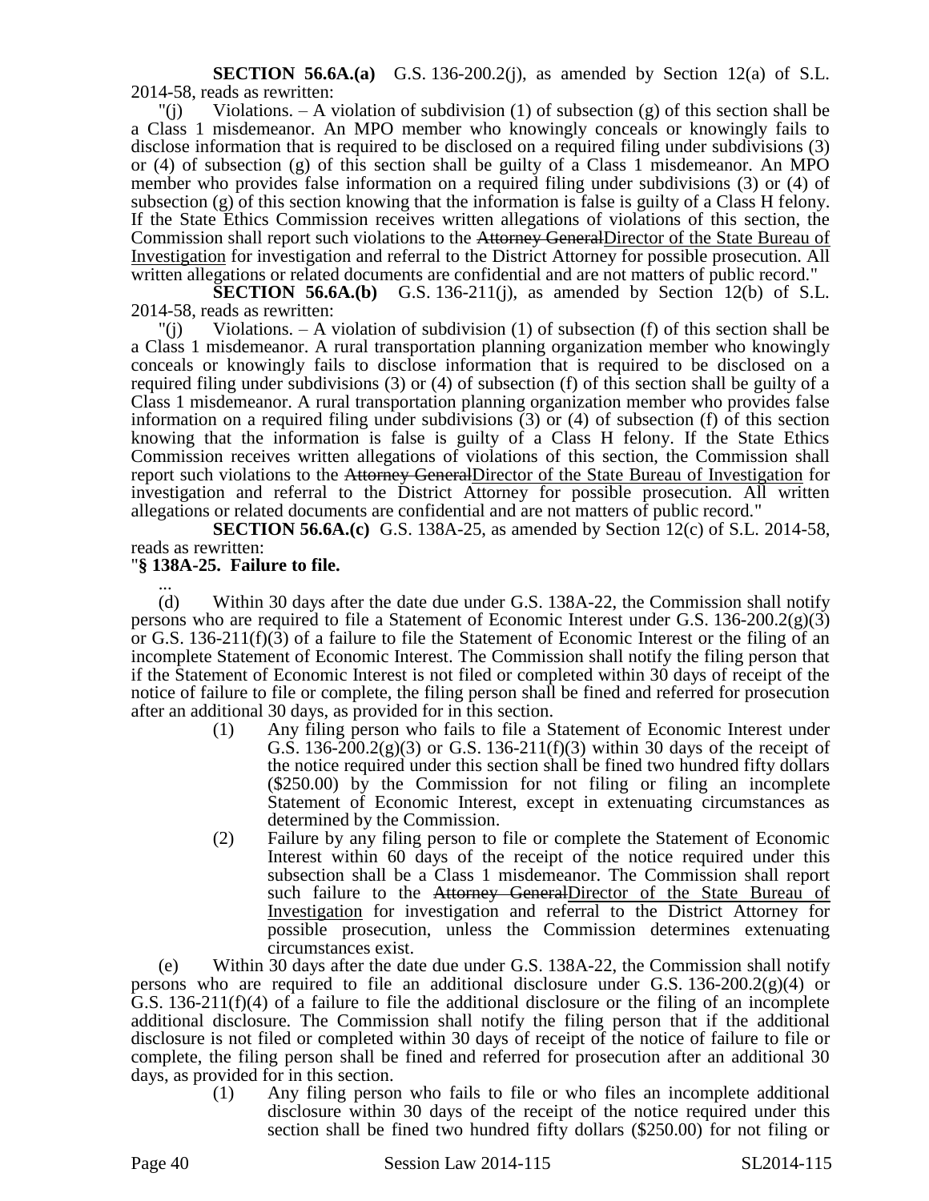**SECTION 56.6A.(a)** G.S. 136-200.2(j), as amended by Section 12(a) of S.L. 2014-58, reads as rewritten:

"(j) Violations. – A violation of subdivision (1) of subsection (g) of this section shall be a Class 1 misdemeanor. An MPO member who knowingly conceals or knowingly fails to disclose information that is required to be disclosed on a required filing under subdivisions (3) or (4) of subsection (g) of this section shall be guilty of a Class 1 misdemeanor. An MPO member who provides false information on a required filing under subdivisions (3) or (4) of subsection (g) of this section knowing that the information is false is guilty of a Class H felony. If the State Ethics Commission receives written allegations of violations of this section, the Commission shall report such violations to the ~~Attorney General~~Director of the State Bureau of Investigation for investigation and referral to the District Attorney for possible prosecution. All written allegations or related documents are confidential and are not matters of public record."

**SECTION 56.6A.(b)** G.S. 136-211(j), as amended by Section 12(b) of S.L. 2014-58, reads as rewritten:

"(j) Violations. – A violation of subdivision (1) of subsection (f) of this section shall be a Class 1 misdemeanor. A rural transportation planning organization member who knowingly conceals or knowingly fails to disclose information that is required to be disclosed on a required filing under subdivisions (3) or (4) of subsection (f) of this section shall be guilty of a Class 1 misdemeanor. A rural transportation planning organization member who provides false information on a required filing under subdivisions (3) or (4) of subsection (f) of this section knowing that the information is false is guilty of a Class H felony. If the State Ethics Commission receives written allegations of violations of this section, the Commission shall report such violations to the ~~Attorney General~~Director of the State Bureau of Investigation for investigation and referral to the District Attorney for possible prosecution. All written allegations or related documents are confidential and are not matters of public record."

**SECTION 56.6A.(c)** G.S. 138A-25, as amended by Section 12(c) of S.L. 2014-58, reads as rewritten:

"**§ 138A-25. Failure to file.**

...

(d) Within 30 days after the date due under G.S. 138A-22, the Commission shall notify persons who are required to file a Statement of Economic Interest under G.S. 136-200.2(g)(3) or G.S. 136-211(f)(3) of a failure to file the Statement of Economic Interest or the filing of an incomplete Statement of Economic Interest. The Commission shall notify the filing person that if the Statement of Economic Interest is not filed or completed within 30 days of receipt of the notice of failure to file or complete, the filing person shall be fined and referred for prosecution after an additional 30 days, as provided for in this section.

(1) Any filing person who fails to file a Statement of Economic Interest under G.S. 136-200.2(g)(3) or G.S. 136-211(f)(3) within 30 days of the receipt of the notice required under this section shall be fined two hundred fifty dollars ($250.00) by the Commission for not filing or filing an incomplete Statement of Economic Interest, except in extenuating circumstances as determined by the Commission.

(2) Failure by any filing person to file or complete the Statement of Economic Interest within 60 days of the receipt of the notice required under this subsection shall be a Class 1 misdemeanor. The Commission shall report such failure to the ~~Attorney General~~Director of the State Bureau of Investigation for investigation and referral to the District Attorney for possible prosecution, unless the Commission determines extenuating circumstances exist.

(e) Within 30 days after the date due under G.S. 138A-22, the Commission shall notify persons who are required to file an additional disclosure under G.S. 136-200.2(g)(4) or G.S. 136-211(f)(4) of a failure to file the additional disclosure or the filing of an incomplete additional disclosure. The Commission shall notify the filing person that if the additional disclosure is not filed or completed within 30 days of receipt of the notice of failure to file or complete, the filing person shall be fined and referred for prosecution after an additional 30 days, as provided for in this section.

(1) Any filing person who fails to file or who files an incomplete additional disclosure within 30 days of the receipt of the notice required under this section shall be fined two hundred fifty dollars ($250.00) for not filing or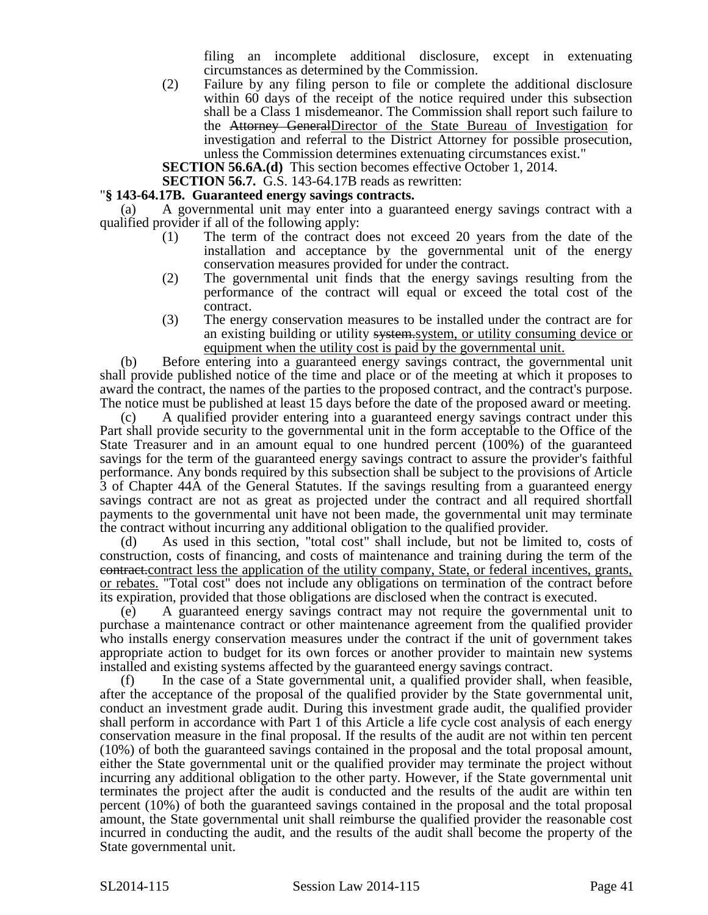filing an incomplete additional disclosure, except in extenuating circumstances as determined by the Commission.

(2) Failure by any filing person to file or complete the additional disclosure within 60 days of the receipt of the notice required under this subsection shall be a Class 1 misdemeanor. The Commission shall report such failure to the ~~Attorney General~~Director of the State Bureau of Investigation for investigation and referral to the District Attorney for possible prosecution, unless the Commission determines extenuating circumstances exist."

**SECTION 56.6A.(d)** This section becomes effective October 1, 2014.

**SECTION 56.7.** G.S. 143-64.17B reads as rewritten:

"**§ 143-64.17B. Guaranteed energy savings contracts.**

(a) A governmental unit may enter into a guaranteed energy savings contract with a qualified provider if all of the following apply:

(1) The term of the contract does not exceed 20 years from the date of the installation and acceptance by the governmental unit of the energy conservation measures provided for under the contract.

(2) The governmental unit finds that the energy savings resulting from the performance of the contract will equal or exceed the total cost of the contract.

(3) The energy conservation measures to be installed under the contract are for an existing building or utility ~~system.~~system, or utility consuming device or equipment when the utility cost is paid by the governmental unit.

(b) Before entering into a guaranteed energy savings contract, the governmental unit shall provide published notice of the time and place or of the meeting at which it proposes to award the contract, the names of the parties to the proposed contract, and the contract's purpose. The notice must be published at least 15 days before the date of the proposed award or meeting.

(c) A qualified provider entering into a guaranteed energy savings contract under this Part shall provide security to the governmental unit in the form acceptable to the Office of the State Treasurer and in an amount equal to one hundred percent (100%) of the guaranteed savings for the term of the guaranteed energy savings contract to assure the provider's faithful performance. Any bonds required by this subsection shall be subject to the provisions of Article 3 of Chapter 44A of the General Statutes. If the savings resulting from a guaranteed energy savings contract are not as great as projected under the contract and all required shortfall payments to the governmental unit have not been made, the governmental unit may terminate the contract without incurring any additional obligation to the qualified provider.

(d) As used in this section, "total cost" shall include, but not be limited to, costs of construction, costs of financing, and costs of maintenance and training during the term of the ~~contract.~~contract less the application of the utility company, State, or federal incentives, grants, or rebates. "Total cost" does not include any obligations on termination of the contract before its expiration, provided that those obligations are disclosed when the contract is executed.

(e) A guaranteed energy savings contract may not require the governmental unit to purchase a maintenance contract or other maintenance agreement from the qualified provider who installs energy conservation measures under the contract if the unit of government takes appropriate action to budget for its own forces or another provider to maintain new systems installed and existing systems affected by the guaranteed energy savings contract.

(f) In the case of a State governmental unit, a qualified provider shall, when feasible, after the acceptance of the proposal of the qualified provider by the State governmental unit, conduct an investment grade audit. During this investment grade audit, the qualified provider shall perform in accordance with Part 1 of this Article a life cycle cost analysis of each energy conservation measure in the final proposal. If the results of the audit are not within ten percent (10%) of both the guaranteed savings contained in the proposal and the total proposal amount, either the State governmental unit or the qualified provider may terminate the project without incurring any additional obligation to the other party. However, if the State governmental unit terminates the project after the audit is conducted and the results of the audit are within ten percent (10%) of both the guaranteed savings contained in the proposal and the total proposal amount, the State governmental unit shall reimburse the qualified provider the reasonable cost incurred in conducting the audit, and the results of the audit shall become the property of the State governmental unit.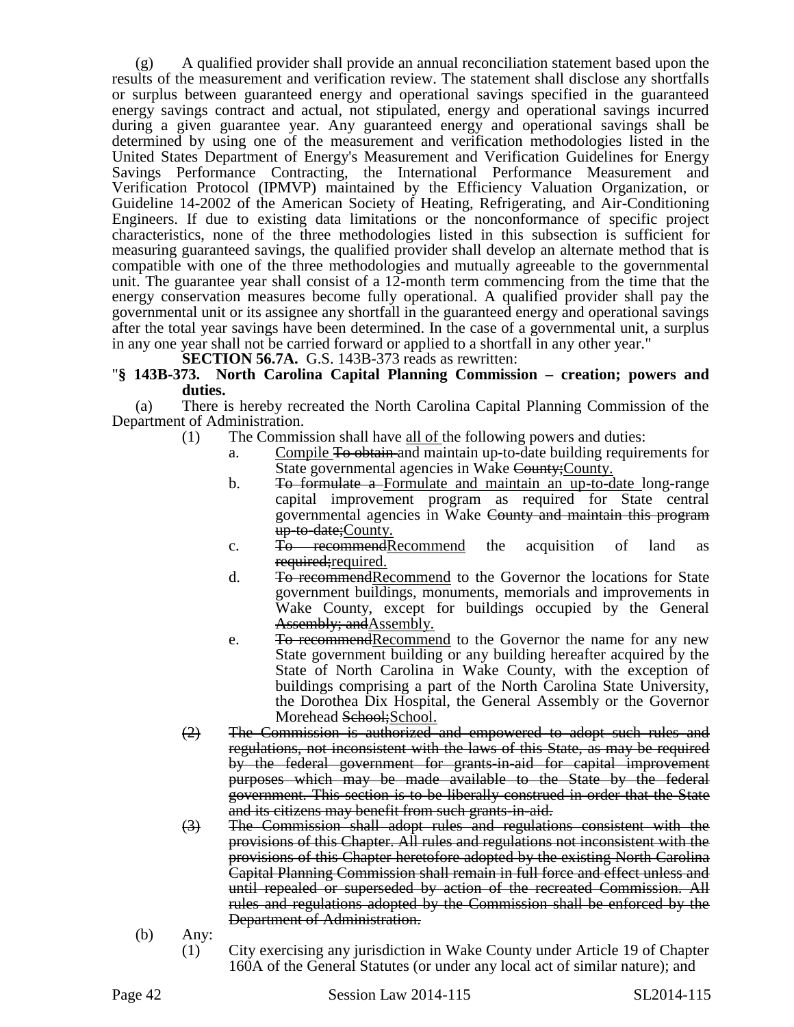(g) A qualified provider shall provide an annual reconciliation statement based upon the results of the measurement and verification review. The statement shall disclose any shortfalls or surplus between guaranteed energy and operational savings specified in the guaranteed energy savings contract and actual, not stipulated, energy and operational savings incurred during a given guarantee year. Any guaranteed energy and operational savings shall be determined by using one of the measurement and verification methodologies listed in the United States Department of Energy's Measurement and Verification Guidelines for Energy Savings Performance Contracting, the International Performance Measurement and Verification Protocol (IPMVP) maintained by the Efficiency Valuation Organization, or Guideline 14-2002 of the American Society of Heating, Refrigerating, and Air-Conditioning Engineers. If due to existing data limitations or the nonconformance of specific project characteristics, none of the three methodologies listed in this subsection is sufficient for measuring guaranteed savings, the qualified provider shall develop an alternate method that is compatible with one of the three methodologies and mutually agreeable to the governmental unit. The guarantee year shall consist of a 12-month term commencing from the time that the energy conservation measures become fully operational. A qualified provider shall pay the governmental unit or its assignee any shortfall in the guaranteed energy and operational savings after the total year savings have been determined. In the case of a governmental unit, a surplus in any one year shall not be carried forward or applied to a shortfall in any other year."

**SECTION 56.7A.** G.S. 143B-373 reads as rewritten:

"**§ 143B-373. North Carolina Capital Planning Commission – creation; powers and duties.**

(a) There is hereby recreated the North Carolina Capital Planning Commission of the Department of Administration.

(1) The Commission shall have all of the following powers and duties:

a. Compile ~~To obtain~~ and maintain up-to-date building requirements for State governmental agencies in Wake ~~County;~~County.

b. ~~To formulate a~~ Formulate and maintain an up-to-date long-range capital improvement program as required for State central governmental agencies in Wake ~~County and maintain this program up-to-date;~~County.

c. ~~To recommend~~Recommend the acquisition of land as ~~required;~~required.

d. ~~To recommend~~Recommend to the Governor the locations for State government buildings, monuments, memorials and improvements in Wake County, except for buildings occupied by the General ~~Assembly; and~~Assembly.

e. ~~To recommend~~Recommend to the Governor the name for any new State government building or any building hereafter acquired by the State of North Carolina in Wake County, with the exception of buildings comprising a part of the North Carolina State University, the Dorothea Dix Hospital, the General Assembly or the Governor Morehead ~~School;~~School.

~~(2) The Commission is authorized and empowered to adopt such rules and regulations, not inconsistent with the laws of this State, as may be required by the federal government for grants-in-aid for capital improvement purposes which may be made available to the State by the federal government. This section is to be liberally construed in order that the State and its citizens may benefit from such grants-in-aid.~~

~~(3) The Commission shall adopt rules and regulations consistent with the provisions of this Chapter. All rules and regulations not inconsistent with the provisions of this Chapter heretofore adopted by the existing North Carolina Capital Planning Commission shall remain in full force and effect unless and until repealed or superseded by action of the recreated Commission. All rules and regulations adopted by the Commission shall be enforced by the Department of Administration.~~

(b) Any:

(1) City exercising any jurisdiction in Wake County under Article 19 of Chapter 160A of the General Statutes (or under any local act of similar nature); and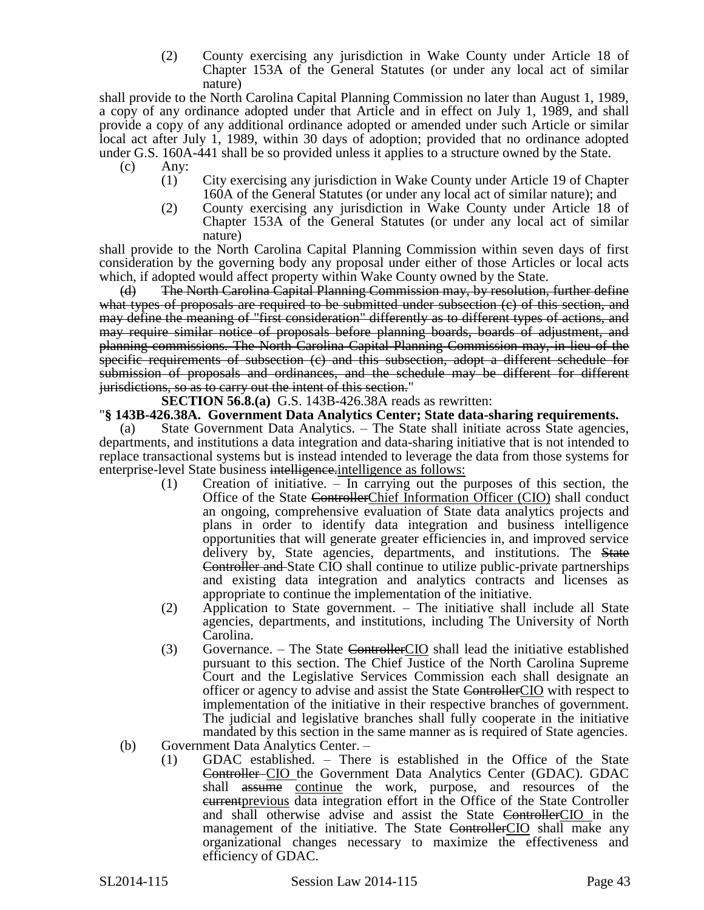(2) County exercising any jurisdiction in Wake County under Article 18 of Chapter 153A of the General Statutes (or under any local act of similar nature)

shall provide to the North Carolina Capital Planning Commission no later than August 1, 1989, a copy of any ordinance adopted under that Article and in effect on July 1, 1989, and shall provide a copy of any additional ordinance adopted or amended under such Article or similar local act after July 1, 1989, within 30 days of adoption; provided that no ordinance adopted under G.S. 160A-441 shall be so provided unless it applies to a structure owned by the State.

(c) Any:

(1) City exercising any jurisdiction in Wake County under Article 19 of Chapter 160A of the General Statutes (or under any local act of similar nature); and

(2) County exercising any jurisdiction in Wake County under Article 18 of Chapter 153A of the General Statutes (or under any local act of similar nature)

shall provide to the North Carolina Capital Planning Commission within seven days of first consideration by the governing body any proposal under either of those Articles or local acts which, if adopted would affect property within Wake County owned by the State.

~~(d) The North Carolina Capital Planning Commission may, by resolution, further define what types of proposals are required to be submitted under subsection (c) of this section, and may define the meaning of "first consideration" differently as to different types of actions, and may require similar notice of proposals before planning boards, boards of adjustment, and planning commissions. The North Carolina Capital Planning Commission may, in lieu of the specific requirements of subsection (c) and this subsection, adopt a different schedule for submission of proposals and ordinances, and the schedule may be different for different jurisdictions, so as to carry out the intent of this section.~~"

**SECTION 56.8.(a)** G.S. 143B-426.38A reads as rewritten:

"**§ 143B-426.38A. Government Data Analytics Center; State data-sharing requirements.**

(a) State Government Data Analytics. – The State shall initiate across State agencies, departments, and institutions a data integration and data-sharing initiative that is not intended to replace transactional systems but is instead intended to leverage the data from those systems for enterprise-level State business ~~intelligence.~~<u>intelligence as follows:</u>

(1) Creation of initiative. – In carrying out the purposes of this section, the Office of the State ~~Controller~~<u>Chief Information Officer (CIO)</u> shall conduct an ongoing, comprehensive evaluation of State data analytics projects and plans in order to identify data integration and business intelligence opportunities that will generate greater efficiencies in, and improved service delivery by, State agencies, departments, and institutions. The ~~State Controller and~~ State CIO shall continue to utilize public-private partnerships and existing data integration and analytics contracts and licenses as appropriate to continue the implementation of the initiative.

(2) Application to State government. – The initiative shall include all State agencies, departments, and institutions, including The University of North Carolina.

(3) Governance. – The State ~~Controller~~<u>CIO</u> shall lead the initiative established pursuant to this section. The Chief Justice of the North Carolina Supreme Court and the Legislative Services Commission each shall designate an officer or agency to advise and assist the State ~~Controller~~<u>CIO</u> with respect to implementation of the initiative in their respective branches of government. The judicial and legislative branches shall fully cooperate in the initiative mandated by this section in the same manner as is required of State agencies.

(b) Government Data Analytics Center. –

(1) GDAC established. – There is established in the Office of the State ~~Controller~~ <u>CIO</u> the Government Data Analytics Center (GDAC). GDAC shall ~~assume~~ <u>continue</u> the work, purpose, and resources of the ~~current~~<u>previous</u> data integration effort in the Office of the State Controller and shall otherwise advise and assist the State ~~Controller~~<u>CIO</u> in the management of the initiative. The State ~~Controller~~<u>CIO</u> shall make any organizational changes necessary to maximize the effectiveness and efficiency of GDAC.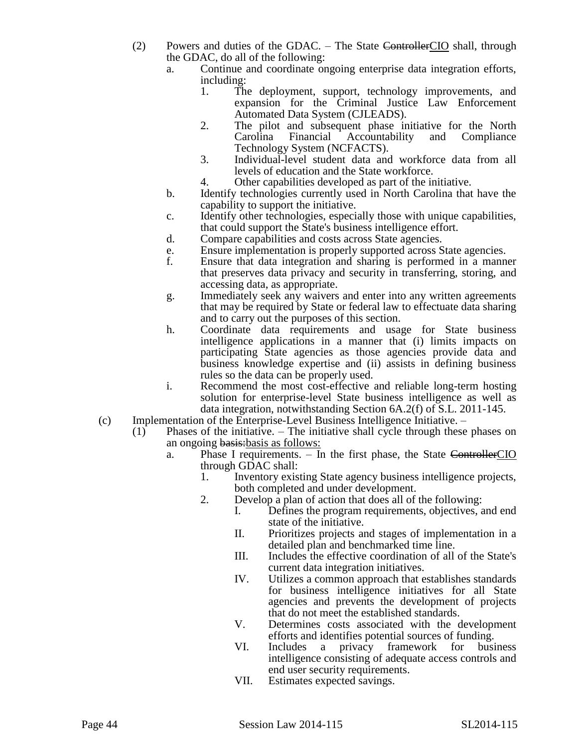(2) Powers and duties of the GDAC. – The State ~~Controller~~CIO shall, through the GDAC, do all of the following:

a. Continue and coordinate ongoing enterprise data integration efforts, including:
   1. The deployment, support, technology improvements, and expansion for the Criminal Justice Law Enforcement Automated Data System (CJLEADS).
   2. The pilot and subsequent phase initiative for the North Carolina Financial Accountability and Compliance Technology System (NCFACTS).
   3. Individual-level student data and workforce data from all levels of education and the State workforce.
   4. Other capabilities developed as part of the initiative.

b. Identify technologies currently used in North Carolina that have the capability to support the initiative.

c. Identify other technologies, especially those with unique capabilities, that could support the State's business intelligence effort.

d. Compare capabilities and costs across State agencies.

e. Ensure implementation is properly supported across State agencies.

f. Ensure that data integration and sharing is performed in a manner that preserves data privacy and security in transferring, storing, and accessing data, as appropriate.

g. Immediately seek any waivers and enter into any written agreements that may be required by State or federal law to effectuate data sharing and to carry out the purposes of this section.

h. Coordinate data requirements and usage for State business intelligence applications in a manner that (i) limits impacts on participating State agencies as those agencies provide data and business knowledge expertise and (ii) assists in defining business rules so the data can be properly used.

i. Recommend the most cost-effective and reliable long-term hosting solution for enterprise-level State business intelligence as well as data integration, notwithstanding Section 6A.2(f) of S.L. 2011-145.

(c) Implementation of the Enterprise-Level Business Intelligence Initiative. –

(1) Phases of the initiative. – The initiative shall cycle through these phases on an ongoing ~~basis:~~basis as follows:

a. Phase I requirements. – In the first phase, the State ~~Controller~~CIO through GDAC shall:
   1. Inventory existing State agency business intelligence projects, both completed and under development.
   2. Develop a plan of action that does all of the following:
      I. Defines the program requirements, objectives, and end state of the initiative.
      II. Prioritizes projects and stages of implementation in a detailed plan and benchmarked time line.
      III. Includes the effective coordination of all of the State's current data integration initiatives.
      IV. Utilizes a common approach that establishes standards for business intelligence initiatives for all State agencies and prevents the development of projects that do not meet the established standards.
      V. Determines costs associated with the development efforts and identifies potential sources of funding.
      VI. Includes a privacy framework for business intelligence consisting of adequate access controls and end user security requirements.
      VII. Estimates expected savings.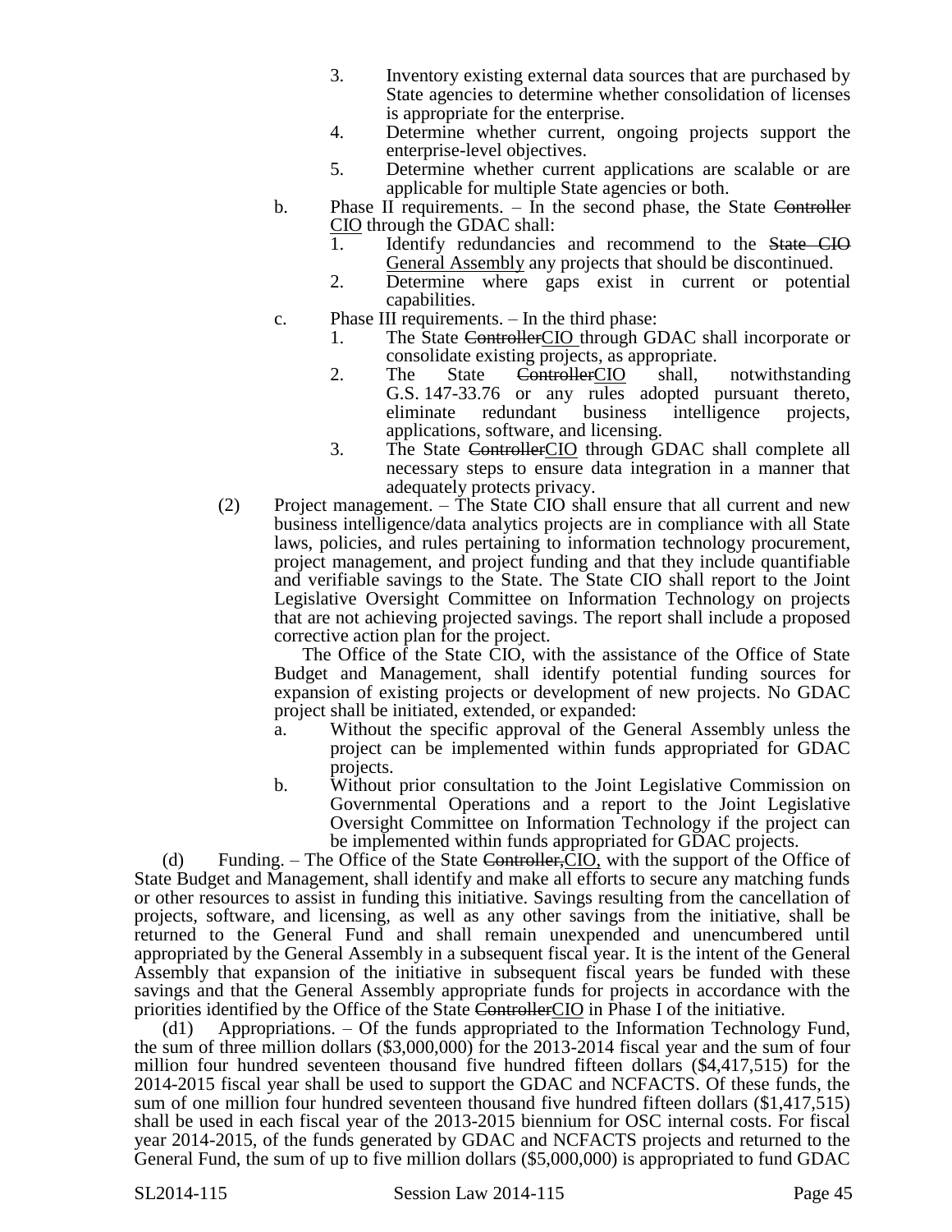3. Inventory existing external data sources that are purchased by State agencies to determine whether consolidation of licenses is appropriate for the enterprise.
4. Determine whether current, ongoing projects support the enterprise-level objectives.
5. Determine whether current applications are scalable or are applicable for multiple State agencies or both.

b. Phase II requirements. – In the second phase, the State ~~Controller~~ <u>CIO</u> through the GDAC shall:
   1. Identify redundancies and recommend to the ~~State CIO~~ <u>General Assembly</u> any projects that should be discontinued.
   2. Determine where gaps exist in current or potential capabilities.

c. Phase III requirements. – In the third phase:
   1. The State ~~Controller~~<u>CIO</u> through GDAC shall incorporate or consolidate existing projects, as appropriate.
   2. The State ~~Controller~~<u>CIO</u> shall, notwithstanding G.S. 147-33.76 or any rules adopted pursuant thereto, eliminate redundant business intelligence projects, applications, software, and licensing.
   3. The State ~~Controller~~<u>CIO</u> through GDAC shall complete all necessary steps to ensure data integration in a manner that adequately protects privacy.

(2) Project management. – The State CIO shall ensure that all current and new business intelligence/data analytics projects are in compliance with all State laws, policies, and rules pertaining to information technology procurement, project management, and project funding and that they include quantifiable and verifiable savings to the State. The State CIO shall report to the Joint Legislative Oversight Committee on Information Technology on projects that are not achieving projected savings. The report shall include a proposed corrective action plan for the project.

The Office of the State CIO, with the assistance of the Office of State Budget and Management, shall identify potential funding sources for expansion of existing projects or development of new projects. No GDAC project shall be initiated, extended, or expanded:

a. Without the specific approval of the General Assembly unless the project can be implemented within funds appropriated for GDAC projects.
b. Without prior consultation to the Joint Legislative Commission on Governmental Operations and a report to the Joint Legislative Oversight Committee on Information Technology if the project can be implemented within funds appropriated for GDAC projects.

(d) Funding. – The Office of the State ~~Controller,~~<u>CIO,</u> with the support of the Office of State Budget and Management, shall identify and make all efforts to secure any matching funds or other resources to assist in funding this initiative. Savings resulting from the cancellation of projects, software, and licensing, as well as any other savings from the initiative, shall be returned to the General Fund and shall remain unexpended and unencumbered until appropriated by the General Assembly in a subsequent fiscal year. It is the intent of the General Assembly that expansion of the initiative in subsequent fiscal years be funded with these savings and that the General Assembly appropriate funds for projects in accordance with the priorities identified by the Office of the State ~~Controller~~<u>CIO</u> in Phase I of the initiative.

(d1) Appropriations. – Of the funds appropriated to the Information Technology Fund, the sum of three million dollars ($3,000,000) for the 2013-2014 fiscal year and the sum of four million four hundred seventeen thousand five hundred fifteen dollars ($4,417,515) for the 2014-2015 fiscal year shall be used to support the GDAC and NCFACTS. Of these funds, the sum of one million four hundred seventeen thousand five hundred fifteen dollars ($1,417,515) shall be used in each fiscal year of the 2013-2015 biennium for OSC internal costs. For fiscal year 2014-2015, of the funds generated by GDAC and NCFACTS projects and returned to the General Fund, the sum of up to five million dollars ($5,000,000) is appropriated to fund GDAC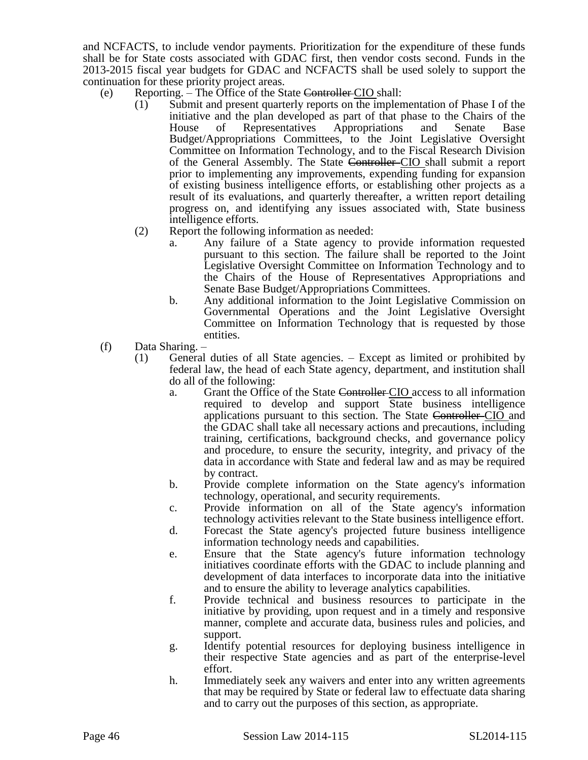and NCFACTS, to include vendor payments. Prioritization for the expenditure of these funds shall be for State costs associated with GDAC first, then vendor costs second. Funds in the 2013-2015 fiscal year budgets for GDAC and NCFACTS shall be used solely to support the continuation for these priority project areas.

(e) Reporting. – The Office of the State ~~Controller~~ CIO shall:

(1) Submit and present quarterly reports on the implementation of Phase I of the initiative and the plan developed as part of that phase to the Chairs of the House of Representatives Appropriations and Senate Base Budget/Appropriations Committees, to the Joint Legislative Oversight Committee on Information Technology, and to the Fiscal Research Division of the General Assembly. The State ~~Controller~~ CIO shall submit a report prior to implementing any improvements, expending funding for expansion of existing business intelligence efforts, or establishing other projects as a result of its evaluations, and quarterly thereafter, a written report detailing progress on, and identifying any issues associated with, State business intelligence efforts.

(2) Report the following information as needed:

a. Any failure of a State agency to provide information requested pursuant to this section. The failure shall be reported to the Joint Legislative Oversight Committee on Information Technology and to the Chairs of the House of Representatives Appropriations and Senate Base Budget/Appropriations Committees.

b. Any additional information to the Joint Legislative Commission on Governmental Operations and the Joint Legislative Oversight Committee on Information Technology that is requested by those entities.

(f) Data Sharing. –

(1) General duties of all State agencies. – Except as limited or prohibited by federal law, the head of each State agency, department, and institution shall do all of the following:

a. Grant the Office of the State ~~Controller~~ CIO access to all information required to develop and support State business intelligence applications pursuant to this section. The State ~~Controller~~ CIO and the GDAC shall take all necessary actions and precautions, including training, certifications, background checks, and governance policy and procedure, to ensure the security, integrity, and privacy of the data in accordance with State and federal law and as may be required by contract.

b. Provide complete information on the State agency's information technology, operational, and security requirements.

c. Provide information on all of the State agency's information technology activities relevant to the State business intelligence effort.

d. Forecast the State agency's projected future business intelligence information technology needs and capabilities.

e. Ensure that the State agency's future information technology initiatives coordinate efforts with the GDAC to include planning and development of data interfaces to incorporate data into the initiative and to ensure the ability to leverage analytics capabilities.

f. Provide technical and business resources to participate in the initiative by providing, upon request and in a timely and responsive manner, complete and accurate data, business rules and policies, and support.

g. Identify potential resources for deploying business intelligence in their respective State agencies and as part of the enterprise-level effort.

h. Immediately seek any waivers and enter into any written agreements that may be required by State or federal law to effectuate data sharing and to carry out the purposes of this section, as appropriate.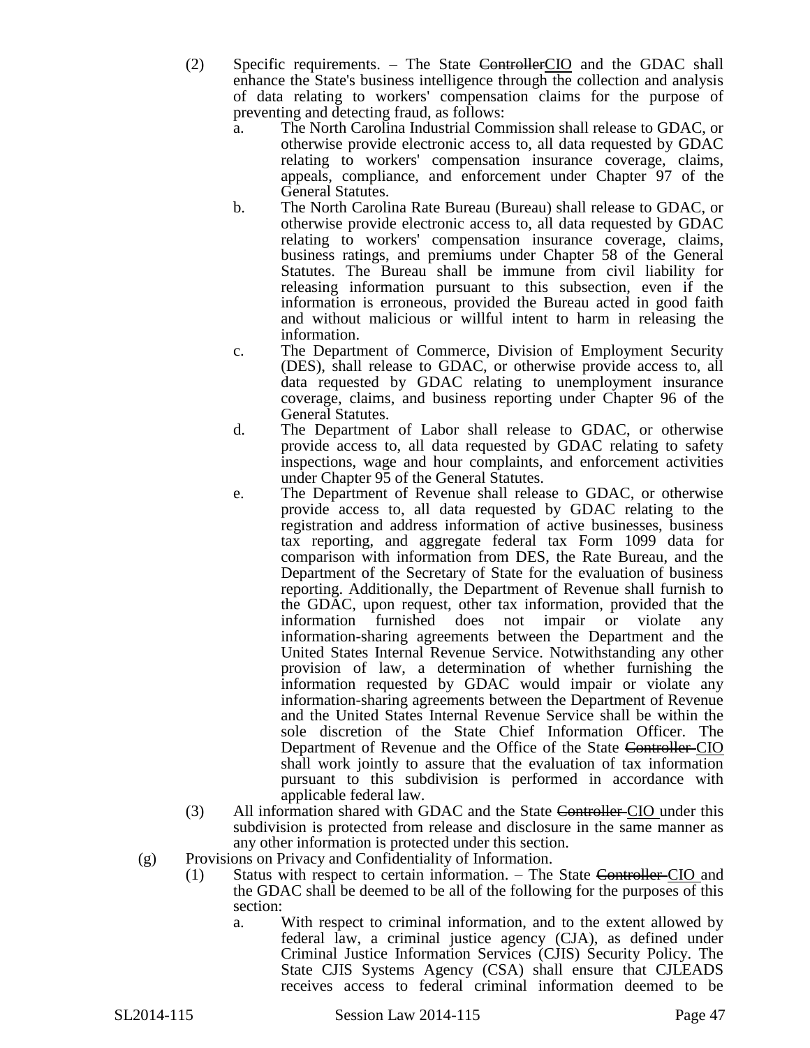(2) Specific requirements. – The State ~~Controller~~CIO and the GDAC shall enhance the State's business intelligence through the collection and analysis of data relating to workers' compensation claims for the purpose of preventing and detecting fraud, as follows:

a. The North Carolina Industrial Commission shall release to GDAC, or otherwise provide electronic access to, all data requested by GDAC relating to workers' compensation insurance coverage, claims, appeals, compliance, and enforcement under Chapter 97 of the General Statutes.

b. The North Carolina Rate Bureau (Bureau) shall release to GDAC, or otherwise provide electronic access to, all data requested by GDAC relating to workers' compensation insurance coverage, claims, business ratings, and premiums under Chapter 58 of the General Statutes. The Bureau shall be immune from civil liability for releasing information pursuant to this subsection, even if the information is erroneous, provided the Bureau acted in good faith and without malicious or willful intent to harm in releasing the information.

c. The Department of Commerce, Division of Employment Security (DES), shall release to GDAC, or otherwise provide access to, all data requested by GDAC relating to unemployment insurance coverage, claims, and business reporting under Chapter 96 of the General Statutes.

d. The Department of Labor shall release to GDAC, or otherwise provide access to, all data requested by GDAC relating to safety inspections, wage and hour complaints, and enforcement activities under Chapter 95 of the General Statutes.

e. The Department of Revenue shall release to GDAC, or otherwise provide access to, all data requested by GDAC relating to the registration and address information of active businesses, business tax reporting, and aggregate federal tax Form 1099 data for comparison with information from DES, the Rate Bureau, and the Department of the Secretary of State for the evaluation of business reporting. Additionally, the Department of Revenue shall furnish to the GDAC, upon request, other tax information, provided that the information furnished does not impair or violate any information-sharing agreements between the Department and the United States Internal Revenue Service. Notwithstanding any other provision of law, a determination of whether furnishing the information requested by GDAC would impair or violate any information-sharing agreements between the Department of Revenue and the United States Internal Revenue Service shall be within the sole discretion of the State Chief Information Officer. The Department of Revenue and the Office of the State ~~Controller~~ CIO shall work jointly to assure that the evaluation of tax information pursuant to this subdivision is performed in accordance with applicable federal law.

(3) All information shared with GDAC and the State ~~Controller~~ CIO under this subdivision is protected from release and disclosure in the same manner as any other information is protected under this section.

(g) Provisions on Privacy and Confidentiality of Information.

(1) Status with respect to certain information. – The State ~~Controller~~ CIO and the GDAC shall be deemed to be all of the following for the purposes of this section:

a. With respect to criminal information, and to the extent allowed by federal law, a criminal justice agency (CJA), as defined under Criminal Justice Information Services (CJIS) Security Policy. The State CJIS Systems Agency (CSA) shall ensure that CJLEADS receives access to federal criminal information deemed to be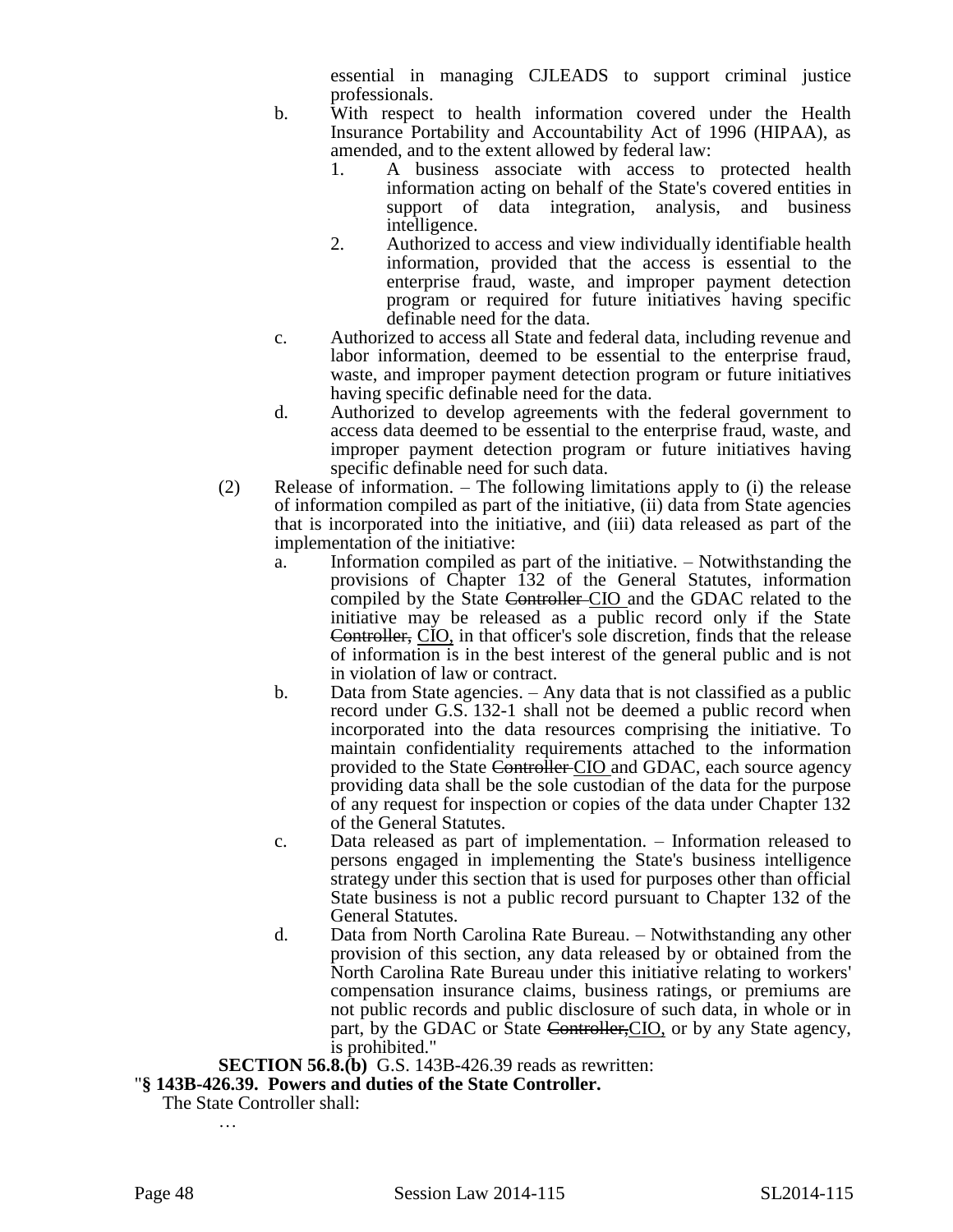essential in managing CJLEADS to support criminal justice professionals.

b. With respect to health information covered under the Health Insurance Portability and Accountability Act of 1996 (HIPAA), as amended, and to the extent allowed by federal law:
   1. A business associate with access to protected health information acting on behalf of the State's covered entities in support of data integration, analysis, and business intelligence.
   2. Authorized to access and view individually identifiable health information, provided that the access is essential to the enterprise fraud, waste, and improper payment detection program or required for future initiatives having specific definable need for the data.

c. Authorized to access all State and federal data, including revenue and labor information, deemed to be essential to the enterprise fraud, waste, and improper payment detection program or future initiatives having specific definable need for the data.

d. Authorized to develop agreements with the federal government to access data deemed to be essential to the enterprise fraud, waste, and improper payment detection program or future initiatives having specific definable need for such data.

(2) Release of information. – The following limitations apply to (i) the release of information compiled as part of the initiative, (ii) data from State agencies that is incorporated into the initiative, and (iii) data released as part of the implementation of the initiative:

a. Information compiled as part of the initiative. – Notwithstanding the provisions of Chapter 132 of the General Statutes, information compiled by the State ~~Controller~~ CIO and the GDAC related to the initiative may be released as a public record only if the State ~~Controller,~~ CIO, in that officer's sole discretion, finds that the release of information is in the best interest of the general public and is not in violation of law or contract.

b. Data from State agencies. – Any data that is not classified as a public record under G.S. 132-1 shall not be deemed a public record when incorporated into the data resources comprising the initiative. To maintain confidentiality requirements attached to the information provided to the State ~~Controller~~ CIO and GDAC, each source agency providing data shall be the sole custodian of the data for the purpose of any request for inspection or copies of the data under Chapter 132 of the General Statutes.

c. Data released as part of implementation. – Information released to persons engaged in implementing the State's business intelligence strategy under this section that is used for purposes other than official State business is not a public record pursuant to Chapter 132 of the General Statutes.

d. Data from North Carolina Rate Bureau. – Notwithstanding any other provision of this section, any data released by or obtained from the North Carolina Rate Bureau under this initiative relating to workers' compensation insurance claims, business ratings, or premiums are not public records and public disclosure of such data, in whole or in part, by the GDAC or State ~~Controller,~~CIO, or by any State agency, is prohibited."

**SECTION 56.8.(b)** G.S. 143B-426.39 reads as rewritten:

"**§ 143B-426.39. Powers and duties of the State Controller.**

The State Controller shall:

…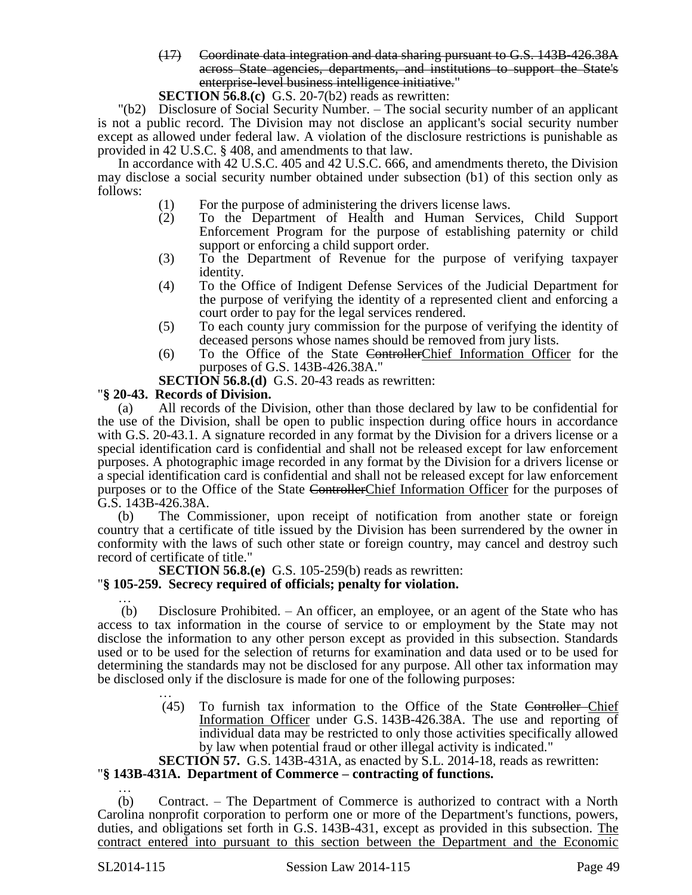(17) ~~Coordinate data integration and data sharing pursuant to G.S. 143B-426.38A across State agencies, departments, and institutions to support the State's enterprise-level business intelligence initiative.~~"

**SECTION 56.8.(c)** G.S. 20-7(b2) reads as rewritten:

"(b2) Disclosure of Social Security Number. – The social security number of an applicant is not a public record. The Division may not disclose an applicant's social security number except as allowed under federal law. A violation of the disclosure restrictions is punishable as provided in 42 U.S.C. § 408, and amendments to that law.

In accordance with 42 U.S.C. 405 and 42 U.S.C. 666, and amendments thereto, the Division may disclose a social security number obtained under subsection (b1) of this section only as follows:

(1) For the purpose of administering the drivers license laws.
(2) To the Department of Health and Human Services, Child Support Enforcement Program for the purpose of establishing paternity or child support or enforcing a child support order.
(3) To the Department of Revenue for the purpose of verifying taxpayer identity.
(4) To the Office of Indigent Defense Services of the Judicial Department for the purpose of verifying the identity of a represented client and enforcing a court order to pay for the legal services rendered.
(5) To each county jury commission for the purpose of verifying the identity of deceased persons whose names should be removed from jury lists.
(6) To the Office of the State ~~Controller~~<u>Chief Information Officer</u> for the purposes of G.S. 143B-426.38A."

**SECTION 56.8.(d)** G.S. 20-43 reads as rewritten:

"**§ 20-43. Records of Division.**

(a) All records of the Division, other than those declared by law to be confidential for the use of the Division, shall be open to public inspection during office hours in accordance with G.S. 20-43.1. A signature recorded in any format by the Division for a drivers license or a special identification card is confidential and shall not be released except for law enforcement purposes. A photographic image recorded in any format by the Division for a drivers license or a special identification card is confidential and shall not be released except for law enforcement purposes or to the Office of the State ~~Controller~~<u>Chief Information Officer</u> for the purposes of G.S. 143B-426.38A.

(b) The Commissioner, upon receipt of notification from another state or foreign country that a certificate of title issued by the Division has been surrendered by the owner in conformity with the laws of such other state or foreign country, may cancel and destroy such record of certificate of title."

**SECTION 56.8.(e)** G.S. 105-259(b) reads as rewritten:

"**§ 105-259. Secrecy required of officials; penalty for violation.**

…

(b) Disclosure Prohibited. – An officer, an employee, or an agent of the State who has access to tax information in the course of service to or employment by the State may not disclose the information to any other person except as provided in this subsection. Standards used or to be used for the selection of returns for examination and data used or to be used for determining the standards may not be disclosed for any purpose. All other tax information may be disclosed only if the disclosure is made for one of the following purposes:

…

(45) To furnish tax information to the Office of the State ~~Controller~~ <u>Chief Information Officer</u> under G.S. 143B-426.38A. The use and reporting of individual data may be restricted to only those activities specifically allowed by law when potential fraud or other illegal activity is indicated."

**SECTION 57.** G.S. 143B-431A, as enacted by S.L. 2014-18, reads as rewritten:

"**§ 143B-431A. Department of Commerce – contracting of functions.**

…

(b) Contract. – The Department of Commerce is authorized to contract with a North Carolina nonprofit corporation to perform one or more of the Department's functions, powers, duties, and obligations set forth in G.S. 143B-431, except as provided in this subsection. <u>The contract entered into pursuant to this section between the Department and the Economic</u>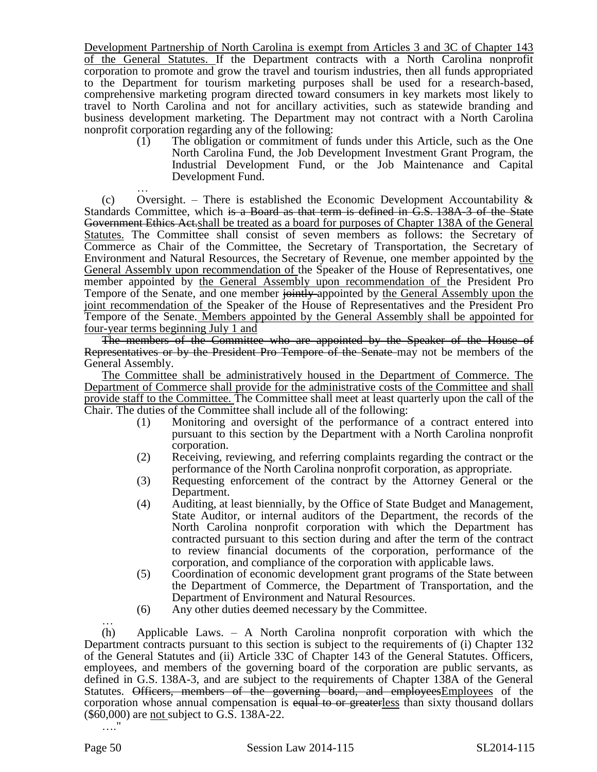Development Partnership of North Carolina is exempt from Articles 3 and 3C of Chapter 143 of the General Statutes. If the Department contracts with a North Carolina nonprofit corporation to promote and grow the travel and tourism industries, then all funds appropriated to the Department for tourism marketing purposes shall be used for a research-based, comprehensive marketing program directed toward consumers in key markets most likely to travel to North Carolina and not for ancillary activities, such as statewide branding and business development marketing. The Department may not contract with a North Carolina nonprofit corporation regarding any of the following:

(1) The obligation or commitment of funds under this Article, such as the One North Carolina Fund, the Job Development Investment Grant Program, the Industrial Development Fund, or the Job Maintenance and Capital Development Fund.

…

(c) Oversight. – There is established the Economic Development Accountability & Standards Committee, which ~~is a Board as that term is defined in G.S. 138A-3 of the State Government Ethics Act.~~shall be treated as a board for purposes of Chapter 138A of the General Statutes. The Committee shall consist of seven members as follows: the Secretary of Commerce as Chair of the Committee, the Secretary of Transportation, the Secretary of Environment and Natural Resources, the Secretary of Revenue, one member appointed by the General Assembly upon recommendation of the Speaker of the House of Representatives, one member appointed by the General Assembly upon recommendation of the President Pro Tempore of the Senate, and one member ~~jointly~~ appointed by the General Assembly upon the joint recommendation of the Speaker of the House of Representatives and the President Pro Tempore of the Senate. Members appointed by the General Assembly shall be appointed for four-year terms beginning July 1 and

~~The members of the Committee who are appointed by the Speaker of the House of Representatives or by the President Pro Tempore of the Senate~~ may not be members of the General Assembly.

The Committee shall be administratively housed in the Department of Commerce. The Department of Commerce shall provide for the administrative costs of the Committee and shall provide staff to the Committee. The Committee shall meet at least quarterly upon the call of the Chair. The duties of the Committee shall include all of the following:

(1) Monitoring and oversight of the performance of a contract entered into pursuant to this section by the Department with a North Carolina nonprofit corporation.
(2) Receiving, reviewing, and referring complaints regarding the contract or the performance of the North Carolina nonprofit corporation, as appropriate.
(3) Requesting enforcement of the contract by the Attorney General or the Department.
(4) Auditing, at least biennially, by the Office of State Budget and Management, State Auditor, or internal auditors of the Department, the records of the North Carolina nonprofit corporation with which the Department has contracted pursuant to this section during and after the term of the contract to review financial documents of the corporation, performance of the corporation, and compliance of the corporation with applicable laws.
(5) Coordination of economic development grant programs of the State between the Department of Commerce, the Department of Transportation, and the Department of Environment and Natural Resources.
(6) Any other duties deemed necessary by the Committee.

…

(h) Applicable Laws. – A North Carolina nonprofit corporation with which the Department contracts pursuant to this section is subject to the requirements of (i) Chapter 132 of the General Statutes and (ii) Article 33C of Chapter 143 of the General Statutes. Officers, employees, and members of the governing board of the corporation are public servants, as defined in G.S. 138A-3, and are subject to the requirements of Chapter 138A of the General Statutes. ~~Officers, members of the governing board, and employees~~Employees of the corporation whose annual compensation is ~~equal to or greater~~less than sixty thousand dollars ($60,000) are not subject to G.S. 138A-22.

…."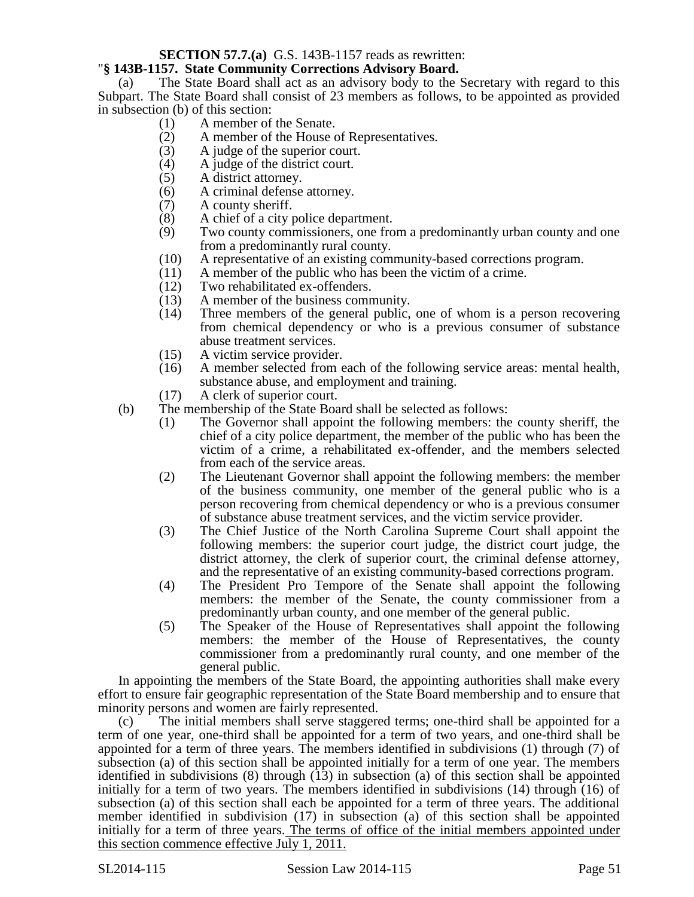**SECTION 57.7.(a)** G.S. 143B-1157 reads as rewritten:

"**§ 143B-1157. State Community Corrections Advisory Board.**

(a) The State Board shall act as an advisory body to the Secretary with regard to this Subpart. The State Board shall consist of 23 members as follows, to be appointed as provided in subsection (b) of this section:

(1) A member of the Senate.
(2) A member of the House of Representatives.
(3) A judge of the superior court.
(4) A judge of the district court.
(5) A district attorney.
(6) A criminal defense attorney.
(7) A county sheriff.
(8) A chief of a city police department.
(9) Two county commissioners, one from a predominantly urban county and one from a predominantly rural county.
(10) A representative of an existing community-based corrections program.
(11) A member of the public who has been the victim of a crime.
(12) Two rehabilitated ex-offenders.
(13) A member of the business community.
(14) Three members of the general public, one of whom is a person recovering from chemical dependency or who is a previous consumer of substance abuse treatment services.
(15) A victim service provider.
(16) A member selected from each of the following service areas: mental health, substance abuse, and employment and training.
(17) A clerk of superior court.

(b) The membership of the State Board shall be selected as follows:

(1) The Governor shall appoint the following members: the county sheriff, the chief of a city police department, the member of the public who has been the victim of a crime, a rehabilitated ex-offender, and the members selected from each of the service areas.
(2) The Lieutenant Governor shall appoint the following members: the member of the business community, one member of the general public who is a person recovering from chemical dependency or who is a previous consumer of substance abuse treatment services, and the victim service provider.
(3) The Chief Justice of the North Carolina Supreme Court shall appoint the following members: the superior court judge, the district court judge, the district attorney, the clerk of superior court, the criminal defense attorney, and the representative of an existing community-based corrections program.
(4) The President Pro Tempore of the Senate shall appoint the following members: the member of the Senate, the county commissioner from a predominantly urban county, and one member of the general public.
(5) The Speaker of the House of Representatives shall appoint the following members: the member of the House of Representatives, the county commissioner from a predominantly rural county, and one member of the general public.

In appointing the members of the State Board, the appointing authorities shall make every effort to ensure fair geographic representation of the State Board membership and to ensure that minority persons and women are fairly represented.

(c) The initial members shall serve staggered terms; one-third shall be appointed for a term of one year, one-third shall be appointed for a term of two years, and one-third shall be appointed for a term of three years. The members identified in subdivisions (1) through (7) of subsection (a) of this section shall be appointed initially for a term of one year. The members identified in subdivisions (8) through (13) in subsection (a) of this section shall be appointed initially for a term of two years. The members identified in subdivisions (14) through (16) of subsection (a) of this section shall each be appointed for a term of three years. The additional member identified in subdivision (17) in subsection (a) of this section shall be appointed initially for a term of three years. <u>The terms of office of the initial members appointed under this section commence effective July 1, 2011.</u>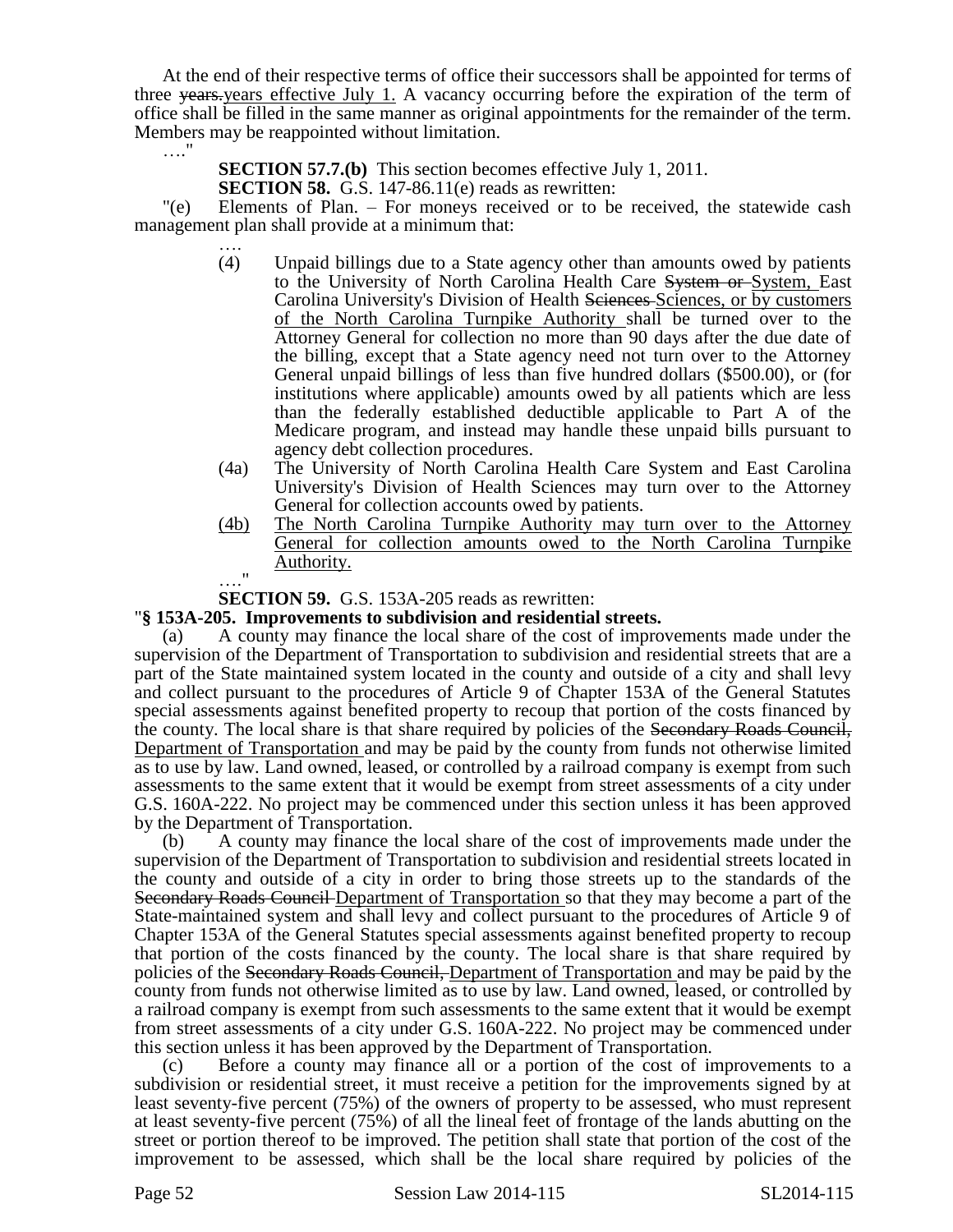At the end of their respective terms of office their successors shall be appointed for terms of three ~~years.~~years effective July 1. A vacancy occurring before the expiration of the term of office shall be filled in the same manner as original appointments for the remainder of the term. Members may be reappointed without limitation.

…."

**SECTION 57.7.(b)** This section becomes effective July 1, 2011.

**SECTION 58.** G.S. 147-86.11(e) reads as rewritten:

"(e) Elements of Plan. – For moneys received or to be received, the statewide cash management plan shall provide at a minimum that:

….

(4) Unpaid billings due to a State agency other than amounts owed by patients to the University of North Carolina Health Care ~~System or~~ System, East Carolina University's Division of Health ~~Sciences~~ Sciences, or by customers of the North Carolina Turnpike Authority shall be turned over to the Attorney General for collection no more than 90 days after the due date of the billing, except that a State agency need not turn over to the Attorney General unpaid billings of less than five hundred dollars ($500.00), or (for institutions where applicable) amounts owed by all patients which are less than the federally established deductible applicable to Part A of the Medicare program, and instead may handle these unpaid bills pursuant to agency debt collection procedures.

(4a) The University of North Carolina Health Care System and East Carolina University's Division of Health Sciences may turn over to the Attorney General for collection accounts owed by patients.

(4b) The North Carolina Turnpike Authority may turn over to the Attorney General for collection amounts owed to the North Carolina Turnpike Authority.

…."

**SECTION 59.** G.S. 153A-205 reads as rewritten:

"**§ 153A-205. Improvements to subdivision and residential streets.**

(a) A county may finance the local share of the cost of improvements made under the supervision of the Department of Transportation to subdivision and residential streets that are a part of the State maintained system located in the county and outside of a city and shall levy and collect pursuant to the procedures of Article 9 of Chapter 153A of the General Statutes special assessments against benefited property to recoup that portion of the costs financed by the county. The local share is that share required by policies of the ~~Secondary Roads Council,~~ Department of Transportation and may be paid by the county from funds not otherwise limited as to use by law. Land owned, leased, or controlled by a railroad company is exempt from such assessments to the same extent that it would be exempt from street assessments of a city under G.S. 160A-222. No project may be commenced under this section unless it has been approved by the Department of Transportation.

(b) A county may finance the local share of the cost of improvements made under the supervision of the Department of Transportation to subdivision and residential streets located in the county and outside of a city in order to bring those streets up to the standards of the ~~Secondary Roads Council~~ Department of Transportation so that they may become a part of the State-maintained system and shall levy and collect pursuant to the procedures of Article 9 of Chapter 153A of the General Statutes special assessments against benefited property to recoup that portion of the costs financed by the county. The local share is that share required by policies of the ~~Secondary Roads Council,~~ Department of Transportation and may be paid by the county from funds not otherwise limited as to use by law. Land owned, leased, or controlled by a railroad company is exempt from such assessments to the same extent that it would be exempt from street assessments of a city under G.S. 160A-222. No project may be commenced under this section unless it has been approved by the Department of Transportation.

(c) Before a county may finance all or a portion of the cost of improvements to a subdivision or residential street, it must receive a petition for the improvements signed by at least seventy-five percent (75%) of the owners of property to be assessed, who must represent at least seventy-five percent (75%) of all the lineal feet of frontage of the lands abutting on the street or portion thereof to be improved. The petition shall state that portion of the cost of the improvement to be assessed, which shall be the local share required by policies of the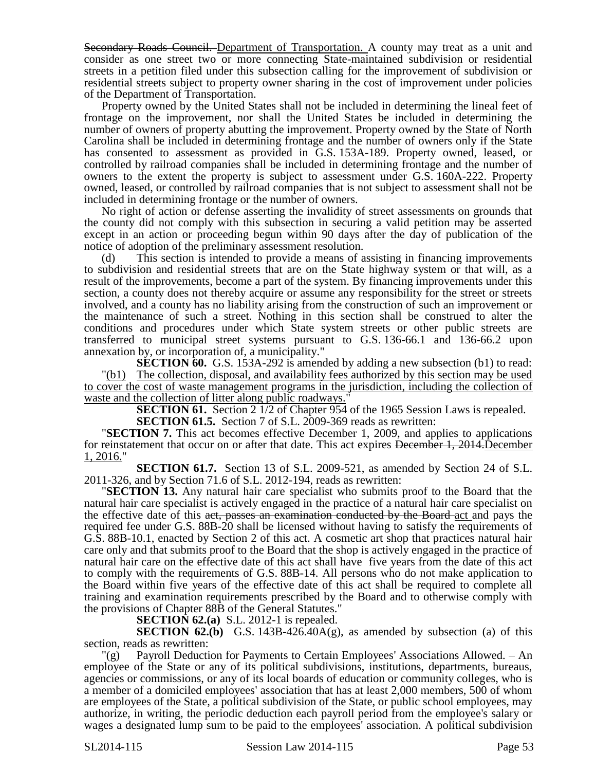~~Secondary Roads Council.~~ Department of Transportation. A county may treat as a unit and consider as one street two or more connecting State-maintained subdivision or residential streets in a petition filed under this subsection calling for the improvement of subdivision or residential streets subject to property owner sharing in the cost of improvement under policies of the Department of Transportation.

Property owned by the United States shall not be included in determining the lineal feet of frontage on the improvement, nor shall the United States be included in determining the number of owners of property abutting the improvement. Property owned by the State of North Carolina shall be included in determining frontage and the number of owners only if the State has consented to assessment as provided in G.S. 153A-189. Property owned, leased, or controlled by railroad companies shall be included in determining frontage and the number of owners to the extent the property is subject to assessment under G.S. 160A-222. Property owned, leased, or controlled by railroad companies that is not subject to assessment shall not be included in determining frontage or the number of owners.

No right of action or defense asserting the invalidity of street assessments on grounds that the county did not comply with this subsection in securing a valid petition may be asserted except in an action or proceeding begun within 90 days after the day of publication of the notice of adoption of the preliminary assessment resolution.

(d) This section is intended to provide a means of assisting in financing improvements to subdivision and residential streets that are on the State highway system or that will, as a result of the improvements, become a part of the system. By financing improvements under this section, a county does not thereby acquire or assume any responsibility for the street or streets involved, and a county has no liability arising from the construction of such an improvement or the maintenance of such a street. Nothing in this section shall be construed to alter the conditions and procedures under which State system streets or other public streets are transferred to municipal street systems pursuant to G.S. 136-66.1 and 136-66.2 upon annexation by, or incorporation of, a municipality."

**SECTION 60.** G.S. 153A-292 is amended by adding a new subsection (b1) to read:

"(b1) The collection, disposal, and availability fees authorized by this section may be used to cover the cost of waste management programs in the jurisdiction, including the collection of waste and the collection of litter along public roadways."

**SECTION 61.** Section 2 1/2 of Chapter 954 of the 1965 Session Laws is repealed.

**SECTION 61.5.** Section 7 of S.L. 2009-369 reads as rewritten:

"**SECTION 7.** This act becomes effective December 1, 2009, and applies to applications for reinstatement that occur on or after that date. This act expires ~~December 1, 2014.~~December 1, 2016."

**SECTION 61.7.** Section 13 of S.L. 2009-521, as amended by Section 24 of S.L. 2011-326, and by Section 71.6 of S.L. 2012-194, reads as rewritten:

"**SECTION 13.** Any natural hair care specialist who submits proof to the Board that the natural hair care specialist is actively engaged in the practice of a natural hair care specialist on the effective date of this ~~act, passes an examination conducted by the Board~~ act and pays the required fee under G.S. 88B-20 shall be licensed without having to satisfy the requirements of G.S. 88B-10.1, enacted by Section 2 of this act. A cosmetic art shop that practices natural hair care only and that submits proof to the Board that the shop is actively engaged in the practice of natural hair care on the effective date of this act shall have five years from the date of this act to comply with the requirements of G.S. 88B-14. All persons who do not make application to the Board within five years of the effective date of this act shall be required to complete all training and examination requirements prescribed by the Board and to otherwise comply with the provisions of Chapter 88B of the General Statutes."

**SECTION 62.(a)** S.L. 2012-1 is repealed.

**SECTION 62.(b)** G.S. 143B-426.40A(g), as amended by subsection (a) of this section, reads as rewritten:

"(g) Payroll Deduction for Payments to Certain Employees' Associations Allowed. – An employee of the State or any of its political subdivisions, institutions, departments, bureaus, agencies or commissions, or any of its local boards of education or community colleges, who is a member of a domiciled employees' association that has at least 2,000 members, 500 of whom are employees of the State, a political subdivision of the State, or public school employees, may authorize, in writing, the periodic deduction each payroll period from the employee's salary or wages a designated lump sum to be paid to the employees' association. A political subdivision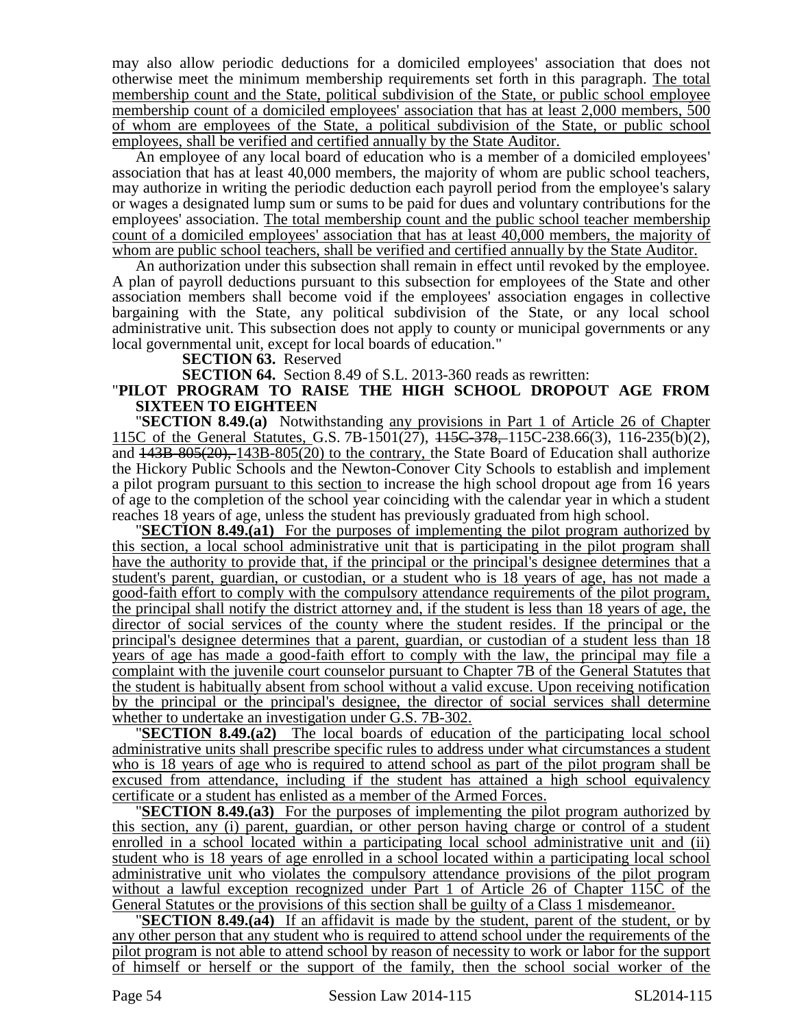may also allow periodic deductions for a domiciled employees' association that does not otherwise meet the minimum membership requirements set forth in this paragraph. The total membership count and the State, political subdivision of the State, or public school employee membership count of a domiciled employees' association that has at least 2,000 members, 500 of whom are employees of the State, a political subdivision of the State, or public school employees, shall be verified and certified annually by the State Auditor.

An employee of any local board of education who is a member of a domiciled employees' association that has at least 40,000 members, the majority of whom are public school teachers, may authorize in writing the periodic deduction each payroll period from the employee's salary or wages a designated lump sum or sums to be paid for dues and voluntary contributions for the employees' association. The total membership count and the public school teacher membership count of a domiciled employees' association that has at least 40,000 members, the majority of whom are public school teachers, shall be verified and certified annually by the State Auditor.

An authorization under this subsection shall remain in effect until revoked by the employee. A plan of payroll deductions pursuant to this subsection for employees of the State and other association members shall become void if the employees' association engages in collective bargaining with the State, any political subdivision of the State, or any local school administrative unit. This subsection does not apply to county or municipal governments or any local governmental unit, except for local boards of education."

**SECTION 63.** Reserved

**SECTION 64.** Section 8.49 of S.L. 2013-360 reads as rewritten:

"**PILOT PROGRAM TO RAISE THE HIGH SCHOOL DROPOUT AGE FROM SIXTEEN TO EIGHTEEN**

"**SECTION 8.49.(a)** Notwithstanding any provisions in Part 1 of Article 26 of Chapter 115C of the General Statutes, G.S. 7B-1501(27), ~~115C-378,~~ 115C-238.66(3), 116-235(b)(2), and ~~143B-805(20),~~ 143B-805(20) to the contrary, the State Board of Education shall authorize the Hickory Public Schools and the Newton-Conover City Schools to establish and implement a pilot program pursuant to this section to increase the high school dropout age from 16 years of age to the completion of the school year coinciding with the calendar year in which a student reaches 18 years of age, unless the student has previously graduated from high school.

"**SECTION 8.49.(a1)** For the purposes of implementing the pilot program authorized by this section, a local school administrative unit that is participating in the pilot program shall have the authority to provide that, if the principal or the principal's designee determines that a student's parent, guardian, or custodian, or a student who is 18 years of age, has not made a good-faith effort to comply with the compulsory attendance requirements of the pilot program, the principal shall notify the district attorney and, if the student is less than 18 years of age, the director of social services of the county where the student resides. If the principal or the principal's designee determines that a parent, guardian, or custodian of a student less than 18 years of age has made a good-faith effort to comply with the law, the principal may file a complaint with the juvenile court counselor pursuant to Chapter 7B of the General Statutes that the student is habitually absent from school without a valid excuse. Upon receiving notification by the principal or the principal's designee, the director of social services shall determine whether to undertake an investigation under G.S. 7B-302.

"**SECTION 8.49.(a2)** The local boards of education of the participating local school administrative units shall prescribe specific rules to address under what circumstances a student who is 18 years of age who is required to attend school as part of the pilot program shall be excused from attendance, including if the student has attained a high school equivalency certificate or a student has enlisted as a member of the Armed Forces.

"**SECTION 8.49.(a3)** For the purposes of implementing the pilot program authorized by this section, any (i) parent, guardian, or other person having charge or control of a student enrolled in a school located within a participating local school administrative unit and (ii) student who is 18 years of age enrolled in a school located within a participating local school administrative unit who violates the compulsory attendance provisions of the pilot program without a lawful exception recognized under Part 1 of Article 26 of Chapter 115C of the General Statutes or the provisions of this section shall be guilty of a Class 1 misdemeanor.

"**SECTION 8.49.(a4)** If an affidavit is made by the student, parent of the student, or by any other person that any student who is required to attend school under the requirements of the pilot program is not able to attend school by reason of necessity to work or labor for the support of himself or herself or the support of the family, then the school social worker of the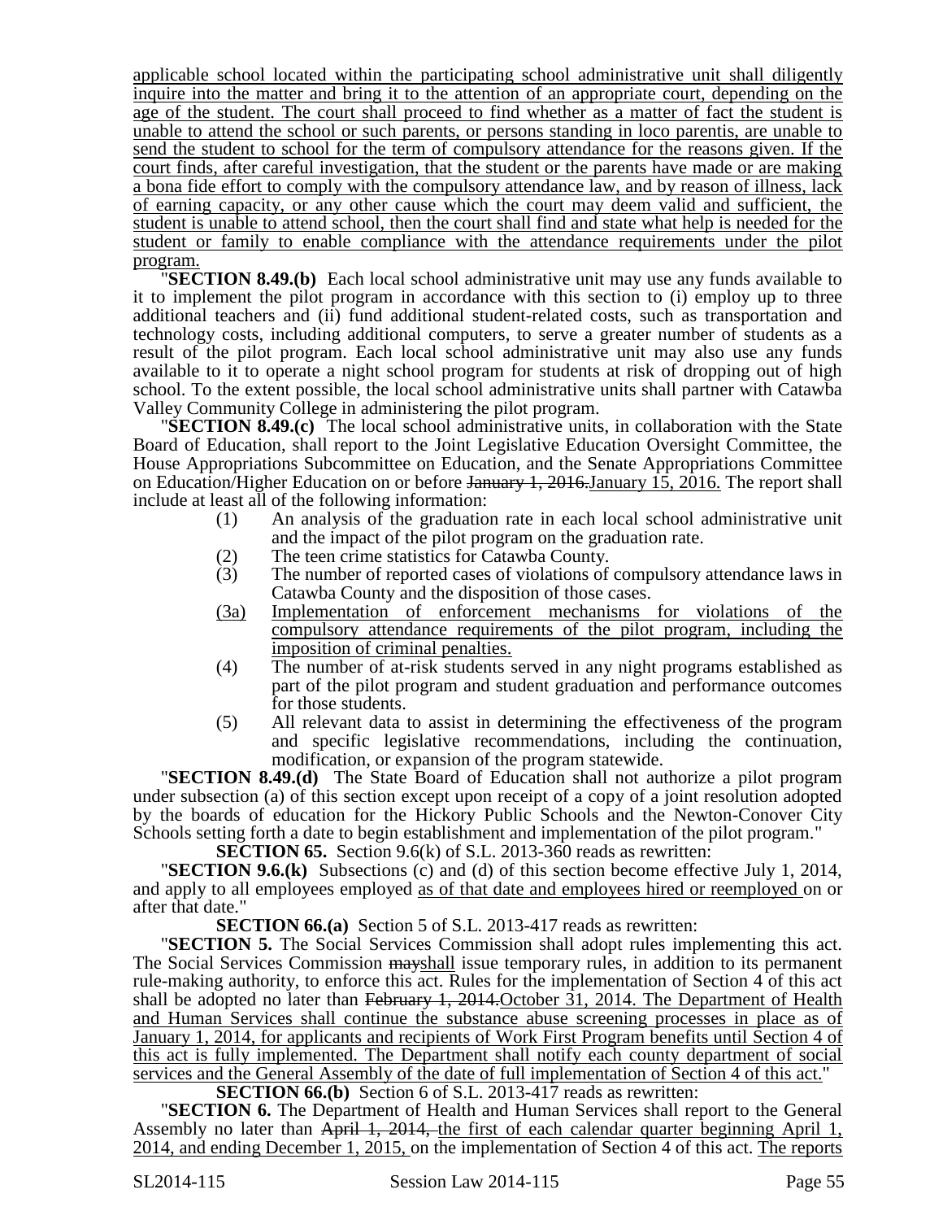applicable school located within the participating school administrative unit shall diligently inquire into the matter and bring it to the attention of an appropriate court, depending on the age of the student. The court shall proceed to find whether as a matter of fact the student is unable to attend the school or such parents, or persons standing in loco parentis, are unable to send the student to school for the term of compulsory attendance for the reasons given. If the court finds, after careful investigation, that the student or the parents have made or are making a bona fide effort to comply with the compulsory attendance law, and by reason of illness, lack of earning capacity, or any other cause which the court may deem valid and sufficient, the student is unable to attend school, then the court shall find and state what help is needed for the student or family to enable compliance with the attendance requirements under the pilot program.

"**SECTION 8.49.(b)** Each local school administrative unit may use any funds available to it to implement the pilot program in accordance with this section to (i) employ up to three additional teachers and (ii) fund additional student-related costs, such as transportation and technology costs, including additional computers, to serve a greater number of students as a result of the pilot program. Each local school administrative unit may also use any funds available to it to operate a night school program for students at risk of dropping out of high school. To the extent possible, the local school administrative units shall partner with Catawba Valley Community College in administering the pilot program.

"**SECTION 8.49.(c)** The local school administrative units, in collaboration with the State Board of Education, shall report to the Joint Legislative Education Oversight Committee, the House Appropriations Subcommittee on Education, and the Senate Appropriations Committee on Education/Higher Education on or before ~~January 1, 2016.~~January 15, 2016. The report shall include at least all of the following information:

(1) An analysis of the graduation rate in each local school administrative unit and the impact of the pilot program on the graduation rate.
(2) The teen crime statistics for Catawba County.
(3) The number of reported cases of violations of compulsory attendance laws in Catawba County and the disposition of those cases.
(3a) Implementation of enforcement mechanisms for violations of the compulsory attendance requirements of the pilot program, including the imposition of criminal penalties.
(4) The number of at-risk students served in any night programs established as part of the pilot program and student graduation and performance outcomes for those students.
(5) All relevant data to assist in determining the effectiveness of the program and specific legislative recommendations, including the continuation, modification, or expansion of the program statewide.

"**SECTION 8.49.(d)** The State Board of Education shall not authorize a pilot program under subsection (a) of this section except upon receipt of a copy of a joint resolution adopted by the boards of education for the Hickory Public Schools and the Newton-Conover City Schools setting forth a date to begin establishment and implementation of the pilot program."

**SECTION 65.** Section 9.6(k) of S.L. 2013-360 reads as rewritten:

"**SECTION 9.6.(k)** Subsections (c) and (d) of this section become effective July 1, 2014, and apply to all employees employed as of that date and employees hired or reemployed on or after that date."

**SECTION 66.(a)** Section 5 of S.L. 2013-417 reads as rewritten:

"**SECTION 5.** The Social Services Commission shall adopt rules implementing this act. The Social Services Commission ~~may~~shall issue temporary rules, in addition to its permanent rule-making authority, to enforce this act. Rules for the implementation of Section 4 of this act shall be adopted no later than ~~February 1, 2014.~~October 31, 2014. The Department of Health and Human Services shall continue the substance abuse screening processes in place as of January 1, 2014, for applicants and recipients of Work First Program benefits until Section 4 of this act is fully implemented. The Department shall notify each county department of social services and the General Assembly of the date of full implementation of Section 4 of this act."

**SECTION 66.(b)** Section 6 of S.L. 2013-417 reads as rewritten:

"**SECTION 6.** The Department of Health and Human Services shall report to the General Assembly no later than ~~April 1, 2014,~~ the first of each calendar quarter beginning April 1, 2014, and ending December 1, 2015, on the implementation of Section 4 of this act. The reports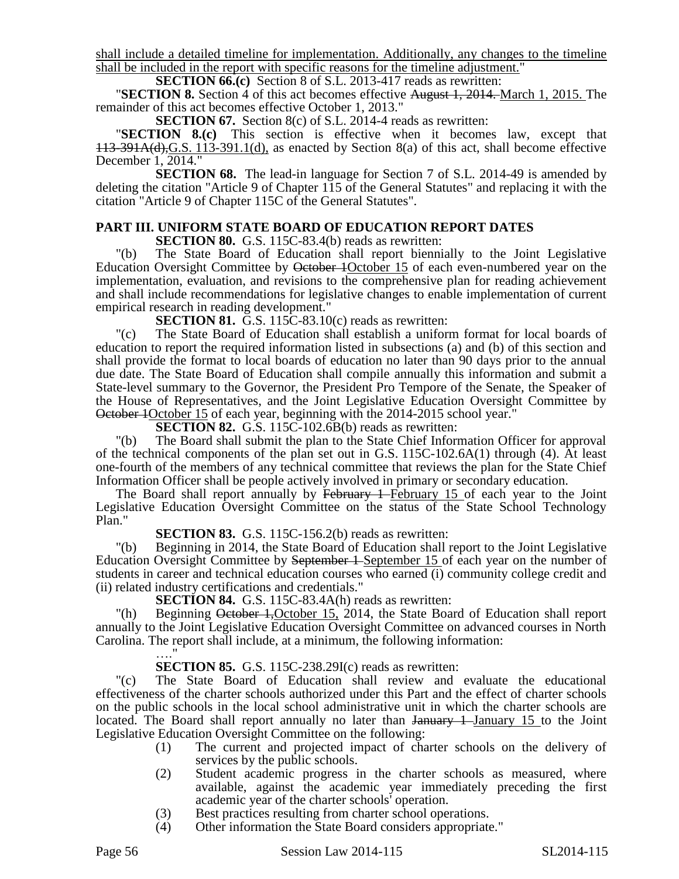shall include a detailed timeline for implementation. Additionally, any changes to the timeline shall be included in the report with specific reasons for the timeline adjustment."

**SECTION 66.(c)** Section 8 of S.L. 2013-417 reads as rewritten:

"**SECTION 8.** Section 4 of this act becomes effective ~~August 1, 2014.~~ March 1, 2015. The remainder of this act becomes effective October 1, 2013."

**SECTION 67.** Section 8(c) of S.L. 2014-4 reads as rewritten:

"**SECTION 8.(c)** This section is effective when it becomes law, except that ~~113-391A(d),~~G.S. 113-391.1(d), as enacted by Section 8(a) of this act, shall become effective December 1, 2014."

**SECTION 68.** The lead-in language for Section 7 of S.L. 2014-49 is amended by deleting the citation "Article 9 of Chapter 115 of the General Statutes" and replacing it with the citation "Article 9 of Chapter 115C of the General Statutes".

## PART III. UNIFORM STATE BOARD OF EDUCATION REPORT DATES

**SECTION 80.** G.S. 115C-83.4(b) reads as rewritten:

"(b) The State Board of Education shall report biennially to the Joint Legislative Education Oversight Committee by ~~October 1~~October 15 of each even-numbered year on the implementation, evaluation, and revisions to the comprehensive plan for reading achievement and shall include recommendations for legislative changes to enable implementation of current empirical research in reading development."

**SECTION 81.** G.S. 115C-83.10(c) reads as rewritten:

"(c) The State Board of Education shall establish a uniform format for local boards of education to report the required information listed in subsections (a) and (b) of this section and shall provide the format to local boards of education no later than 90 days prior to the annual due date. The State Board of Education shall compile annually this information and submit a State-level summary to the Governor, the President Pro Tempore of the Senate, the Speaker of the House of Representatives, and the Joint Legislative Education Oversight Committee by ~~October 1~~October 15 of each year, beginning with the 2014-2015 school year."

**SECTION 82.** G.S. 115C-102.6B(b) reads as rewritten:

"(b) The Board shall submit the plan to the State Chief Information Officer for approval of the technical components of the plan set out in G.S. 115C-102.6A(1) through (4). At least one-fourth of the members of any technical committee that reviews the plan for the State Chief Information Officer shall be people actively involved in primary or secondary education.

The Board shall report annually by ~~February 1~~ February 15 of each year to the Joint Legislative Education Oversight Committee on the status of the State School Technology Plan."

**SECTION 83.** G.S. 115C-156.2(b) reads as rewritten:

"(b) Beginning in 2014, the State Board of Education shall report to the Joint Legislative Education Oversight Committee by ~~September 1~~ September 15 of each year on the number of students in career and technical education courses who earned (i) community college credit and (ii) related industry certifications and credentials."

**SECTION 84.** G.S. 115C-83.4A(h) reads as rewritten:

"(h) Beginning ~~October 1,~~October 15, 2014, the State Board of Education shall report annually to the Joint Legislative Education Oversight Committee on advanced courses in North Carolina. The report shall include, at a minimum, the following information:

…."

**SECTION 85.** G.S. 115C-238.29I(c) reads as rewritten:

"(c) The State Board of Education shall review and evaluate the educational effectiveness of the charter schools authorized under this Part and the effect of charter schools on the public schools in the local school administrative unit in which the charter schools are located. The Board shall report annually no later than ~~January 1~~ January 15 to the Joint Legislative Education Oversight Committee on the following:

(1) The current and projected impact of charter schools on the delivery of services by the public schools.

(2) Student academic progress in the charter schools as measured, where available, against the academic year immediately preceding the first academic year of the charter schools' operation.

(3) Best practices resulting from charter school operations.

(4) Other information the State Board considers appropriate."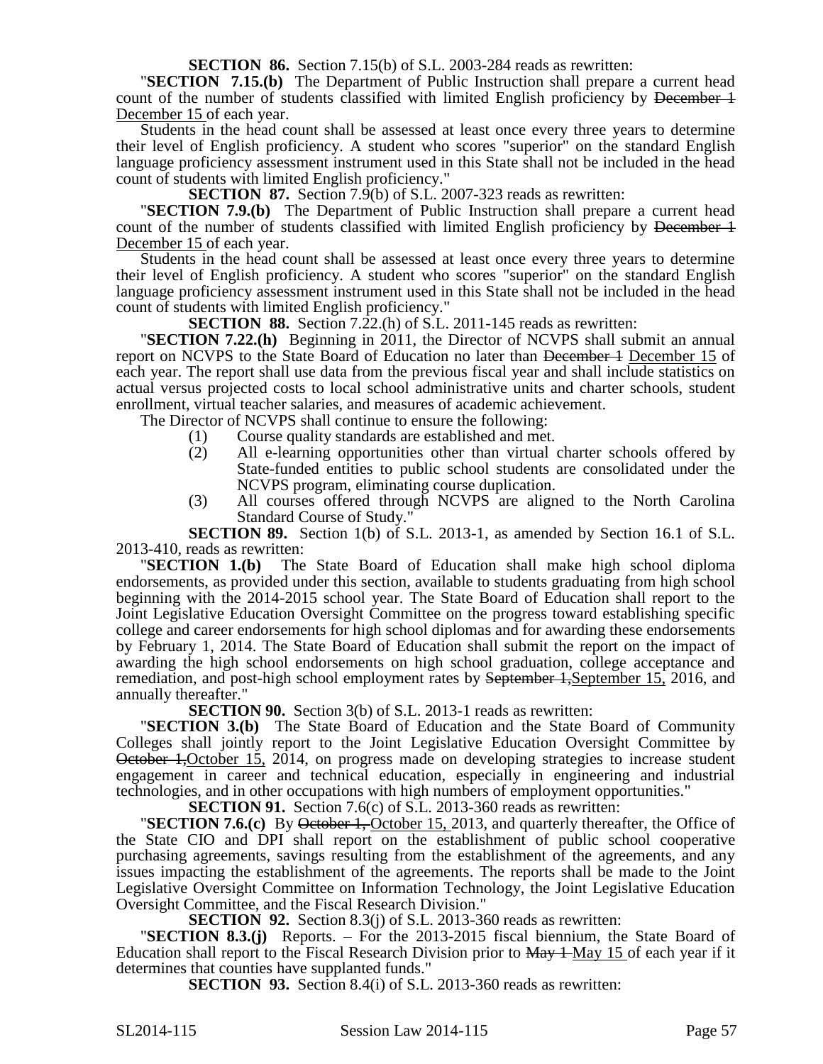**SECTION 86.** Section 7.15(b) of S.L. 2003-284 reads as rewritten:

"**SECTION 7.15.(b)** The Department of Public Instruction shall prepare a current head count of the number of students classified with limited English proficiency by ~~December 1~~ December 15 of each year.

Students in the head count shall be assessed at least once every three years to determine their level of English proficiency. A student who scores "superior" on the standard English language proficiency assessment instrument used in this State shall not be included in the head count of students with limited English proficiency."

**SECTION 87.** Section 7.9(b) of S.L. 2007-323 reads as rewritten:

"**SECTION 7.9.(b)** The Department of Public Instruction shall prepare a current head count of the number of students classified with limited English proficiency by ~~December 1~~ December 15 of each year.

Students in the head count shall be assessed at least once every three years to determine their level of English proficiency. A student who scores "superior" on the standard English language proficiency assessment instrument used in this State shall not be included in the head count of students with limited English proficiency."

**SECTION 88.** Section 7.22.(h) of S.L. 2011-145 reads as rewritten:

"**SECTION 7.22.(h)** Beginning in 2011, the Director of NCVPS shall submit an annual report on NCVPS to the State Board of Education no later than ~~December 1~~ December 15 of each year. The report shall use data from the previous fiscal year and shall include statistics on actual versus projected costs to local school administrative units and charter schools, student enrollment, virtual teacher salaries, and measures of academic achievement.

The Director of NCVPS shall continue to ensure the following:

(1) Course quality standards are established and met.

(2) All e-learning opportunities other than virtual charter schools offered by State-funded entities to public school students are consolidated under the NCVPS program, eliminating course duplication.

(3) All courses offered through NCVPS are aligned to the North Carolina Standard Course of Study."

**SECTION 89.** Section 1(b) of S.L. 2013-1, as amended by Section 16.1 of S.L. 2013-410, reads as rewritten:

"**SECTION 1.(b)** The State Board of Education shall make high school diploma endorsements, as provided under this section, available to students graduating from high school beginning with the 2014-2015 school year. The State Board of Education shall report to the Joint Legislative Education Oversight Committee on the progress toward establishing specific college and career endorsements for high school diplomas and for awarding these endorsements by February 1, 2014. The State Board of Education shall submit the report on the impact of awarding the high school endorsements on high school graduation, college acceptance and remediation, and post-high school employment rates by ~~September 1,~~September 15, 2016, and annually thereafter."

**SECTION 90.** Section 3(b) of S.L. 2013-1 reads as rewritten:

"**SECTION 3.(b)** The State Board of Education and the State Board of Community Colleges shall jointly report to the Joint Legislative Education Oversight Committee by ~~October 1,~~October 15, 2014, on progress made on developing strategies to increase student engagement in career and technical education, especially in engineering and industrial technologies, and in other occupations with high numbers of employment opportunities."

**SECTION 91.** Section 7.6(c) of S.L. 2013-360 reads as rewritten:

"**SECTION 7.6.(c)** By ~~October 1,~~ October 15, 2013, and quarterly thereafter, the Office of the State CIO and DPI shall report on the establishment of public school cooperative purchasing agreements, savings resulting from the establishment of the agreements, and any issues impacting the establishment of the agreements. The reports shall be made to the Joint Legislative Oversight Committee on Information Technology, the Joint Legislative Education Oversight Committee, and the Fiscal Research Division."

**SECTION 92.** Section 8.3(j) of S.L. 2013-360 reads as rewritten:

"**SECTION 8.3.(j)** Reports. – For the 2013-2015 fiscal biennium, the State Board of Education shall report to the Fiscal Research Division prior to ~~May 1~~ May 15 of each year if it determines that counties have supplanted funds."

**SECTION 93.** Section 8.4(i) of S.L. 2013-360 reads as rewritten: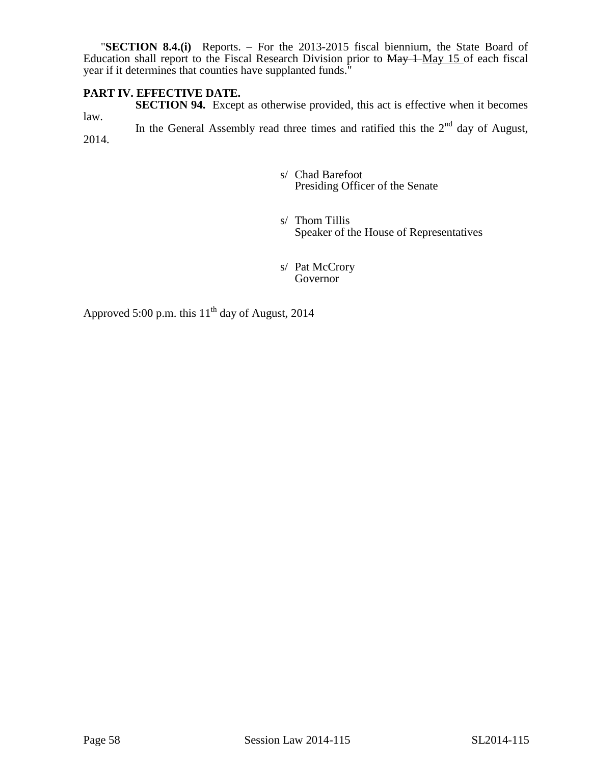"**SECTION 8.4.(i)** Reports. – For the 2013-2015 fiscal biennium, the State Board of Education shall report to the Fiscal Research Division prior to ~~May 1~~ <u>May 15</u> of each fiscal year if it determines that counties have supplanted funds."

**PART IV. EFFECTIVE DATE.**

**SECTION 94.** Except as otherwise provided, this act is effective when it becomes law.

In the General Assembly read three times and ratified this the 2nd day of August, 2014.

s/ Chad Barefoot
Presiding Officer of the Senate

s/ Thom Tillis
Speaker of the House of Representatives

s/ Pat McCrory
Governor

Approved 5:00 p.m. this 11th day of August, 2014